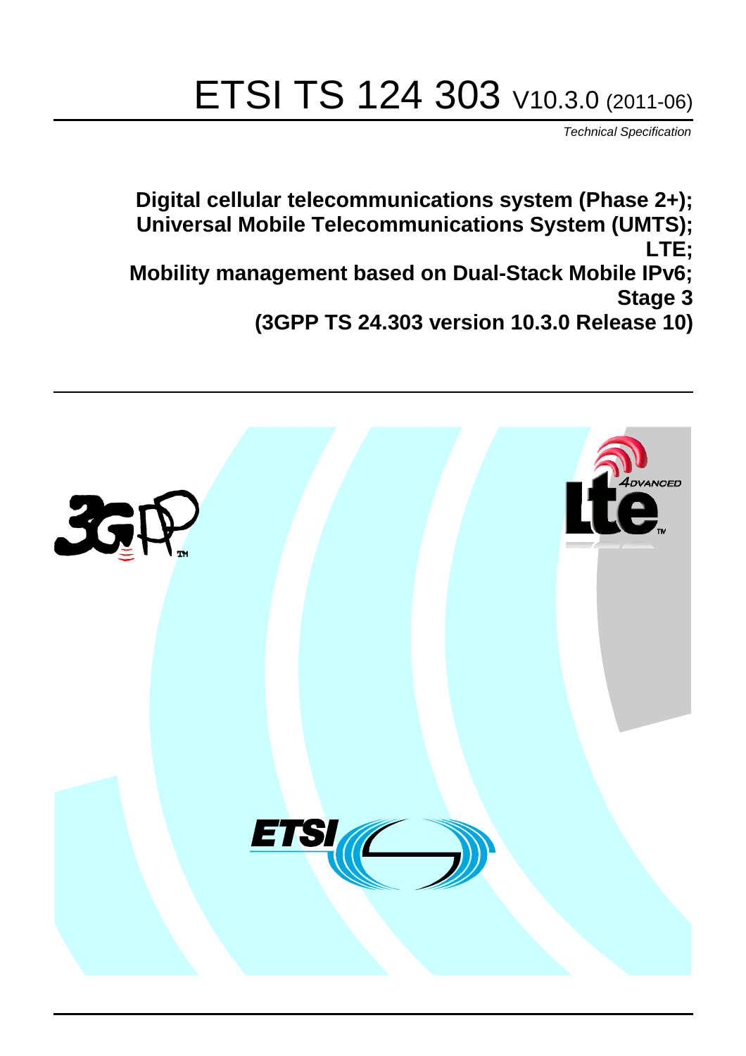# ETSI TS 124 303 V10.3.0 (2011-06)

*Technical Specification*

**Digital cellular telecommunications system (Phase 2+);
Universal Mobile Telecommunications System (UMTS);
LTE;
Mobility management based on Dual-Stack Mobile IPv6;
Stage 3
(3GPP TS 24.303 version 10.3.0 Release 10)**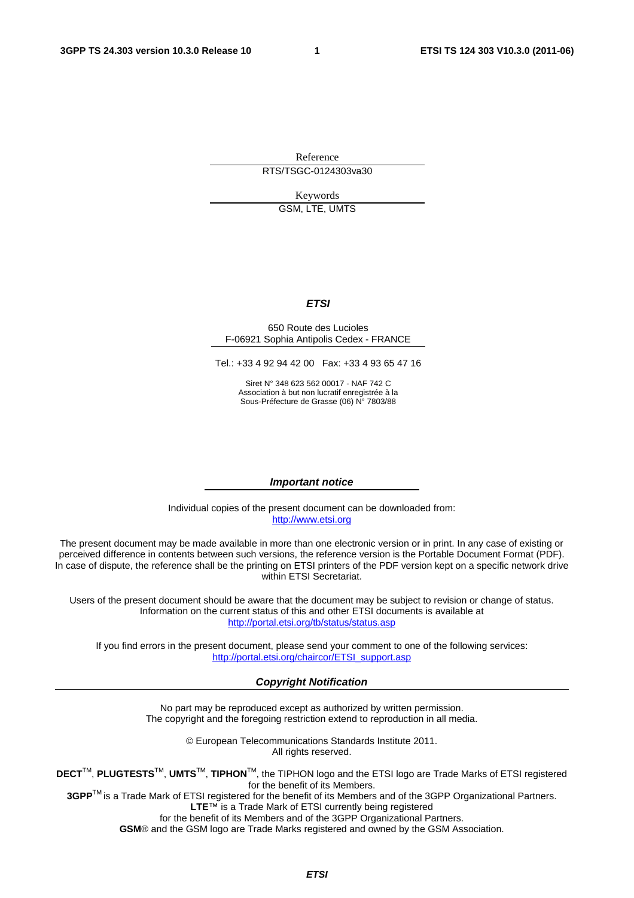Reference

RTS/TSGC-0124303va30

Keywords

GSM, LTE, UMTS

***ETSI***

650 Route des Lucioles
F-06921 Sophia Antipolis Cedex - FRANCE

Tel.: +33 4 92 94 42 00 Fax: +33 4 93 65 47 16

Siret N° 348 623 562 00017 - NAF 742 C
Association à but non lucratif enregistrée à la
Sous-Préfecture de Grasse (06) N° 7803/88

***Important notice***

Individual copies of the present document can be downloaded from:
http://www.etsi.org

The present document may be made available in more than one electronic version or in print. In any case of existing or perceived difference in contents between such versions, the reference version is the Portable Document Format (PDF). In case of dispute, the reference shall be the printing on ETSI printers of the PDF version kept on a specific network drive within ETSI Secretariat.

Users of the present document should be aware that the document may be subject to revision or change of status. Information on the current status of this and other ETSI documents is available at
http://portal.etsi.org/tb/status/status.asp

If you find errors in the present document, please send your comment to one of the following services:
http://portal.etsi.org/chaircor/ETSI_support.asp

***Copyright Notification***

No part may be reproduced except as authorized by written permission.
The copyright and the foregoing restriction extend to reproduction in all media.

© European Telecommunications Standards Institute 2011.
All rights reserved.

**DECT**™, **PLUGTESTS**™, **UMTS**™, **TIPHON**™, the TIPHON logo and the ETSI logo are Trade Marks of ETSI registered for the benefit of its Members.
**3GPP**™ is a Trade Mark of ETSI registered for the benefit of its Members and of the 3GPP Organizational Partners.
**LTE**™ is a Trade Mark of ETSI currently being registered
for the benefit of its Members and of the 3GPP Organizational Partners.
**GSM**® and the GSM logo are Trade Marks registered and owned by the GSM Association.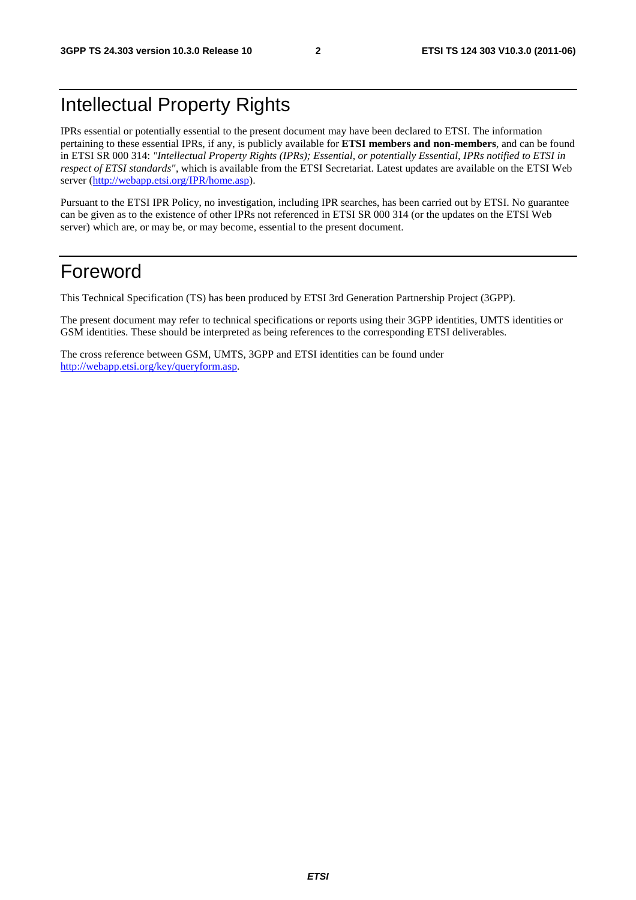# Intellectual Property Rights

IPRs essential or potentially essential to the present document may have been declared to ETSI. The information pertaining to these essential IPRs, if any, is publicly available for **ETSI members and non-members**, and can be found in ETSI SR 000 314: *"Intellectual Property Rights (IPRs); Essential, or potentially Essential, IPRs notified to ETSI in respect of ETSI standards"*, which is available from the ETSI Secretariat. Latest updates are available on the ETSI Web server (http://webapp.etsi.org/IPR/home.asp).

Pursuant to the ETSI IPR Policy, no investigation, including IPR searches, has been carried out by ETSI. No guarantee can be given as to the existence of other IPRs not referenced in ETSI SR 000 314 (or the updates on the ETSI Web server) which are, or may be, or may become, essential to the present document.

# Foreword

This Technical Specification (TS) has been produced by ETSI 3rd Generation Partnership Project (3GPP).

The present document may refer to technical specifications or reports using their 3GPP identities, UMTS identities or GSM identities. These should be interpreted as being references to the corresponding ETSI deliverables.

The cross reference between GSM, UMTS, 3GPP and ETSI identities can be found under http://webapp.etsi.org/key/queryform.asp.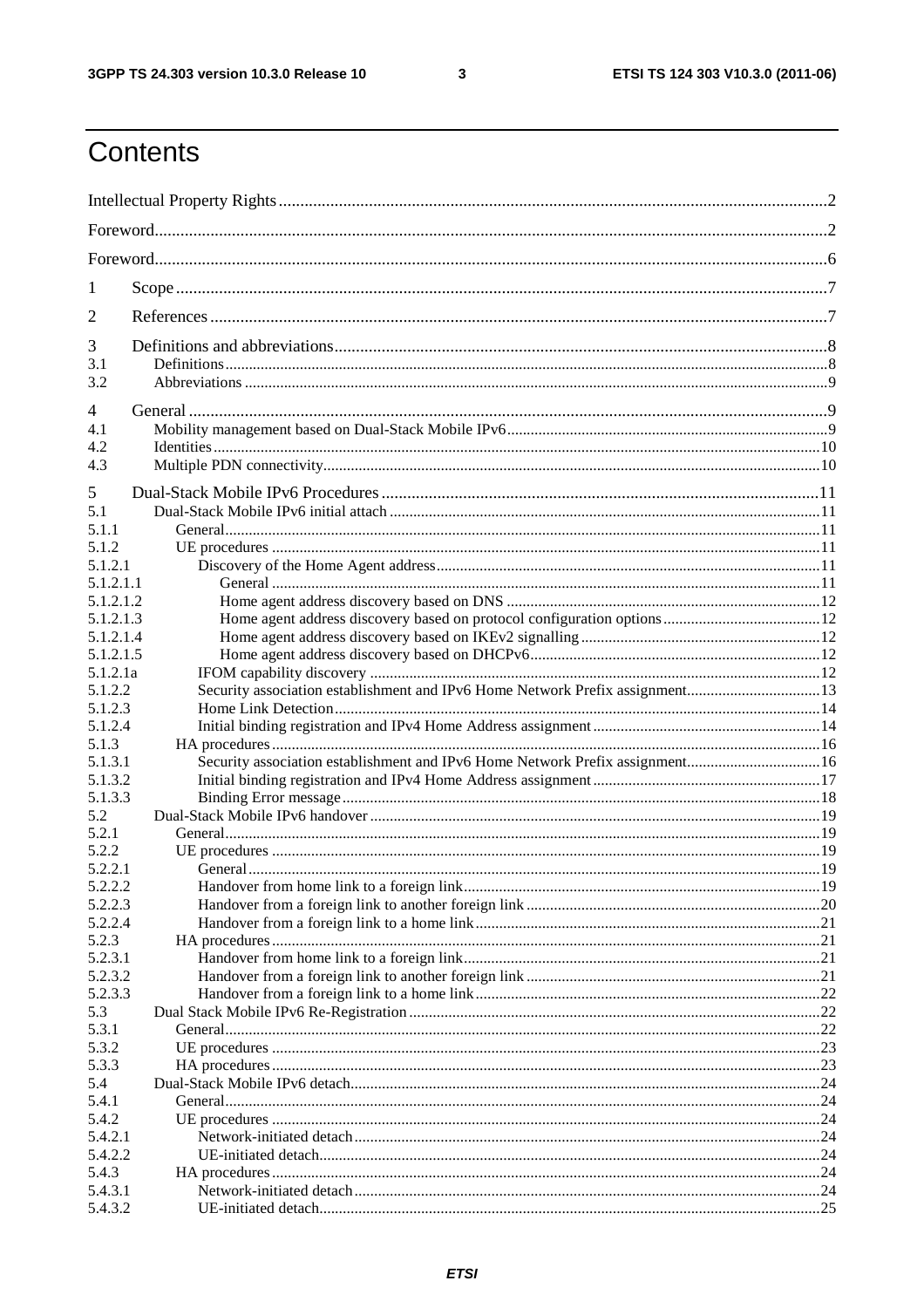# Contents

Intellectual Property Rights ..... 2

Foreword ..... 2

Foreword ..... 6

1 Scope ..... 7

2 References ..... 7

3 Definitions and abbreviations ..... 8
3.1 Definitions ..... 8
3.2 Abbreviations ..... 9

4 General ..... 9
4.1 Mobility management based on Dual-Stack Mobile IPv6 ..... 9
4.2 Identities ..... 10
4.3 Multiple PDN connectivity ..... 10

5 Dual-Stack Mobile IPv6 Procedures ..... 11
5.1 Dual-Stack Mobile IPv6 initial attach ..... 11
5.1.1 General ..... 11
5.1.2 UE procedures ..... 11
5.1.2.1 Discovery of the Home Agent address ..... 11
5.1.2.1.1 General ..... 11
5.1.2.1.2 Home agent address discovery based on DNS ..... 12
5.1.2.1.3 Home agent address discovery based on protocol configuration options ..... 12
5.1.2.1.4 Home agent address discovery based on IKEv2 signalling ..... 12
5.1.2.1.5 Home agent address discovery based on DHCPv6 ..... 12
5.1.2.1a IFOM capability discovery ..... 12
5.1.2.2 Security association establishment and IPv6 Home Network Prefix assignment ..... 13
5.1.2.3 Home Link Detection ..... 14
5.1.2.4 Initial binding registration and IPv4 Home Address assignment ..... 14
5.1.3 HA procedures ..... 16
5.1.3.1 Security association establishment and IPv6 Home Network Prefix assignment ..... 16
5.1.3.2 Initial binding registration and IPv4 Home Address assignment ..... 17
5.1.3.3 Binding Error message ..... 18
5.2 Dual-Stack Mobile IPv6 handover ..... 19
5.2.1 General ..... 19
5.2.2 UE procedures ..... 19
5.2.2.1 General ..... 19
5.2.2.2 Handover from home link to a foreign link ..... 19
5.2.2.3 Handover from a foreign link to another foreign link ..... 20
5.2.2.4 Handover from a foreign link to a home link ..... 21
5.2.3 HA procedures ..... 21
5.2.3.1 Handover from home link to a foreign link ..... 21
5.2.3.2 Handover from a foreign link to another foreign link ..... 21
5.2.3.3 Handover from a foreign link to a home link ..... 22
5.3 Dual Stack Mobile IPv6 Re-Registration ..... 22
5.3.1 General ..... 22
5.3.2 UE procedures ..... 23
5.3.3 HA procedures ..... 23
5.4 Dual-Stack Mobile IPv6 detach ..... 24
5.4.1 General ..... 24
5.4.2 UE procedures ..... 24
5.4.2.1 Network-initiated detach ..... 24
5.4.2.2 UE-initiated detach ..... 24
5.4.3 HA procedures ..... 24
5.4.3.1 Network-initiated detach ..... 24
5.4.3.2 UE-initiated detach ..... 25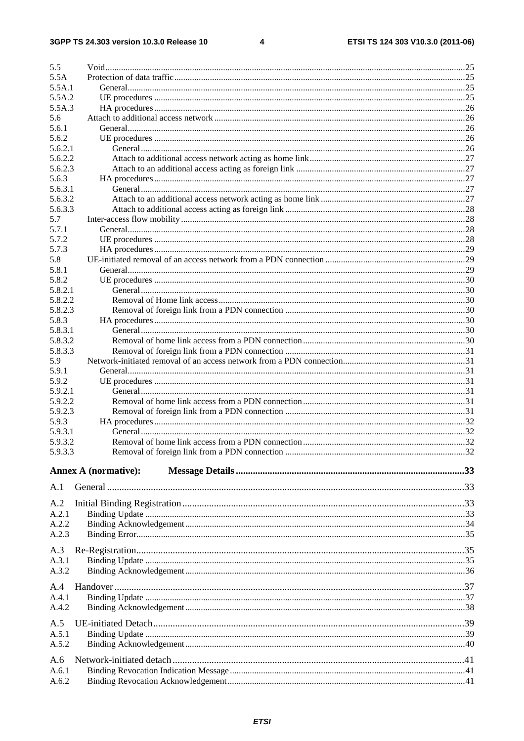5.5 Void.....25
5.5A Protection of data traffic.....25
5.5A.1 General.....25
5.5A.2 UE procedures.....25
5.5A.3 HA procedures.....26
5.6 Attach to additional access network.....26
5.6.1 General.....26
5.6.2 UE procedures.....26
5.6.2.1 General.....26
5.6.2.2 Attach to additional access network acting as home link.....27
5.6.2.3 Attach to an additional access acting as foreign link.....27
5.6.3 HA procedures.....27
5.6.3.1 General.....27
5.6.3.2 Attach to an additional access network acting as home link.....27
5.6.3.3 Attach to additional access acting as foreign link.....28
5.7 Inter-access flow mobility.....28
5.7.1 General.....28
5.7.2 UE procedures.....28
5.7.3 HA procedures.....29
5.8 UE-initiated removal of an access network from a PDN connection.....29
5.8.1 General.....29
5.8.2 UE procedures.....30
5.8.2.1 General.....30
5.8.2.2 Removal of Home link access.....30
5.8.2.3 Removal of foreign link from a PDN connection.....30
5.8.3 HA procedures.....30
5.8.3.1 General.....30
5.8.3.2 Removal of home link access from a PDN connection.....30
5.8.3.3 Removal of foreign link from a PDN connection.....31
5.9 Network-initiated removal of an access network from a PDN connection.....31
5.9.1 General.....31
5.9.2 UE procedures.....31
5.9.2.1 General.....31
5.9.2.2 Removal of home link access from a PDN connection.....31
5.9.2.3 Removal of foreign link from a PDN connection.....31
5.9.3 HA procedures.....32
5.9.3.1 General.....32
5.9.3.2 Removal of home link access from a PDN connection.....32
5.9.3.3 Removal of foreign link from a PDN connection.....32

**Annex A (normative): Message Details.....33**

A.1 General.....33

A.2 Initial Binding Registration.....33
A.2.1 Binding Update.....33
A.2.2 Binding Acknowledgement.....34
A.2.3 Binding Error.....35

A.3 Re-Registration.....35
A.3.1 Binding Update.....35
A.3.2 Binding Acknowledgement.....36

A.4 Handover.....37
A.4.1 Binding Update.....37
A.4.2 Binding Acknowledgement.....38

A.5 UE-initiated Detach.....39
A.5.1 Binding Update.....39
A.5.2 Binding Acknowledgement.....40

A.6 Network-initiated detach.....41
A.6.1 Binding Revocation Indication Message.....41
A.6.2 Binding Revocation Acknowledgement.....41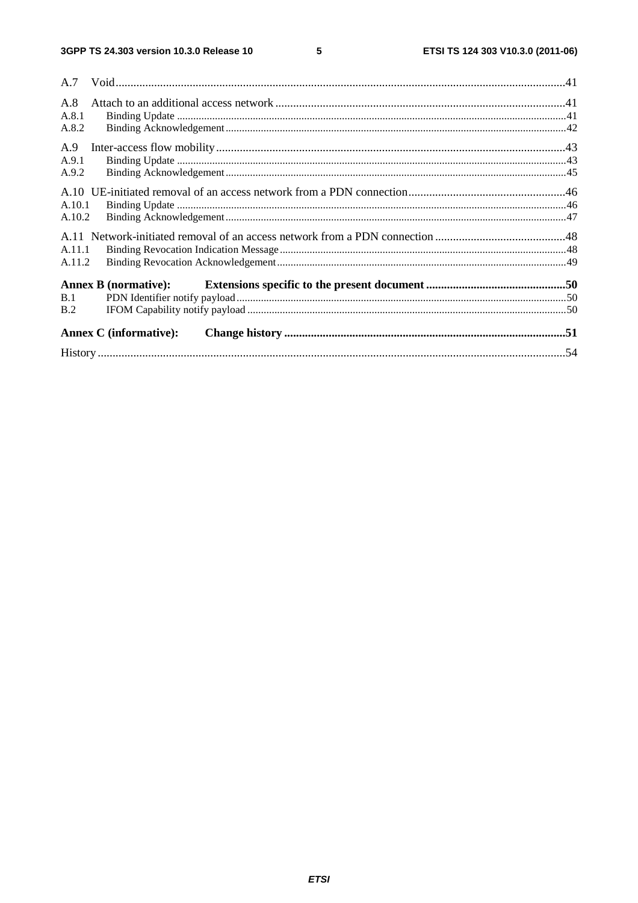A.7 Void .......................................................................................................................................................41

A.8 Attach to an additional access network ...................................................................................................41

A.8.1 Binding Update ...............................................................................................................................41

A.8.2 Binding Acknowledgement ..............................................................................................................42

A.9 Inter-access flow mobility .....................................................................................................................43

A.9.1 Binding Update ...............................................................................................................................43

A.9.2 Binding Acknowledgement ..............................................................................................................45

A.10 UE-initiated removal of an access network from a PDN connection .........................................................46

A.10.1 Binding Update ...............................................................................................................................46

A.10.2 Binding Acknowledgement ..............................................................................................................47

A.11 Network-initiated removal of an access network from a PDN connection ................................................48

A.11.1 Binding Revocation Indication Message ...........................................................................................48

A.11.2 Binding Revocation Acknowledgement ............................................................................................49

**Annex B (normative): Extensions specific to the present document ................................................50**

B.1 PDN Identifier notify payload ...............................................................................................................50

B.2 IFOM Capability notify payload ...........................................................................................................50

**Annex C (informative): Change history ...............................................................................................51**

History ..........................................................................................................................................................54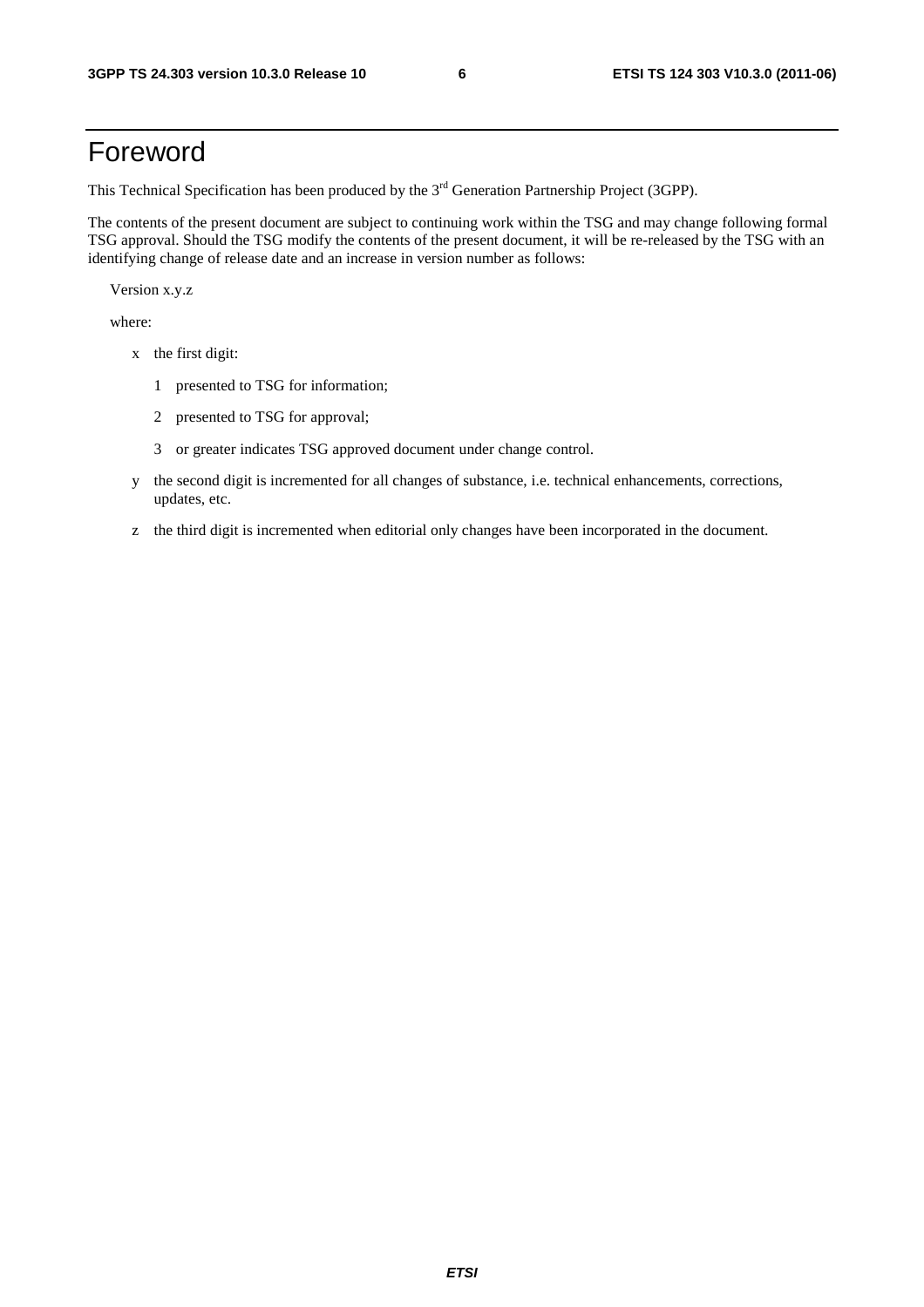# Foreword

This Technical Specification has been produced by the 3rd Generation Partnership Project (3GPP).

The contents of the present document are subject to continuing work within the TSG and may change following formal TSG approval. Should the TSG modify the contents of the present document, it will be re-released by the TSG with an identifying change of release date and an increase in version number as follows:

Version x.y.z

where:

- x the first digit:
  - 1 presented to TSG for information;
  - 2 presented to TSG for approval;
  - 3 or greater indicates TSG approved document under change control.
- y the second digit is incremented for all changes of substance, i.e. technical enhancements, corrections, updates, etc.
- z the third digit is incremented when editorial only changes have been incorporated in the document.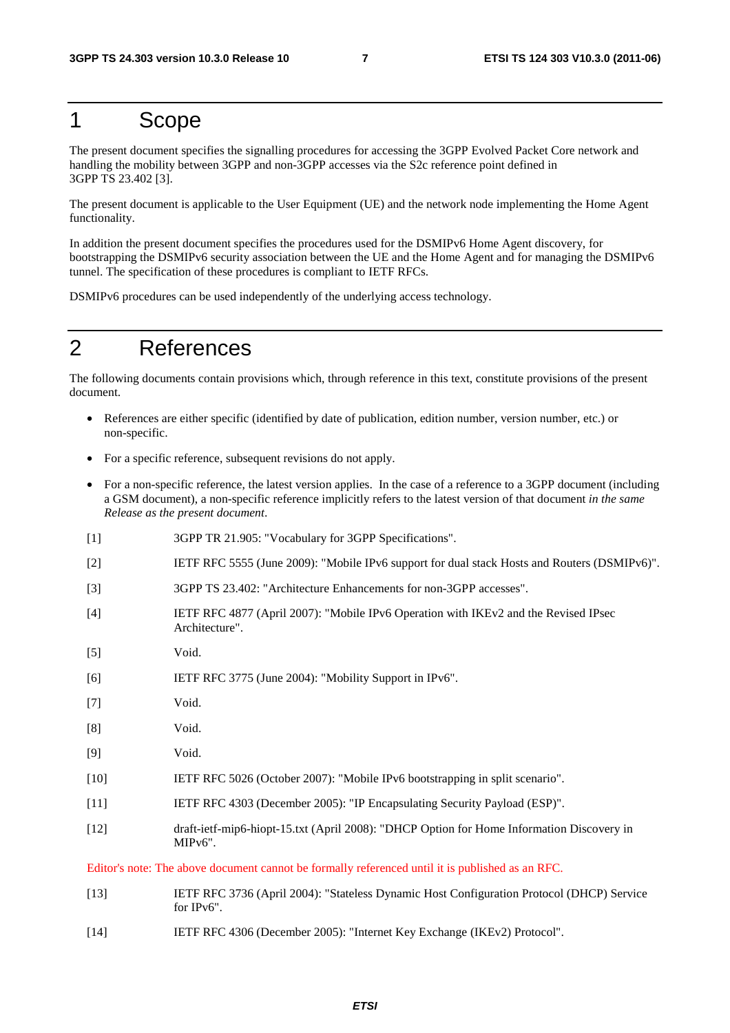# 1 Scope

The present document specifies the signalling procedures for accessing the 3GPP Evolved Packet Core network and handling the mobility between 3GPP and non-3GPP accesses via the S2c reference point defined in 3GPP TS 23.402 [3].

The present document is applicable to the User Equipment (UE) and the network node implementing the Home Agent functionality.

In addition the present document specifies the procedures used for the DSMIPv6 Home Agent discovery, for bootstrapping the DSMIPv6 security association between the UE and the Home Agent and for managing the DSMIPv6 tunnel. The specification of these procedures is compliant to IETF RFCs.

DSMIPv6 procedures can be used independently of the underlying access technology.

# 2 References

The following documents contain provisions which, through reference in this text, constitute provisions of the present document.

- References are either specific (identified by date of publication, edition number, version number, etc.) or non-specific.
- For a specific reference, subsequent revisions do not apply.
- For a non-specific reference, the latest version applies. In the case of a reference to a 3GPP document (including a GSM document), a non-specific reference implicitly refers to the latest version of that document *in the same Release as the present document*.

[1] 3GPP TR 21.905: "Vocabulary for 3GPP Specifications".

[2] IETF RFC 5555 (June 2009): "Mobile IPv6 support for dual stack Hosts and Routers (DSMIPv6)".

[3] 3GPP TS 23.402: "Architecture Enhancements for non-3GPP accesses".

[4] IETF RFC 4877 (April 2007): "Mobile IPv6 Operation with IKEv2 and the Revised IPsec Architecture".

[5] Void.

[6] IETF RFC 3775 (June 2004): "Mobility Support in IPv6".

[7] Void.

[8] Void.

[9] Void.

[10] IETF RFC 5026 (October 2007): "Mobile IPv6 bootstrapping in split scenario".

[11] IETF RFC 4303 (December 2005): "IP Encapsulating Security Payload (ESP)".

[12] draft-ietf-mip6-hiopt-15.txt (April 2008): "DHCP Option for Home Information Discovery in MIPv6".

Editor's note: The above document cannot be formally referenced until it is published as an RFC.

[13] IETF RFC 3736 (April 2004): "Stateless Dynamic Host Configuration Protocol (DHCP) Service for IPv6".

[14] IETF RFC 4306 (December 2005): "Internet Key Exchange (IKEv2) Protocol".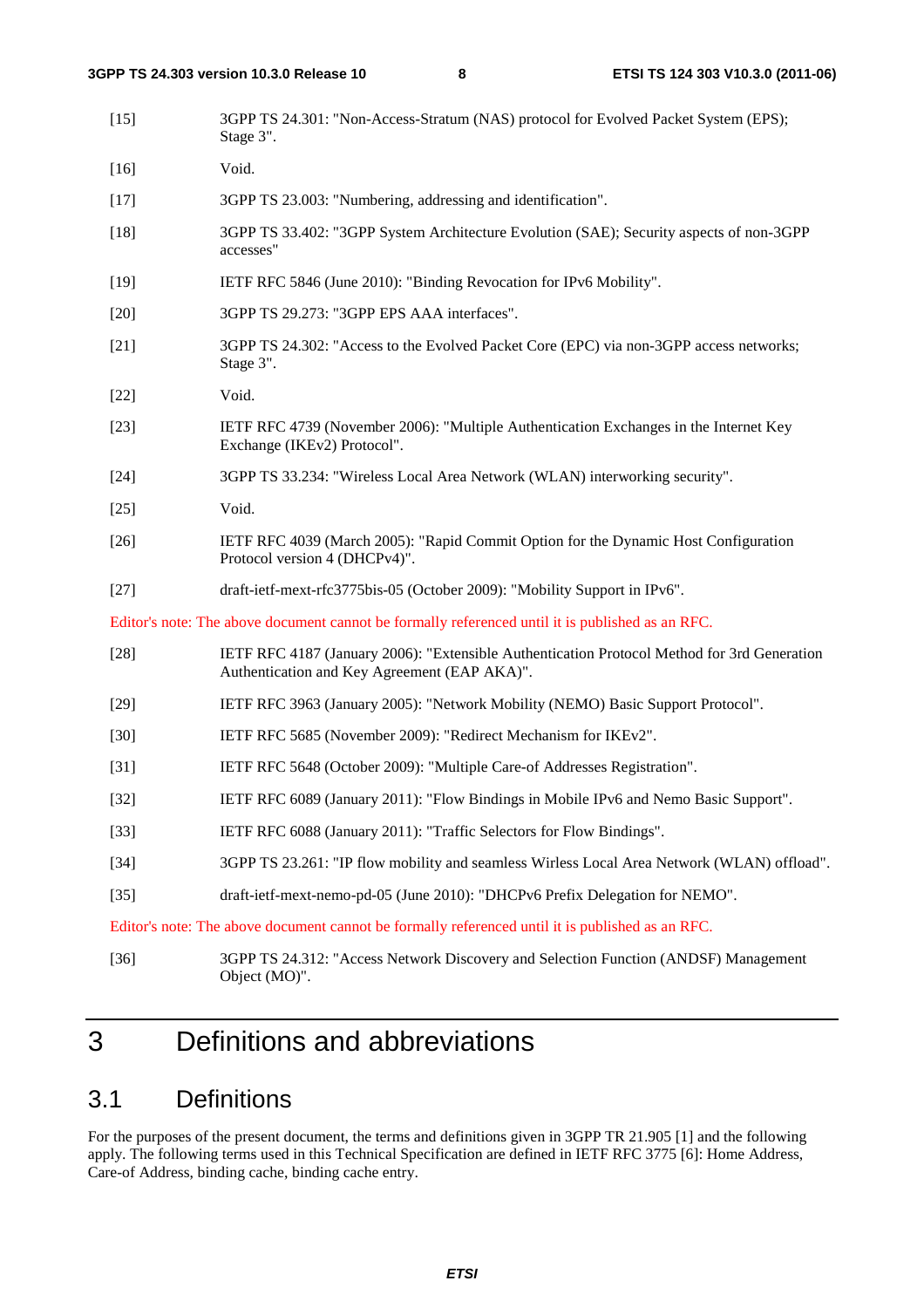[15] 3GPP TS 24.301: "Non-Access-Stratum (NAS) protocol for Evolved Packet System (EPS); Stage 3".

[16] Void.

[17] 3GPP TS 23.003: "Numbering, addressing and identification".

[18] 3GPP TS 33.402: "3GPP System Architecture Evolution (SAE); Security aspects of non-3GPP accesses"

[19] IETF RFC 5846 (June 2010): "Binding Revocation for IPv6 Mobility".

[20] 3GPP TS 29.273: "3GPP EPS AAA interfaces".

[21] 3GPP TS 24.302: "Access to the Evolved Packet Core (EPC) via non-3GPP access networks; Stage 3".

[22] Void.

[23] IETF RFC 4739 (November 2006): "Multiple Authentication Exchanges in the Internet Key Exchange (IKEv2) Protocol".

[24] 3GPP TS 33.234: "Wireless Local Area Network (WLAN) interworking security".

[25] Void.

[26] IETF RFC 4039 (March 2005): "Rapid Commit Option for the Dynamic Host Configuration Protocol version 4 (DHCPv4)".

[27] draft-ietf-mext-rfc3775bis-05 (October 2009): "Mobility Support in IPv6".

Editor's note: The above document cannot be formally referenced until it is published as an RFC.

[28] IETF RFC 4187 (January 2006): "Extensible Authentication Protocol Method for 3rd Generation Authentication and Key Agreement (EAP AKA)".

[29] IETF RFC 3963 (January 2005): "Network Mobility (NEMO) Basic Support Protocol".

[30] IETF RFC 5685 (November 2009): "Redirect Mechanism for IKEv2".

[31] IETF RFC 5648 (October 2009): "Multiple Care-of Addresses Registration".

[32] IETF RFC 6089 (January 2011): "Flow Bindings in Mobile IPv6 and Nemo Basic Support".

[33] IETF RFC 6088 (January 2011): "Traffic Selectors for Flow Bindings".

[34] 3GPP TS 23.261: "IP flow mobility and seamless Wirless Local Area Network (WLAN) offload".

[35] draft-ietf-mext-nemo-pd-05 (June 2010): "DHCPv6 Prefix Delegation for NEMO".

Editor's note: The above document cannot be formally referenced until it is published as an RFC.

[36] 3GPP TS 24.312: "Access Network Discovery and Selection Function (ANDSF) Management Object (MO)".

# 3 Definitions and abbreviations

## 3.1 Definitions

For the purposes of the present document, the terms and definitions given in 3GPP TR 21.905 [1] and the following apply. The following terms used in this Technical Specification are defined in IETF RFC 3775 [6]: Home Address, Care-of Address, binding cache, binding cache entry.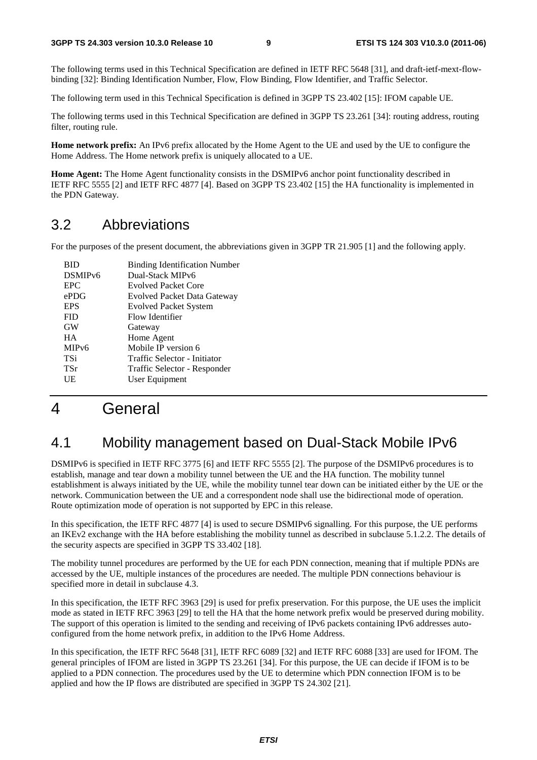The following terms used in this Technical Specification are defined in IETF RFC 5648 [31], and draft-ietf-mext-flow-binding [32]: Binding Identification Number, Flow, Flow Binding, Flow Identifier, and Traffic Selector.

The following term used in this Technical Specification is defined in 3GPP TS 23.402 [15]: IFOM capable UE.

The following terms used in this Technical Specification are defined in 3GPP TS 23.261 [34]: routing address, routing filter, routing rule.

**Home network prefix:** An IPv6 prefix allocated by the Home Agent to the UE and used by the UE to configure the Home Address. The Home network prefix is uniquely allocated to a UE.

**Home Agent:** The Home Agent functionality consists in the DSMIPv6 anchor point functionality described in IETF RFC 5555 [2] and IETF RFC 4877 [4]. Based on 3GPP TS 23.402 [15] the HA functionality is implemented in the PDN Gateway.

## 3.2 Abbreviations

For the purposes of the present document, the abbreviations given in 3GPP TR 21.905 [1] and the following apply.

| | |
|---|---|
| BID | Binding Identification Number |
| DSMIPv6 | Dual-Stack MIPv6 |
| EPC | Evolved Packet Core |
| ePDG | Evolved Packet Data Gateway |
| EPS | Evolved Packet System |
| FID | Flow Identifier |
| GW | Gateway |
| HA | Home Agent |
| MIPv6 | Mobile IP version 6 |
| TSi | Traffic Selector - Initiator |
| TSr | Traffic Selector - Responder |
| UE | User Equipment |

# 4 General

## 4.1 Mobility management based on Dual-Stack Mobile IPv6

DSMIPv6 is specified in IETF RFC 3775 [6] and IETF RFC 5555 [2]. The purpose of the DSMIPv6 procedures is to establish, manage and tear down a mobility tunnel between the UE and the HA function. The mobility tunnel establishment is always initiated by the UE, while the mobility tunnel tear down can be initiated either by the UE or the network. Communication between the UE and a correspondent node shall use the bidirectional mode of operation. Route optimization mode of operation is not supported by EPC in this release.

In this specification, the IETF RFC 4877 [4] is used to secure DSMIPv6 signalling. For this purpose, the UE performs an IKEv2 exchange with the HA before establishing the mobility tunnel as described in subclause 5.1.2.2. The details of the security aspects are specified in 3GPP TS 33.402 [18].

The mobility tunnel procedures are performed by the UE for each PDN connection, meaning that if multiple PDNs are accessed by the UE, multiple instances of the procedures are needed. The multiple PDN connections behaviour is specified more in detail in subclause 4.3.

In this specification, the IETF RFC 3963 [29] is used for prefix preservation. For this purpose, the UE uses the implicit mode as stated in IETF RFC 3963 [29] to tell the HA that the home network prefix would be preserved during mobility. The support of this operation is limited to the sending and receiving of IPv6 packets containing IPv6 addresses auto-configured from the home network prefix, in addition to the IPv6 Home Address.

In this specification, the IETF RFC 5648 [31], IETF RFC 6089 [32] and IETF RFC 6088 [33] are used for IFOM. The general principles of IFOM are listed in 3GPP TS 23.261 [34]. For this purpose, the UE can decide if IFOM is to be applied to a PDN connection. The procedures used by the UE to determine which PDN connection IFOM is to be applied and how the IP flows are distributed are specified in 3GPP TS 24.302 [21].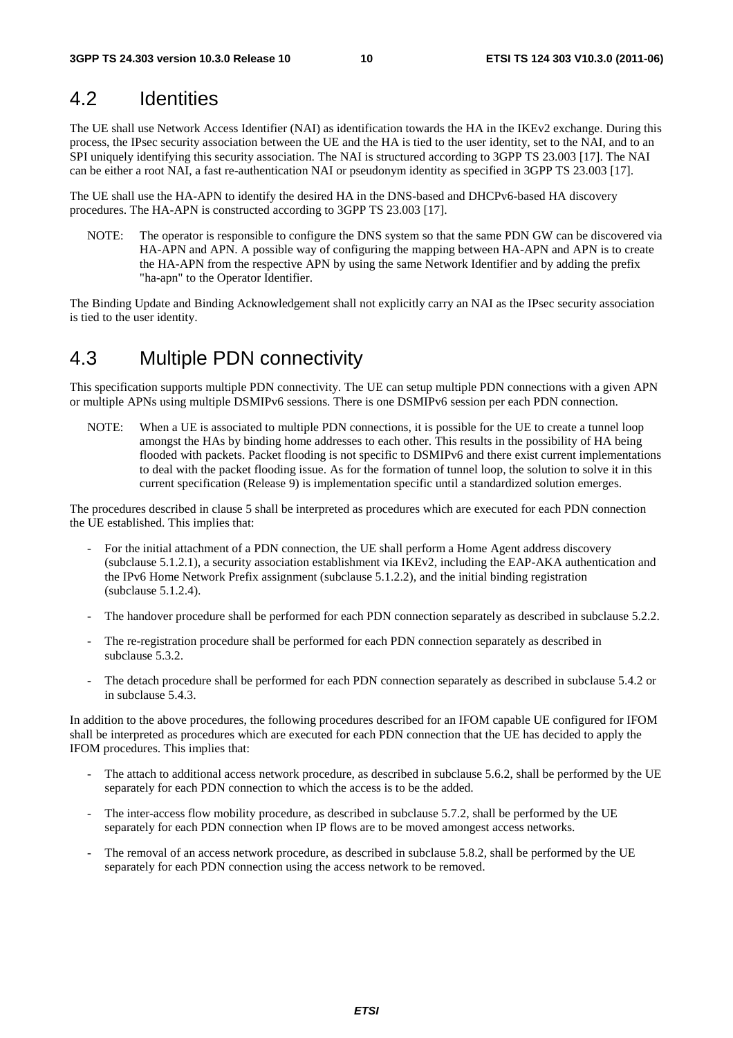## 4.2 Identities

The UE shall use Network Access Identifier (NAI) as identification towards the HA in the IKEv2 exchange. During this process, the IPsec security association between the UE and the HA is tied to the user identity, set to the NAI, and to an SPI uniquely identifying this security association. The NAI is structured according to 3GPP TS 23.003 [17]. The NAI can be either a root NAI, a fast re-authentication NAI or pseudonym identity as specified in 3GPP TS 23.003 [17].

The UE shall use the HA-APN to identify the desired HA in the DNS-based and DHCPv6-based HA discovery procedures. The HA-APN is constructed according to 3GPP TS 23.003 [17].

NOTE: The operator is responsible to configure the DNS system so that the same PDN GW can be discovered via HA-APN and APN. A possible way of configuring the mapping between HA-APN and APN is to create the HA-APN from the respective APN by using the same Network Identifier and by adding the prefix "ha-apn" to the Operator Identifier.

The Binding Update and Binding Acknowledgement shall not explicitly carry an NAI as the IPsec security association is tied to the user identity.

## 4.3 Multiple PDN connectivity

This specification supports multiple PDN connectivity. The UE can setup multiple PDN connections with a given APN or multiple APNs using multiple DSMIPv6 sessions. There is one DSMIPv6 session per each PDN connection.

NOTE: When a UE is associated to multiple PDN connections, it is possible for the UE to create a tunnel loop amongst the HAs by binding home addresses to each other. This results in the possibility of HA being flooded with packets. Packet flooding is not specific to DSMIPv6 and there exist current implementations to deal with the packet flooding issue. As for the formation of tunnel loop, the solution to solve it in this current specification (Release 9) is implementation specific until a standardized solution emerges.

The procedures described in clause 5 shall be interpreted as procedures which are executed for each PDN connection the UE established. This implies that:

- For the initial attachment of a PDN connection, the UE shall perform a Home Agent address discovery (subclause 5.1.2.1), a security association establishment via IKEv2, including the EAP-AKA authentication and the IPv6 Home Network Prefix assignment (subclause 5.1.2.2), and the initial binding registration (subclause 5.1.2.4).
- The handover procedure shall be performed for each PDN connection separately as described in subclause 5.2.2.
- The re-registration procedure shall be performed for each PDN connection separately as described in subclause 5.3.2.
- The detach procedure shall be performed for each PDN connection separately as described in subclause 5.4.2 or in subclause 5.4.3.

In addition to the above procedures, the following procedures described for an IFOM capable UE configured for IFOM shall be interpreted as procedures which are executed for each PDN connection that the UE has decided to apply the IFOM procedures. This implies that:

- The attach to additional access network procedure, as described in subclause 5.6.2, shall be performed by the UE separately for each PDN connection to which the access is to be the added.
- The inter-access flow mobility procedure, as described in subclause 5.7.2, shall be performed by the UE separately for each PDN connection when IP flows are to be moved amongest access networks.
- The removal of an access network procedure, as described in subclause 5.8.2, shall be performed by the UE separately for each PDN connection using the access network to be removed.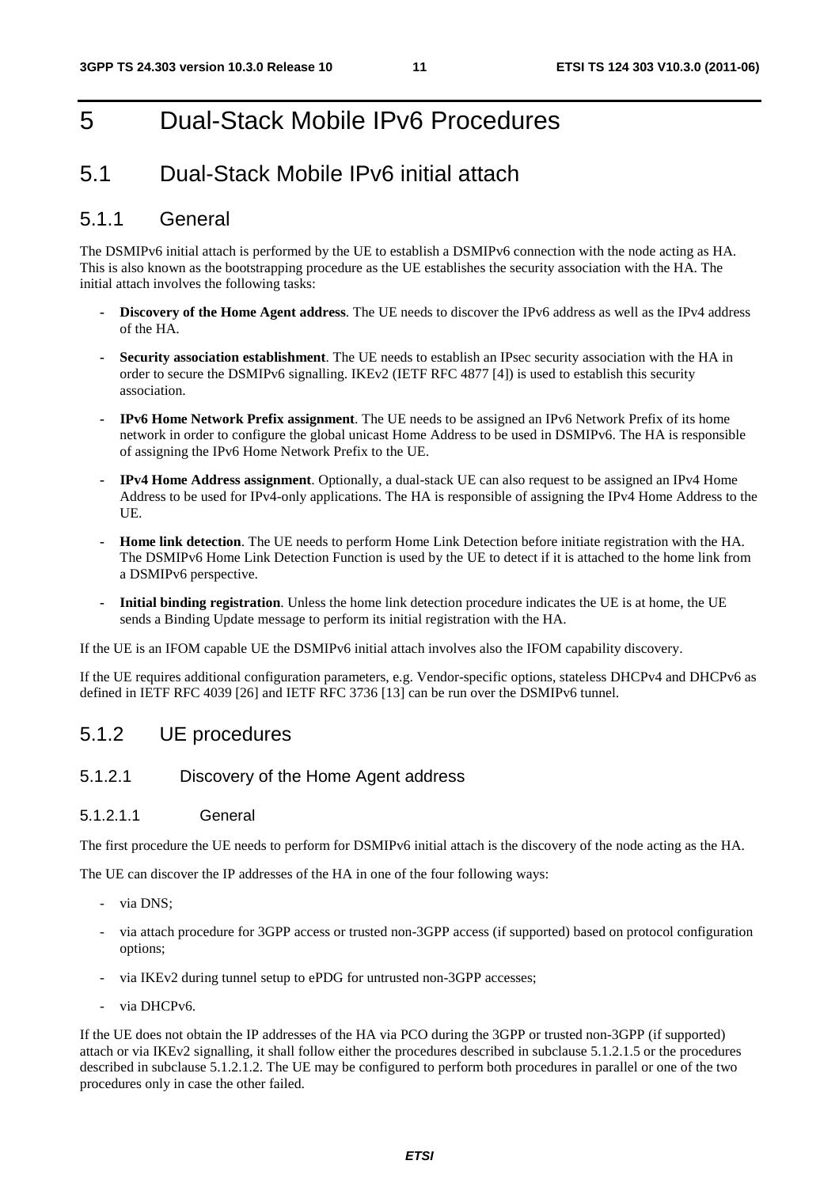# 5 Dual-Stack Mobile IPv6 Procedures

## 5.1 Dual-Stack Mobile IPv6 initial attach

### 5.1.1 General

The DSMIPv6 initial attach is performed by the UE to establish a DSMIPv6 connection with the node acting as HA. This is also known as the bootstrapping procedure as the UE establishes the security association with the HA. The initial attach involves the following tasks:

- **Discovery of the Home Agent address**. The UE needs to discover the IPv6 address as well as the IPv4 address of the HA.
- **Security association establishment**. The UE needs to establish an IPsec security association with the HA in order to secure the DSMIPv6 signalling. IKEv2 (IETF RFC 4877 [4]) is used to establish this security association.
- **IPv6 Home Network Prefix assignment**. The UE needs to be assigned an IPv6 Network Prefix of its home network in order to configure the global unicast Home Address to be used in DSMIPv6. The HA is responsible of assigning the IPv6 Home Network Prefix to the UE.
- **IPv4 Home Address assignment**. Optionally, a dual-stack UE can also request to be assigned an IPv4 Home Address to be used for IPv4-only applications. The HA is responsible of assigning the IPv4 Home Address to the UE.
- **Home link detection**. The UE needs to perform Home Link Detection before initiate registration with the HA. The DSMIPv6 Home Link Detection Function is used by the UE to detect if it is attached to the home link from a DSMIPv6 perspective.
- **Initial binding registration**. Unless the home link detection procedure indicates the UE is at home, the UE sends a Binding Update message to perform its initial registration with the HA.

If the UE is an IFOM capable UE the DSMIPv6 initial attach involves also the IFOM capability discovery.

If the UE requires additional configuration parameters, e.g. Vendor-specific options, stateless DHCPv4 and DHCPv6 as defined in IETF RFC 4039 [26] and IETF RFC 3736 [13] can be run over the DSMIPv6 tunnel.

### 5.1.2 UE procedures

#### 5.1.2.1 Discovery of the Home Agent address

##### 5.1.2.1.1 General

The first procedure the UE needs to perform for DSMIPv6 initial attach is the discovery of the node acting as the HA.

The UE can discover the IP addresses of the HA in one of the four following ways:

- via DNS;
- via attach procedure for 3GPP access or trusted non-3GPP access (if supported) based on protocol configuration options;
- via IKEv2 during tunnel setup to ePDG for untrusted non-3GPP accesses;
- via DHCPv6.

If the UE does not obtain the IP addresses of the HA via PCO during the 3GPP or trusted non-3GPP (if supported) attach or via IKEv2 signalling, it shall follow either the procedures described in subclause 5.1.2.1.5 or the procedures described in subclause 5.1.2.1.2. The UE may be configured to perform both procedures in parallel or one of the two procedures only in case the other failed.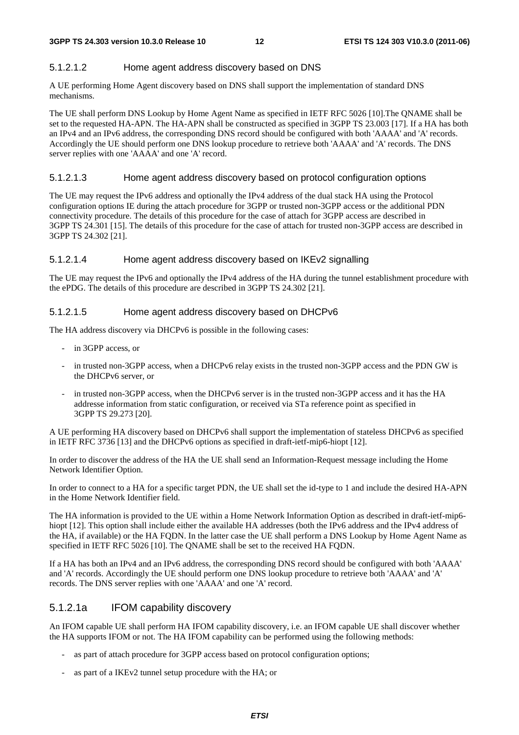#### 5.1.2.1.2 Home agent address discovery based on DNS

A UE performing Home Agent discovery based on DNS shall support the implementation of standard DNS mechanisms.

The UE shall perform DNS Lookup by Home Agent Name as specified in IETF RFC 5026 [10].The QNAME shall be set to the requested HA-APN. The HA-APN shall be constructed as specified in 3GPP TS 23.003 [17]. If a HA has both an IPv4 and an IPv6 address, the corresponding DNS record should be configured with both 'AAAA' and 'A' records. Accordingly the UE should perform one DNS lookup procedure to retrieve both 'AAAA' and 'A' records. The DNS server replies with one 'AAAA' and one 'A' record.

#### 5.1.2.1.3 Home agent address discovery based on protocol configuration options

The UE may request the IPv6 address and optionally the IPv4 address of the dual stack HA using the Protocol configuration options IE during the attach procedure for 3GPP or trusted non-3GPP access or the additional PDN connectivity procedure. The details of this procedure for the case of attach for 3GPP access are described in 3GPP TS 24.301 [15]. The details of this procedure for the case of attach for trusted non-3GPP access are described in 3GPP TS 24.302 [21].

#### 5.1.2.1.4 Home agent address discovery based on IKEv2 signalling

The UE may request the IPv6 and optionally the IPv4 address of the HA during the tunnel establishment procedure with the ePDG. The details of this procedure are described in 3GPP TS 24.302 [21].

#### 5.1.2.1.5 Home agent address discovery based on DHCPv6

The HA address discovery via DHCPv6 is possible in the following cases:

- in 3GPP access, or
- in trusted non-3GPP access, when a DHCPv6 relay exists in the trusted non-3GPP access and the PDN GW is the DHCPv6 server, or
- in trusted non-3GPP access, when the DHCPv6 server is in the trusted non-3GPP access and it has the HA addresse information from static configuration, or received via STa reference point as specified in 3GPP TS 29.273 [20].

A UE performing HA discovery based on DHCPv6 shall support the implementation of stateless DHCPv6 as specified in IETF RFC 3736 [13] and the DHCPv6 options as specified in draft-ietf-mip6-hiopt [12].

In order to discover the address of the HA the UE shall send an Information-Request message including the Home Network Identifier Option.

In order to connect to a HA for a specific target PDN, the UE shall set the id-type to 1 and include the desired HA-APN in the Home Network Identifier field.

The HA information is provided to the UE within a Home Network Information Option as described in draft-ietf-mip6-hiopt [12]. This option shall include either the available HA addresses (both the IPv6 address and the IPv4 address of the HA, if available) or the HA FQDN. In the latter case the UE shall perform a DNS Lookup by Home Agent Name as specified in IETF RFC 5026 [10]. The QNAME shall be set to the received HA FQDN.

If a HA has both an IPv4 and an IPv6 address, the corresponding DNS record should be configured with both 'AAAA' and 'A' records. Accordingly the UE should perform one DNS lookup procedure to retrieve both 'AAAA' and 'A' records. The DNS server replies with one 'AAAA' and one 'A' record.

### 5.1.2.1a IFOM capability discovery

An IFOM capable UE shall perform HA IFOM capability discovery, i.e. an IFOM capable UE shall discover whether the HA supports IFOM or not. The HA IFOM capability can be performed using the following methods:

- as part of attach procedure for 3GPP access based on protocol configuration options;
- as part of a IKEv2 tunnel setup procedure with the HA; or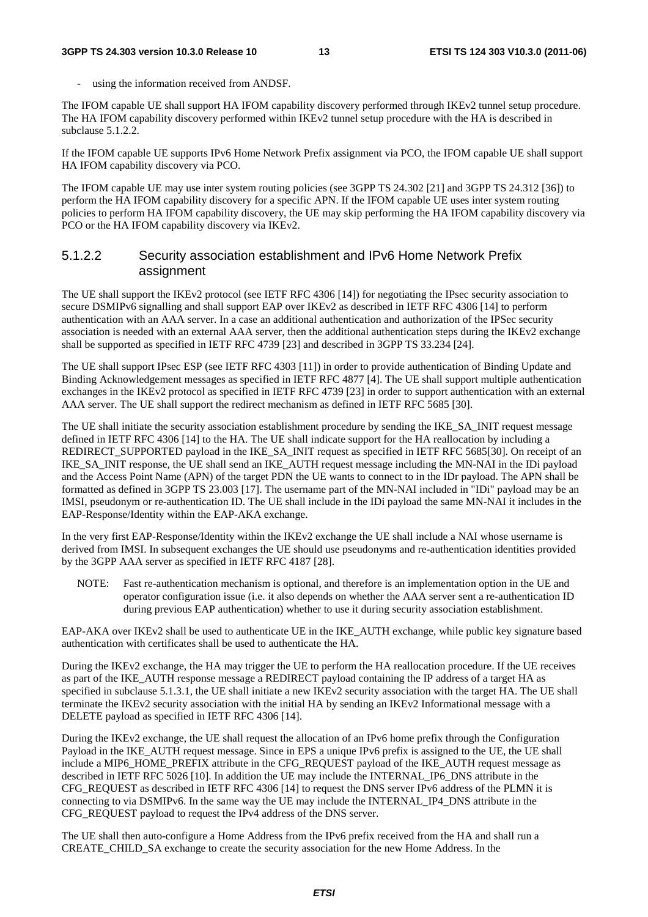- using the information received from ANDSF.

The IFOM capable UE shall support HA IFOM capability discovery performed through IKEv2 tunnel setup procedure. The HA IFOM capability discovery performed within IKEv2 tunnel setup procedure with the HA is described in subclause 5.1.2.2.

If the IFOM capable UE supports IPv6 Home Network Prefix assignment via PCO, the IFOM capable UE shall support HA IFOM capability discovery via PCO.

The IFOM capable UE may use inter system routing policies (see 3GPP TS 24.302 [21] and 3GPP TS 24.312 [36]) to perform the HA IFOM capability discovery for a specific APN. If the IFOM capable UE uses inter system routing policies to perform HA IFOM capability discovery, the UE may skip performing the HA IFOM capability discovery via PCO or the HA IFOM capability discovery via IKEv2.

#### 5.1.2.2 Security association establishment and IPv6 Home Network Prefix assignment

The UE shall support the IKEv2 protocol (see IETF RFC 4306 [14]) for negotiating the IPsec security association to secure DSMIPv6 signalling and shall support EAP over IKEv2 as described in IETF RFC 4306 [14] to perform authentication with an AAA server. In a case an additional authentication and authorization of the IPSec security association is needed with an external AAA server, then the additional authentication steps during the IKEv2 exchange shall be supported as specified in IETF RFC 4739 [23] and described in 3GPP TS 33.234 [24].

The UE shall support IPsec ESP (see IETF RFC 4303 [11]) in order to provide authentication of Binding Update and Binding Acknowledgement messages as specified in IETF RFC 4877 [4]. The UE shall support multiple authentication exchanges in the IKEv2 protocol as specified in IETF RFC 4739 [23] in order to support authentication with an external AAA server. The UE shall support the redirect mechanism as defined in IETF RFC 5685 [30].

The UE shall initiate the security association establishment procedure by sending the IKE_SA_INIT request message defined in IETF RFC 4306 [14] to the HA. The UE shall indicate support for the HA reallocation by including a REDIRECT_SUPPORTED payload in the IKE_SA_INIT request as specified in IETF RFC 5685[30]. On receipt of an IKE_SA_INIT response, the UE shall send an IKE_AUTH request message including the MN-NAI in the IDi payload and the Access Point Name (APN) of the target PDN the UE wants to connect to in the IDr payload. The APN shall be formatted as defined in 3GPP TS 23.003 [17]. The username part of the MN-NAI included in "IDi" payload may be an IMSI, pseudonym or re-authentication ID. The UE shall include in the IDi payload the same MN-NAI it includes in the EAP-Response/Identity within the EAP-AKA exchange.

In the very first EAP-Response/Identity within the IKEv2 exchange the UE shall include a NAI whose username is derived from IMSI. In subsequent exchanges the UE should use pseudonyms and re-authentication identities provided by the 3GPP AAA server as specified in IETF RFC 4187 [28].

NOTE: Fast re-authentication mechanism is optional, and therefore is an implementation option in the UE and operator configuration issue (i.e. it also depends on whether the AAA server sent a re-authentication ID during previous EAP authentication) whether to use it during security association establishment.

EAP-AKA over IKEv2 shall be used to authenticate UE in the IKE_AUTH exchange, while public key signature based authentication with certificates shall be used to authenticate the HA.

During the IKEv2 exchange, the HA may trigger the UE to perform the HA reallocation procedure. If the UE receives as part of the IKE_AUTH response message a REDIRECT payload containing the IP address of a target HA as specified in subclause 5.1.3.1, the UE shall initiate a new IKEv2 security association with the target HA. The UE shall terminate the IKEv2 security association with the initial HA by sending an IKEv2 Informational message with a DELETE payload as specified in IETF RFC 4306 [14].

During the IKEv2 exchange, the UE shall request the allocation of an IPv6 home prefix through the Configuration Payload in the IKE_AUTH request message. Since in EPS a unique IPv6 prefix is assigned to the UE, the UE shall include a MIP6_HOME_PREFIX attribute in the CFG_REQUEST payload of the IKE_AUTH request message as described in IETF RFC 5026 [10]. In addition the UE may include the INTERNAL_IP6_DNS attribute in the CFG_REQUEST as described in IETF RFC 4306 [14] to request the DNS server IPv6 address of the PLMN it is connecting to via DSMIPv6. In the same way the UE may include the INTERNAL_IP4_DNS attribute in the CFG_REQUEST payload to request the IPv4 address of the DNS server.

The UE shall then auto-configure a Home Address from the IPv6 prefix received from the HA and shall run a CREATE_CHILD_SA exchange to create the security association for the new Home Address. In the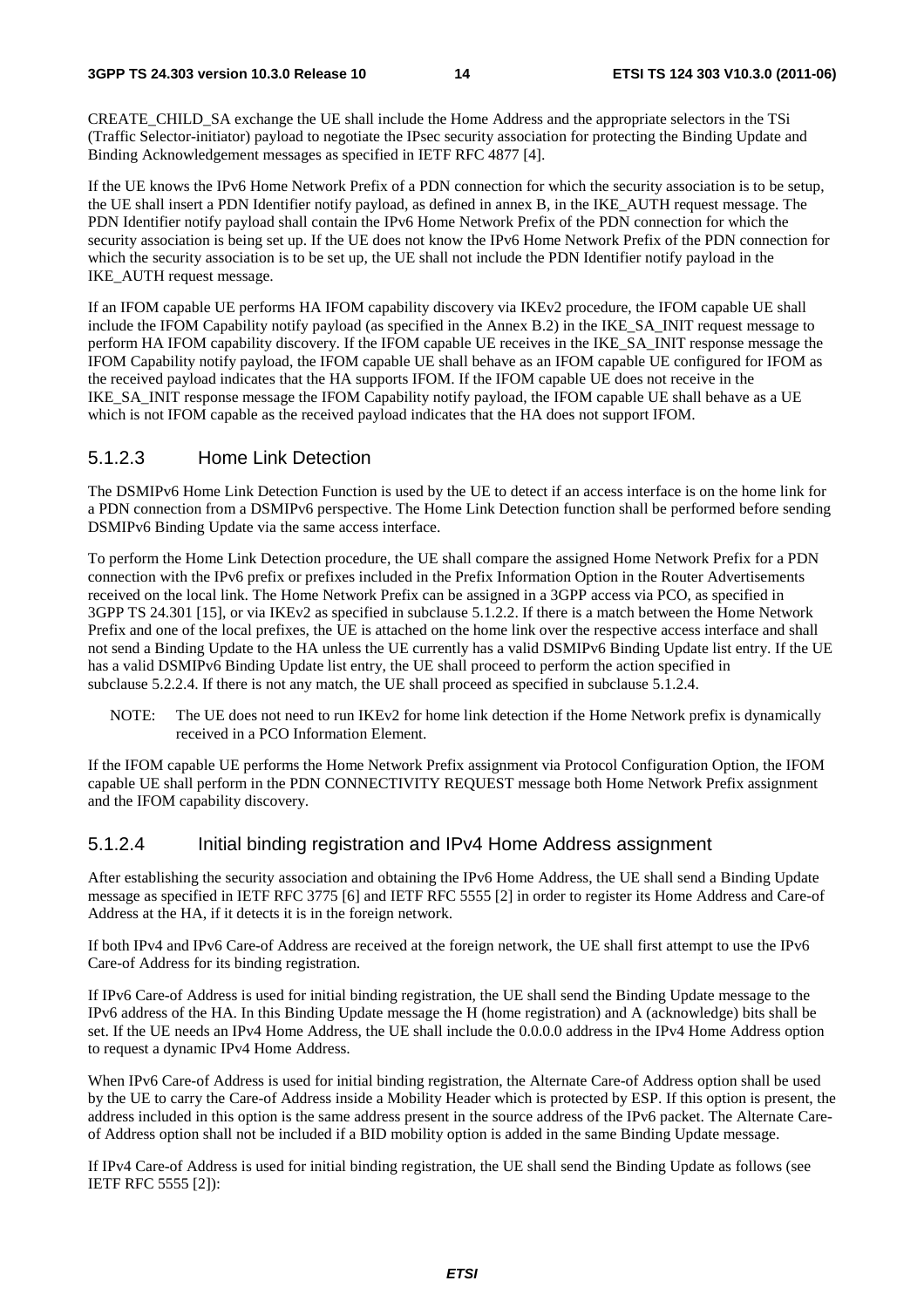CREATE_CHILD_SA exchange the UE shall include the Home Address and the appropriate selectors in the TSi (Traffic Selector-initiator) payload to negotiate the IPsec security association for protecting the Binding Update and Binding Acknowledgement messages as specified in IETF RFC 4877 [4].

If the UE knows the IPv6 Home Network Prefix of a PDN connection for which the security association is to be setup, the UE shall insert a PDN Identifier notify payload, as defined in annex B, in the IKE_AUTH request message. The PDN Identifier notify payload shall contain the IPv6 Home Network Prefix of the PDN connection for which the security association is being set up. If the UE does not know the IPv6 Home Network Prefix of the PDN connection for which the security association is to be set up, the UE shall not include the PDN Identifier notify payload in the IKE_AUTH request message.

If an IFOM capable UE performs HA IFOM capability discovery via IKEv2 procedure, the IFOM capable UE shall include the IFOM Capability notify payload (as specified in the Annex B.2) in the IKE_SA_INIT request message to perform HA IFOM capability discovery. If the IFOM capable UE receives in the IKE_SA_INIT response message the IFOM Capability notify payload, the IFOM capable UE shall behave as an IFOM capable UE configured for IFOM as the received payload indicates that the HA supports IFOM. If the IFOM capable UE does not receive in the IKE_SA_INIT response message the IFOM Capability notify payload, the IFOM capable UE shall behave as a UE which is not IFOM capable as the received payload indicates that the HA does not support IFOM.

### 5.1.2.3 Home Link Detection

The DSMIPv6 Home Link Detection Function is used by the UE to detect if an access interface is on the home link for a PDN connection from a DSMIPv6 perspective. The Home Link Detection function shall be performed before sending DSMIPv6 Binding Update via the same access interface.

To perform the Home Link Detection procedure, the UE shall compare the assigned Home Network Prefix for a PDN connection with the IPv6 prefix or prefixes included in the Prefix Information Option in the Router Advertisements received on the local link. The Home Network Prefix can be assigned in a 3GPP access via PCO, as specified in 3GPP TS 24.301 [15], or via IKEv2 as specified in subclause 5.1.2.2. If there is a match between the Home Network Prefix and one of the local prefixes, the UE is attached on the home link over the respective access interface and shall not send a Binding Update to the HA unless the UE currently has a valid DSMIPv6 Binding Update list entry. If the UE has a valid DSMIPv6 Binding Update list entry, the UE shall proceed to perform the action specified in subclause 5.2.2.4. If there is not any match, the UE shall proceed as specified in subclause 5.1.2.4.

NOTE: The UE does not need to run IKEv2 for home link detection if the Home Network prefix is dynamically received in a PCO Information Element.

If the IFOM capable UE performs the Home Network Prefix assignment via Protocol Configuration Option, the IFOM capable UE shall perform in the PDN CONNECTIVITY REQUEST message both Home Network Prefix assignment and the IFOM capability discovery.

### 5.1.2.4 Initial binding registration and IPv4 Home Address assignment

After establishing the security association and obtaining the IPv6 Home Address, the UE shall send a Binding Update message as specified in IETF RFC 3775 [6] and IETF RFC 5555 [2] in order to register its Home Address and Care-of Address at the HA, if it detects it is in the foreign network.

If both IPv4 and IPv6 Care-of Address are received at the foreign network, the UE shall first attempt to use the IPv6 Care-of Address for its binding registration.

If IPv6 Care-of Address is used for initial binding registration, the UE shall send the Binding Update message to the IPv6 address of the HA. In this Binding Update message the H (home registration) and A (acknowledge) bits shall be set. If the UE needs an IPv4 Home Address, the UE shall include the 0.0.0.0 address in the IPv4 Home Address option to request a dynamic IPv4 Home Address.

When IPv6 Care-of Address is used for initial binding registration, the Alternate Care-of Address option shall be used by the UE to carry the Care-of Address inside a Mobility Header which is protected by ESP. If this option is present, the address included in this option is the same address present in the source address of the IPv6 packet. The Alternate Care-of Address option shall not be included if a BID mobility option is added in the same Binding Update message.

If IPv4 Care-of Address is used for initial binding registration, the UE shall send the Binding Update as follows (see IETF RFC 5555 [2]):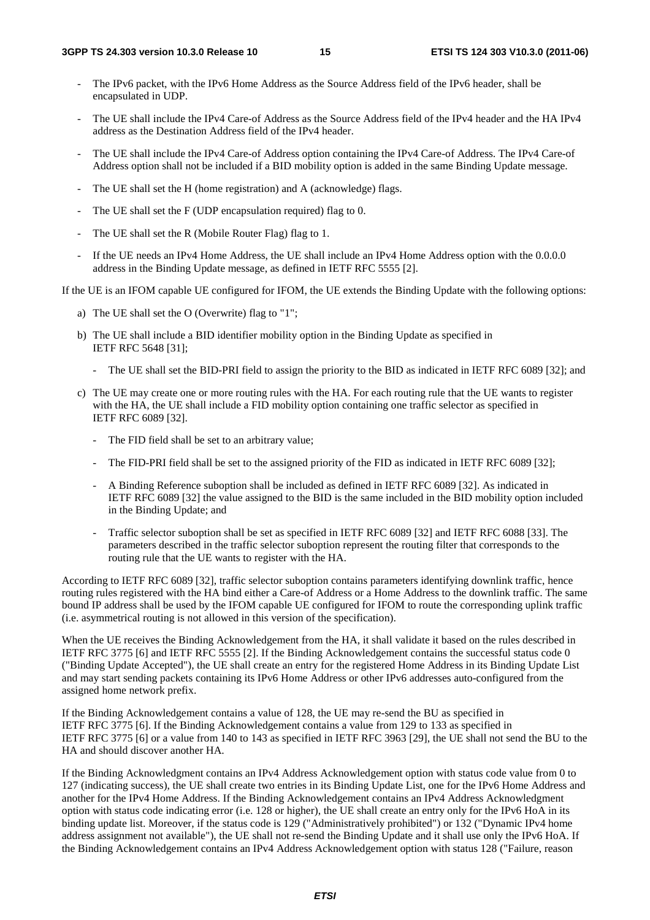- The IPv6 packet, with the IPv6 Home Address as the Source Address field of the IPv6 header, shall be encapsulated in UDP.
- The UE shall include the IPv4 Care-of Address as the Source Address field of the IPv4 header and the HA IPv4 address as the Destination Address field of the IPv4 header.
- The UE shall include the IPv4 Care-of Address option containing the IPv4 Care-of Address. The IPv4 Care-of Address option shall not be included if a BID mobility option is added in the same Binding Update message.
- The UE shall set the H (home registration) and A (acknowledge) flags.
- The UE shall set the F (UDP encapsulation required) flag to 0.
- The UE shall set the R (Mobile Router Flag) flag to 1.
- If the UE needs an IPv4 Home Address, the UE shall include an IPv4 Home Address option with the 0.0.0.0 address in the Binding Update message, as defined in IETF RFC 5555 [2].

If the UE is an IFOM capable UE configured for IFOM, the UE extends the Binding Update with the following options:

a) The UE shall set the O (Overwrite) flag to "1";

b) The UE shall include a BID identifier mobility option in the Binding Update as specified in IETF RFC 5648 [31];

   - The UE shall set the BID-PRI field to assign the priority to the BID as indicated in IETF RFC 6089 [32]; and

c) The UE may create one or more routing rules with the HA. For each routing rule that the UE wants to register with the HA, the UE shall include a FID mobility option containing one traffic selector as specified in IETF RFC 6089 [32].

   - The FID field shall be set to an arbitrary value;
   - The FID-PRI field shall be set to the assigned priority of the FID as indicated in IETF RFC 6089 [32];
   - A Binding Reference suboption shall be included as defined in IETF RFC 6089 [32]. As indicated in IETF RFC 6089 [32] the value assigned to the BID is the same included in the BID mobility option included in the Binding Update; and
   - Traffic selector suboption shall be set as specified in IETF RFC 6089 [32] and IETF RFC 6088 [33]. The parameters described in the traffic selector suboption represent the routing filter that corresponds to the routing rule that the UE wants to register with the HA.

According to IETF RFC 6089 [32], traffic selector suboption contains parameters identifying downlink traffic, hence routing rules registered with the HA bind either a Care-of Address or a Home Address to the downlink traffic. The same bound IP address shall be used by the IFOM capable UE configured for IFOM to route the corresponding uplink traffic (i.e. asymmetrical routing is not allowed in this version of the specification).

When the UE receives the Binding Acknowledgement from the HA, it shall validate it based on the rules described in IETF RFC 3775 [6] and IETF RFC 5555 [2]. If the Binding Acknowledgement contains the successful status code 0 ("Binding Update Accepted"), the UE shall create an entry for the registered Home Address in its Binding Update List and may start sending packets containing its IPv6 Home Address or other IPv6 addresses auto-configured from the assigned home network prefix.

If the Binding Acknowledgement contains a value of 128, the UE may re-send the BU as specified in IETF RFC 3775 [6]. If the Binding Acknowledgement contains a value from 129 to 133 as specified in IETF RFC 3775 [6] or a value from 140 to 143 as specified in IETF RFC 3963 [29], the UE shall not send the BU to the HA and should discover another HA.

If the Binding Acknowledgment contains an IPv4 Address Acknowledgement option with status code value from 0 to 127 (indicating success), the UE shall create two entries in its Binding Update List, one for the IPv6 Home Address and another for the IPv4 Home Address. If the Binding Acknowledgement contains an IPv4 Address Acknowledgment option with status code indicating error (i.e. 128 or higher), the UE shall create an entry only for the IPv6 HoA in its binding update list. Moreover, if the status code is 129 ("Administratively prohibited") or 132 ("Dynamic IPv4 home address assignment not available"), the UE shall not re-send the Binding Update and it shall use only the IPv6 HoA. If the Binding Acknowledgement contains an IPv4 Address Acknowledgement option with status 128 ("Failure, reason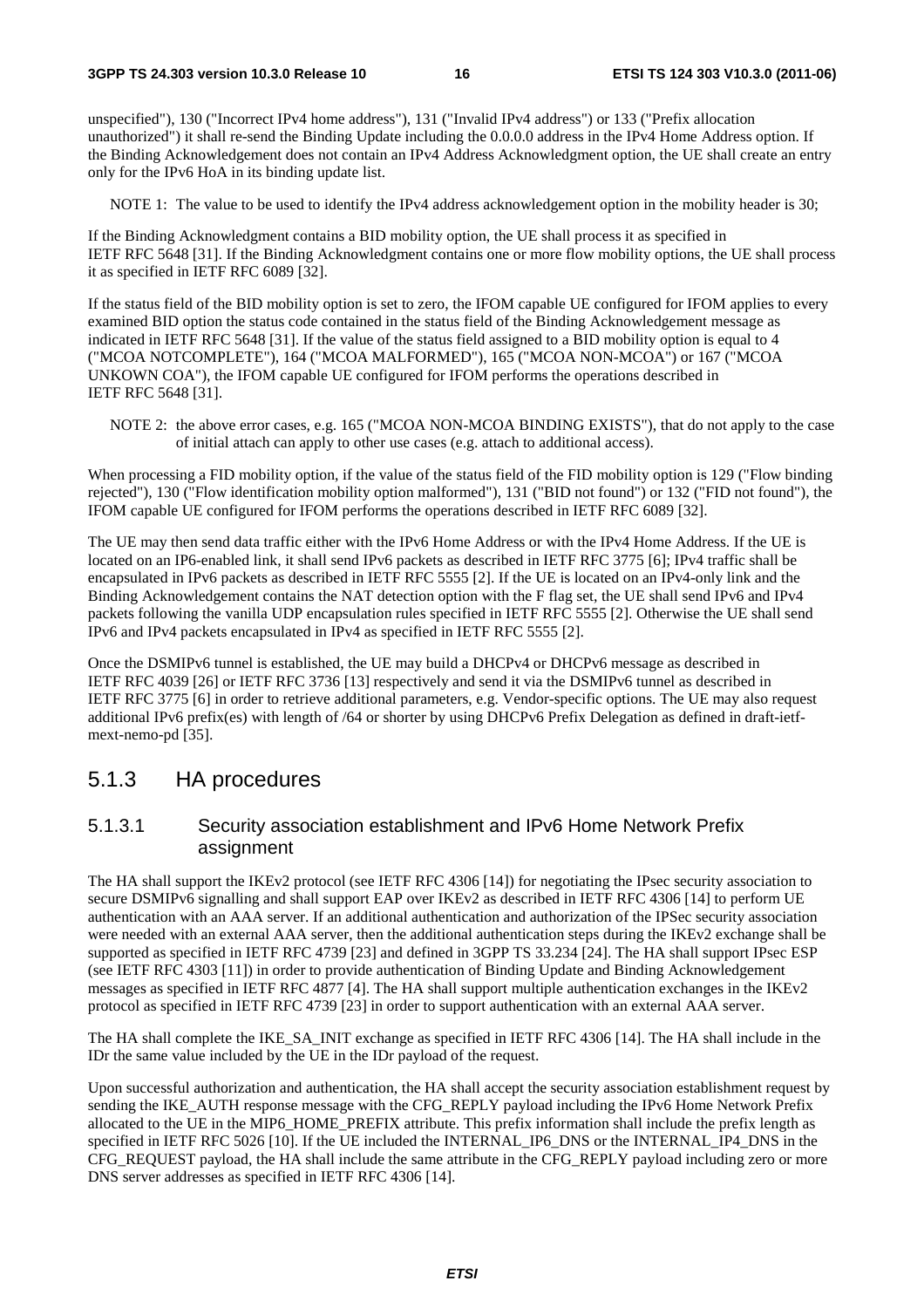unspecified"), 130 ("Incorrect IPv4 home address"), 131 ("Invalid IPv4 address") or 133 ("Prefix allocation unauthorized") it shall re-send the Binding Update including the 0.0.0.0 address in the IPv4 Home Address option. If the Binding Acknowledgement does not contain an IPv4 Address Acknowledgment option, the UE shall create an entry only for the IPv6 HoA in its binding update list.

NOTE 1: The value to be used to identify the IPv4 address acknowledgement option in the mobility header is 30;

If the Binding Acknowledgment contains a BID mobility option, the UE shall process it as specified in IETF RFC 5648 [31]. If the Binding Acknowledgment contains one or more flow mobility options, the UE shall process it as specified in IETF RFC 6089 [32].

If the status field of the BID mobility option is set to zero, the IFOM capable UE configured for IFOM applies to every examined BID option the status code contained in the status field of the Binding Acknowledgement message as indicated in IETF RFC 5648 [31]. If the value of the status field assigned to a BID mobility option is equal to 4 ("MCOA NOTCOMPLETE"), 164 ("MCOA MALFORMED"), 165 ("MCOA NON-MCOA") or 167 ("MCOA UNKOWN COA"), the IFOM capable UE configured for IFOM performs the operations described in IETF RFC 5648 [31].

NOTE 2: the above error cases, e.g. 165 ("MCOA NON-MCOA BINDING EXISTS"), that do not apply to the case of initial attach can apply to other use cases (e.g. attach to additional access).

When processing a FID mobility option, if the value of the status field of the FID mobility option is 129 ("Flow binding rejected"), 130 ("Flow identification mobility option malformed"), 131 ("BID not found") or 132 ("FID not found"), the IFOM capable UE configured for IFOM performs the operations described in IETF RFC 6089 [32].

The UE may then send data traffic either with the IPv6 Home Address or with the IPv4 Home Address. If the UE is located on an IP6-enabled link, it shall send IPv6 packets as described in IETF RFC 3775 [6]; IPv4 traffic shall be encapsulated in IPv6 packets as described in IETF RFC 5555 [2]. If the UE is located on an IPv4-only link and the Binding Acknowledgement contains the NAT detection option with the F flag set, the UE shall send IPv6 and IPv4 packets following the vanilla UDP encapsulation rules specified in IETF RFC 5555 [2]. Otherwise the UE shall send IPv6 and IPv4 packets encapsulated in IPv4 as specified in IETF RFC 5555 [2].

Once the DSMIPv6 tunnel is established, the UE may build a DHCPv4 or DHCPv6 message as described in IETF RFC 4039 [26] or IETF RFC 3736 [13] respectively and send it via the DSMIPv6 tunnel as described in IETF RFC 3775 [6] in order to retrieve additional parameters, e.g. Vendor-specific options. The UE may also request additional IPv6 prefix(es) with length of /64 or shorter by using DHCPv6 Prefix Delegation as defined in draft-ietf-mext-nemo-pd [35].

## 5.1.3 HA procedures

### 5.1.3.1 Security association establishment and IPv6 Home Network Prefix assignment

The HA shall support the IKEv2 protocol (see IETF RFC 4306 [14]) for negotiating the IPsec security association to secure DSMIPv6 signalling and shall support EAP over IKEv2 as described in IETF RFC 4306 [14] to perform UE authentication with an AAA server. If an additional authentication and authorization of the IPSec security association were needed with an external AAA server, then the additional authentication steps during the IKEv2 exchange shall be supported as specified in IETF RFC 4739 [23] and defined in 3GPP TS 33.234 [24]. The HA shall support IPsec ESP (see IETF RFC 4303 [11]) in order to provide authentication of Binding Update and Binding Acknowledgement messages as specified in IETF RFC 4877 [4]. The HA shall support multiple authentication exchanges in the IKEv2 protocol as specified in IETF RFC 4739 [23] in order to support authentication with an external AAA server.

The HA shall complete the IKE_SA_INIT exchange as specified in IETF RFC 4306 [14]. The HA shall include in the IDr the same value included by the UE in the IDr payload of the request.

Upon successful authorization and authentication, the HA shall accept the security association establishment request by sending the IKE_AUTH response message with the CFG_REPLY payload including the IPv6 Home Network Prefix allocated to the UE in the MIP6_HOME_PREFIX attribute. This prefix information shall include the prefix length as specified in IETF RFC 5026 [10]. If the UE included the INTERNAL_IP6_DNS or the INTERNAL_IP4_DNS in the CFG_REQUEST payload, the HA shall include the same attribute in the CFG_REPLY payload including zero or more DNS server addresses as specified in IETF RFC 4306 [14].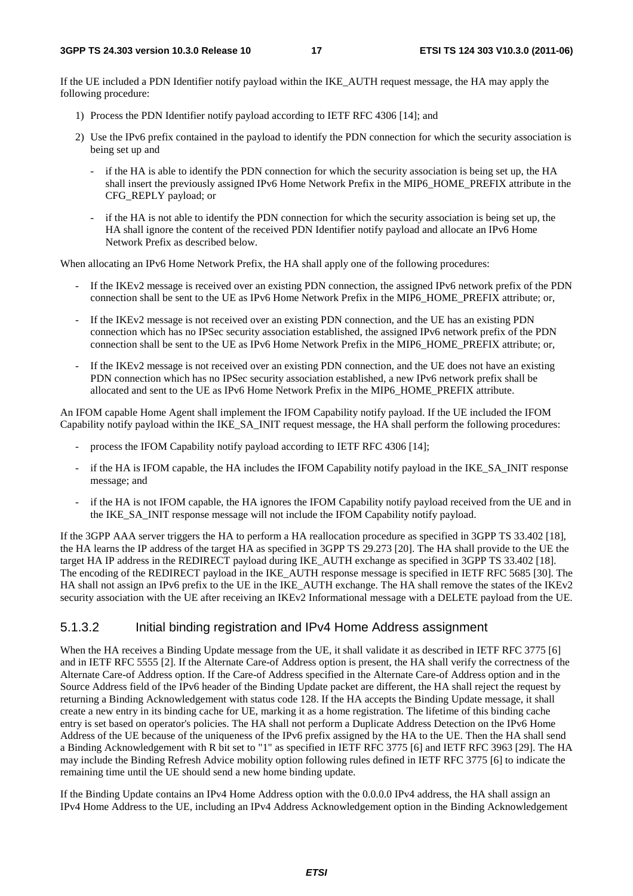If the UE included a PDN Identifier notify payload within the IKE_AUTH request message, the HA may apply the following procedure:

1) Process the PDN Identifier notify payload according to IETF RFC 4306 [14]; and

2) Use the IPv6 prefix contained in the payload to identify the PDN connection for which the security association is being set up and

   - if the HA is able to identify the PDN connection for which the security association is being set up, the HA shall insert the previously assigned IPv6 Home Network Prefix in the MIP6_HOME_PREFIX attribute in the CFG_REPLY payload; or

   - if the HA is not able to identify the PDN connection for which the security association is being set up, the HA shall ignore the content of the received PDN Identifier notify payload and allocate an IPv6 Home Network Prefix as described below.

When allocating an IPv6 Home Network Prefix, the HA shall apply one of the following procedures:

- If the IKEv2 message is received over an existing PDN connection, the assigned IPv6 network prefix of the PDN connection shall be sent to the UE as IPv6 Home Network Prefix in the MIP6_HOME_PREFIX attribute; or,

- If the IKEv2 message is not received over an existing PDN connection, and the UE has an existing PDN connection which has no IPSec security association established, the assigned IPv6 network prefix of the PDN connection shall be sent to the UE as IPv6 Home Network Prefix in the MIP6_HOME_PREFIX attribute; or,

- If the IKEv2 message is not received over an existing PDN connection, and the UE does not have an existing PDN connection which has no IPSec security association established, a new IPv6 network prefix shall be allocated and sent to the UE as IPv6 Home Network Prefix in the MIP6_HOME_PREFIX attribute.

An IFOM capable Home Agent shall implement the IFOM Capability notify payload. If the UE included the IFOM Capability notify payload within the IKE_SA_INIT request message, the HA shall perform the following procedures:

- process the IFOM Capability notify payload according to IETF RFC 4306 [14];

- if the HA is IFOM capable, the HA includes the IFOM Capability notify payload in the IKE_SA_INIT response message; and

- if the HA is not IFOM capable, the HA ignores the IFOM Capability notify payload received from the UE and in the IKE_SA_INIT response message will not include the IFOM Capability notify payload.

If the 3GPP AAA server triggers the HA to perform a HA reallocation procedure as specified in 3GPP TS 33.402 [18], the HA learns the IP address of the target HA as specified in 3GPP TS 29.273 [20]. The HA shall provide to the UE the target HA IP address in the REDIRECT payload during IKE_AUTH exchange as specified in 3GPP TS 33.402 [18]. The encoding of the REDIRECT payload in the IKE_AUTH response message is specified in IETF RFC 5685 [30]. The HA shall not assign an IPv6 prefix to the UE in the IKE_AUTH exchange. The HA shall remove the states of the IKEv2 security association with the UE after receiving an IKEv2 Informational message with a DELETE payload from the UE.

### 5.1.3.2 Initial binding registration and IPv4 Home Address assignment

When the HA receives a Binding Update message from the UE, it shall validate it as described in IETF RFC 3775 [6] and in IETF RFC 5555 [2]. If the Alternate Care-of Address option is present, the HA shall verify the correctness of the Alternate Care-of Address option. If the Care-of Address specified in the Alternate Care-of Address option and in the Source Address field of the IPv6 header of the Binding Update packet are different, the HA shall reject the request by returning a Binding Acknowledgement with status code 128. If the HA accepts the Binding Update message, it shall create a new entry in its binding cache for UE, marking it as a home registration. The lifetime of this binding cache entry is set based on operator's policies. The HA shall not perform a Duplicate Address Detection on the IPv6 Home Address of the UE because of the uniqueness of the IPv6 prefix assigned by the HA to the UE. Then the HA shall send a Binding Acknowledgement with R bit set to "1" as specified in IETF RFC 3775 [6] and IETF RFC 3963 [29]. The HA may include the Binding Refresh Advice mobility option following rules defined in IETF RFC 3775 [6] to indicate the remaining time until the UE should send a new home binding update.

If the Binding Update contains an IPv4 Home Address option with the 0.0.0.0 IPv4 address, the HA shall assign an IPv4 Home Address to the UE, including an IPv4 Address Acknowledgement option in the Binding Acknowledgement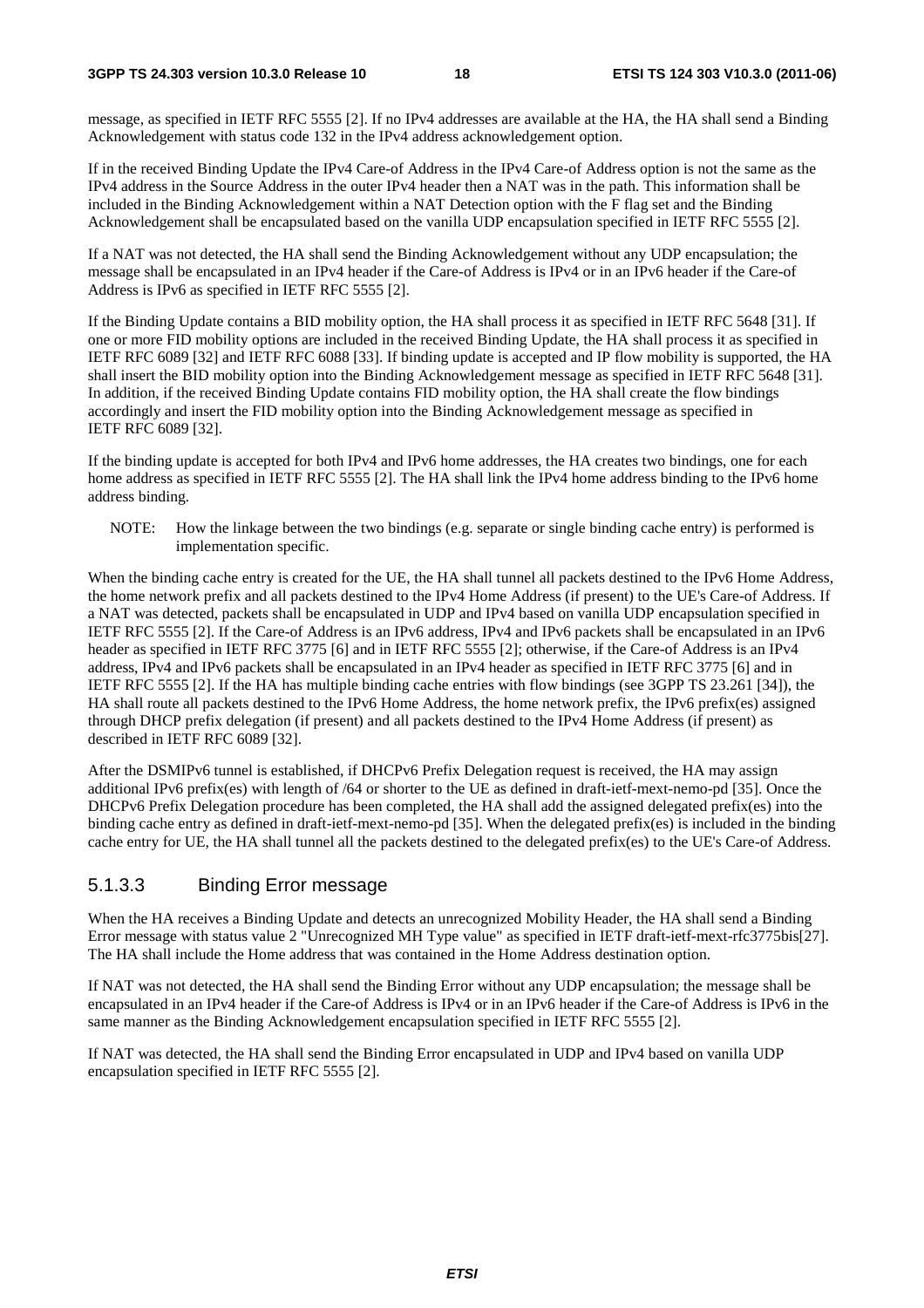message, as specified in IETF RFC 5555 [2]. If no IPv4 addresses are available at the HA, the HA shall send a Binding Acknowledgement with status code 132 in the IPv4 address acknowledgement option.

If in the received Binding Update the IPv4 Care-of Address in the IPv4 Care-of Address option is not the same as the IPv4 address in the Source Address in the outer IPv4 header then a NAT was in the path. This information shall be included in the Binding Acknowledgement within a NAT Detection option with the F flag set and the Binding Acknowledgement shall be encapsulated based on the vanilla UDP encapsulation specified in IETF RFC 5555 [2].

If a NAT was not detected, the HA shall send the Binding Acknowledgement without any UDP encapsulation; the message shall be encapsulated in an IPv4 header if the Care-of Address is IPv4 or in an IPv6 header if the Care-of Address is IPv6 as specified in IETF RFC 5555 [2].

If the Binding Update contains a BID mobility option, the HA shall process it as specified in IETF RFC 5648 [31]. If one or more FID mobility options are included in the received Binding Update, the HA shall process it as specified in IETF RFC 6089 [32] and IETF RFC 6088 [33]. If binding update is accepted and IP flow mobility is supported, the HA shall insert the BID mobility option into the Binding Acknowledgement message as specified in IETF RFC 5648 [31]. In addition, if the received Binding Update contains FID mobility option, the HA shall create the flow bindings accordingly and insert the FID mobility option into the Binding Acknowledgement message as specified in IETF RFC 6089 [32].

If the binding update is accepted for both IPv4 and IPv6 home addresses, the HA creates two bindings, one for each home address as specified in IETF RFC 5555 [2]. The HA shall link the IPv4 home address binding to the IPv6 home address binding.

NOTE: How the linkage between the two bindings (e.g. separate or single binding cache entry) is performed is implementation specific.

When the binding cache entry is created for the UE, the HA shall tunnel all packets destined to the IPv6 Home Address, the home network prefix and all packets destined to the IPv4 Home Address (if present) to the UE's Care-of Address. If a NAT was detected, packets shall be encapsulated in UDP and IPv4 based on vanilla UDP encapsulation specified in IETF RFC 5555 [2]. If the Care-of Address is an IPv6 address, IPv4 and IPv6 packets shall be encapsulated in an IPv6 header as specified in IETF RFC 3775 [6] and in IETF RFC 5555 [2]; otherwise, if the Care-of Address is an IPv4 address, IPv4 and IPv6 packets shall be encapsulated in an IPv4 header as specified in IETF RFC 3775 [6] and in IETF RFC 5555 [2]. If the HA has multiple binding cache entries with flow bindings (see 3GPP TS 23.261 [34]), the HA shall route all packets destined to the IPv6 Home Address, the home network prefix, the IPv6 prefix(es) assigned through DHCP prefix delegation (if present) and all packets destined to the IPv4 Home Address (if present) as described in IETF RFC 6089 [32].

After the DSMIPv6 tunnel is established, if DHCPv6 Prefix Delegation request is received, the HA may assign additional IPv6 prefix(es) with length of /64 or shorter to the UE as defined in draft-ietf-mext-nemo-pd [35]. Once the DHCPv6 Prefix Delegation procedure has been completed, the HA shall add the assigned delegated prefix(es) into the binding cache entry as defined in draft-ietf-mext-nemo-pd [35]. When the delegated prefix(es) is included in the binding cache entry for UE, the HA shall tunnel all the packets destined to the delegated prefix(es) to the UE's Care-of Address.

#### 5.1.3.3 Binding Error message

When the HA receives a Binding Update and detects an unrecognized Mobility Header, the HA shall send a Binding Error message with status value 2 "Unrecognized MH Type value" as specified in IETF draft-ietf-mext-rfc3775bis[27]. The HA shall include the Home address that was contained in the Home Address destination option.

If NAT was not detected, the HA shall send the Binding Error without any UDP encapsulation; the message shall be encapsulated in an IPv4 header if the Care-of Address is IPv4 or in an IPv6 header if the Care-of Address is IPv6 in the same manner as the Binding Acknowledgement encapsulation specified in IETF RFC 5555 [2].

If NAT was detected, the HA shall send the Binding Error encapsulated in UDP and IPv4 based on vanilla UDP encapsulation specified in IETF RFC 5555 [2].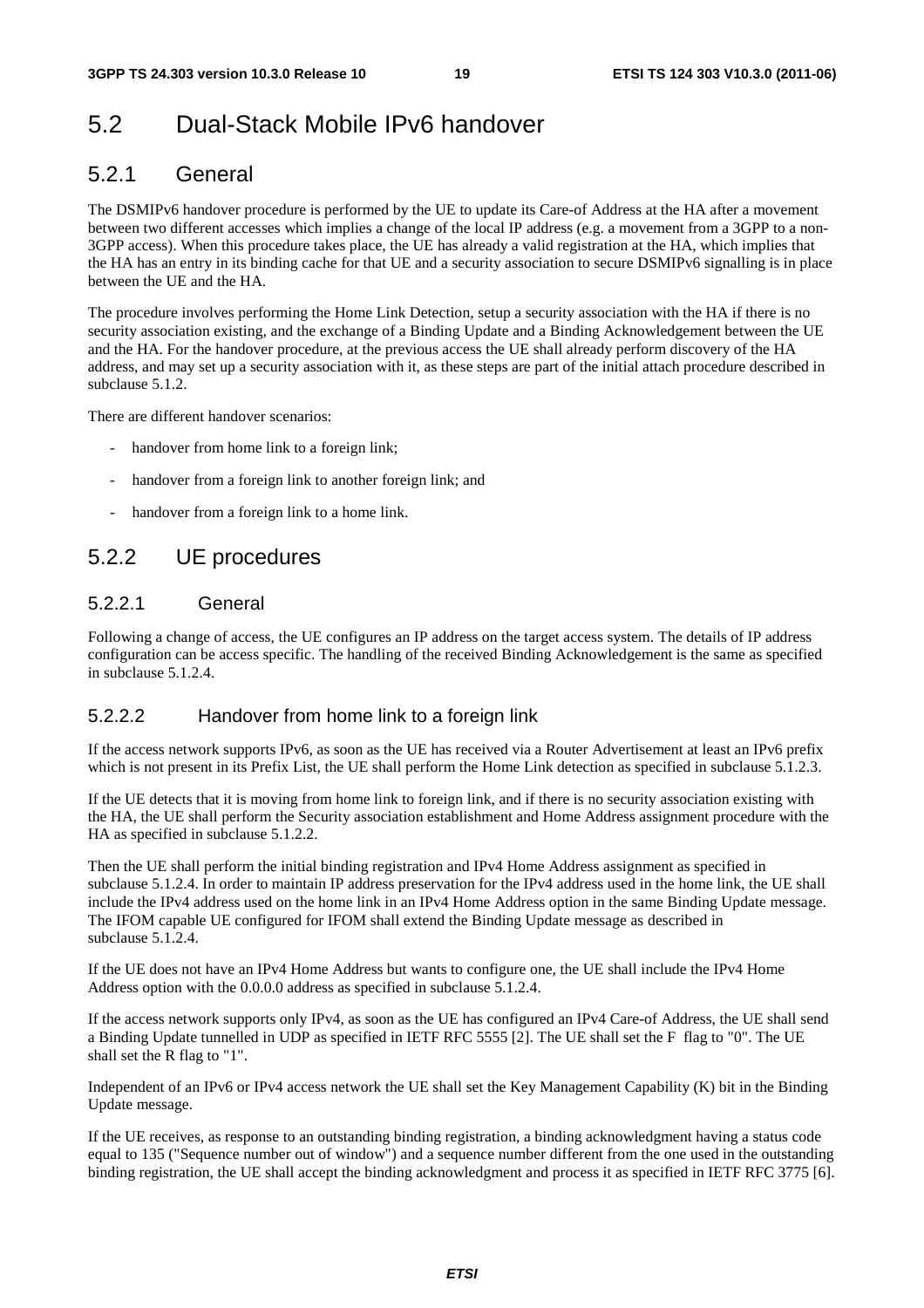## 5.2 Dual-Stack Mobile IPv6 handover

### 5.2.1 General

The DSMIPv6 handover procedure is performed by the UE to update its Care-of Address at the HA after a movement between two different accesses which implies a change of the local IP address (e.g. a movement from a 3GPP to a non-3GPP access). When this procedure takes place, the UE has already a valid registration at the HA, which implies that the HA has an entry in its binding cache for that UE and a security association to secure DSMIPv6 signalling is in place between the UE and the HA.

The procedure involves performing the Home Link Detection, setup a security association with the HA if there is no security association existing, and the exchange of a Binding Update and a Binding Acknowledgement between the UE and the HA. For the handover procedure, at the previous access the UE shall already perform discovery of the HA address, and may set up a security association with it, as these steps are part of the initial attach procedure described in subclause 5.1.2.

There are different handover scenarios:

- handover from home link to a foreign link;
- handover from a foreign link to another foreign link; and
- handover from a foreign link to a home link.

### 5.2.2 UE procedures

#### 5.2.2.1 General

Following a change of access, the UE configures an IP address on the target access system. The details of IP address configuration can be access specific. The handling of the received Binding Acknowledgement is the same as specified in subclause 5.1.2.4.

#### 5.2.2.2 Handover from home link to a foreign link

If the access network supports IPv6, as soon as the UE has received via a Router Advertisement at least an IPv6 prefix which is not present in its Prefix List, the UE shall perform the Home Link detection as specified in subclause 5.1.2.3.

If the UE detects that it is moving from home link to foreign link, and if there is no security association existing with the HA, the UE shall perform the Security association establishment and Home Address assignment procedure with the HA as specified in subclause 5.1.2.2.

Then the UE shall perform the initial binding registration and IPv4 Home Address assignment as specified in subclause 5.1.2.4. In order to maintain IP address preservation for the IPv4 address used in the home link, the UE shall include the IPv4 address used on the home link in an IPv4 Home Address option in the same Binding Update message. The IFOM capable UE configured for IFOM shall extend the Binding Update message as described in subclause 5.1.2.4.

If the UE does not have an IPv4 Home Address but wants to configure one, the UE shall include the IPv4 Home Address option with the 0.0.0.0 address as specified in subclause 5.1.2.4.

If the access network supports only IPv4, as soon as the UE has configured an IPv4 Care-of Address, the UE shall send a Binding Update tunnelled in UDP as specified in IETF RFC 5555 [2]. The UE shall set the F flag to "0". The UE shall set the R flag to "1".

Independent of an IPv6 or IPv4 access network the UE shall set the Key Management Capability (K) bit in the Binding Update message.

If the UE receives, as response to an outstanding binding registration, a binding acknowledgment having a status code equal to 135 ("Sequence number out of window") and a sequence number different from the one used in the outstanding binding registration, the UE shall accept the binding acknowledgment and process it as specified in IETF RFC 3775 [6].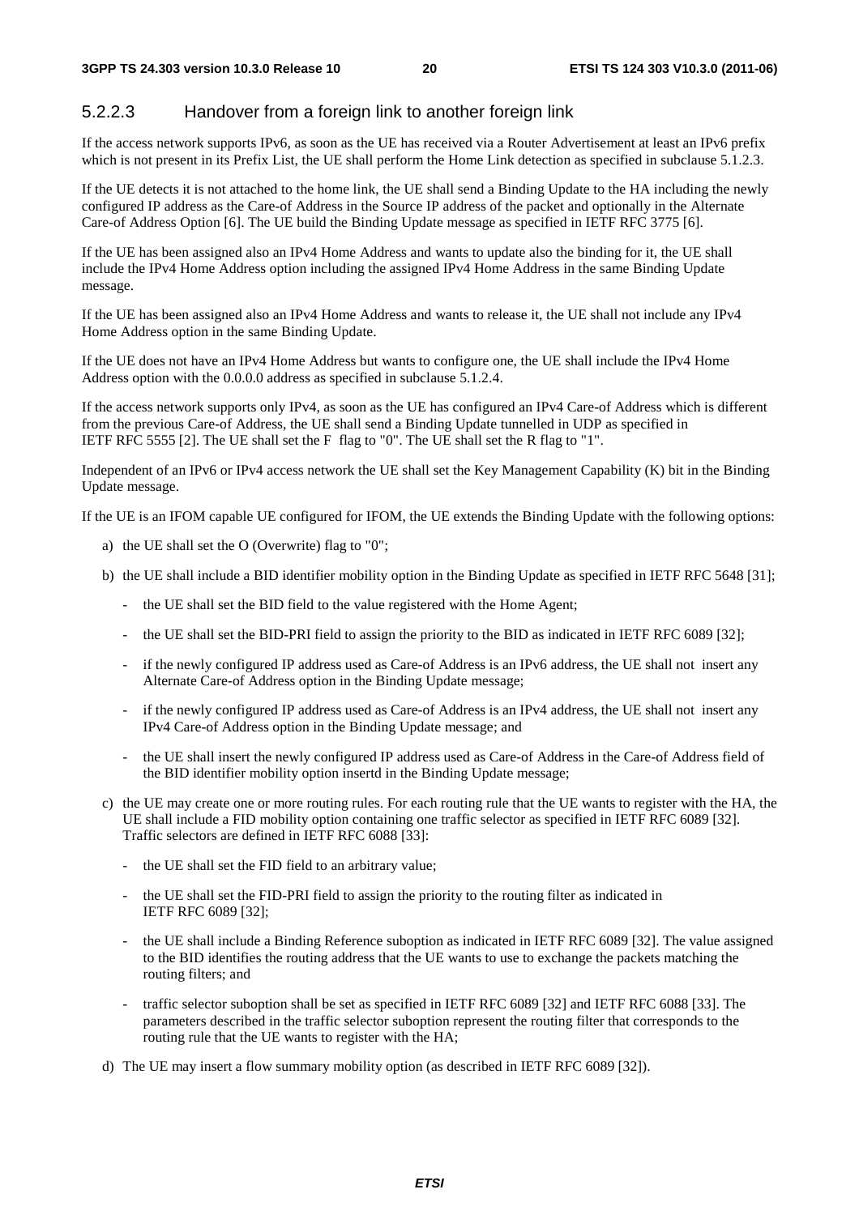### 5.2.2.3 Handover from a foreign link to another foreign link

If the access network supports IPv6, as soon as the UE has received via a Router Advertisement at least an IPv6 prefix which is not present in its Prefix List, the UE shall perform the Home Link detection as specified in subclause 5.1.2.3.

If the UE detects it is not attached to the home link, the UE shall send a Binding Update to the HA including the newly configured IP address as the Care-of Address in the Source IP address of the packet and optionally in the Alternate Care-of Address Option [6]. The UE build the Binding Update message as specified in IETF RFC 3775 [6].

If the UE has been assigned also an IPv4 Home Address and wants to update also the binding for it, the UE shall include the IPv4 Home Address option including the assigned IPv4 Home Address in the same Binding Update message.

If the UE has been assigned also an IPv4 Home Address and wants to release it, the UE shall not include any IPv4 Home Address option in the same Binding Update.

If the UE does not have an IPv4 Home Address but wants to configure one, the UE shall include the IPv4 Home Address option with the 0.0.0.0 address as specified in subclause 5.1.2.4.

If the access network supports only IPv4, as soon as the UE has configured an IPv4 Care-of Address which is different from the previous Care-of Address, the UE shall send a Binding Update tunnelled in UDP as specified in IETF RFC 5555 [2]. The UE shall set the F flag to "0". The UE shall set the R flag to "1".

Independent of an IPv6 or IPv4 access network the UE shall set the Key Management Capability (K) bit in the Binding Update message.

If the UE is an IFOM capable UE configured for IFOM, the UE extends the Binding Update with the following options:

a) the UE shall set the O (Overwrite) flag to "0";

b) the UE shall include a BID identifier mobility option in the Binding Update as specified in IETF RFC 5648 [31];
   - the UE shall set the BID field to the value registered with the Home Agent;
   - the UE shall set the BID-PRI field to assign the priority to the BID as indicated in IETF RFC 6089 [32];
   - if the newly configured IP address used as Care-of Address is an IPv6 address, the UE shall not insert any Alternate Care-of Address option in the Binding Update message;
   - if the newly configured IP address used as Care-of Address is an IPv4 address, the UE shall not insert any IPv4 Care-of Address option in the Binding Update message; and
   - the UE shall insert the newly configured IP address used as Care-of Address in the Care-of Address field of the BID identifier mobility option insertd in the Binding Update message;

c) the UE may create one or more routing rules. For each routing rule that the UE wants to register with the HA, the UE shall include a FID mobility option containing one traffic selector as specified in IETF RFC 6089 [32]. Traffic selectors are defined in IETF RFC 6088 [33]:
   - the UE shall set the FID field to an arbitrary value;
   - the UE shall set the FID-PRI field to assign the priority to the routing filter as indicated in IETF RFC 6089 [32];
   - the UE shall include a Binding Reference suboption as indicated in IETF RFC 6089 [32]. The value assigned to the BID identifies the routing address that the UE wants to use to exchange the packets matching the routing filters; and
   - traffic selector suboption shall be set as specified in IETF RFC 6089 [32] and IETF RFC 6088 [33]. The parameters described in the traffic selector suboption represent the routing filter that corresponds to the routing rule that the UE wants to register with the HA;

d) The UE may insert a flow summary mobility option (as described in IETF RFC 6089 [32]).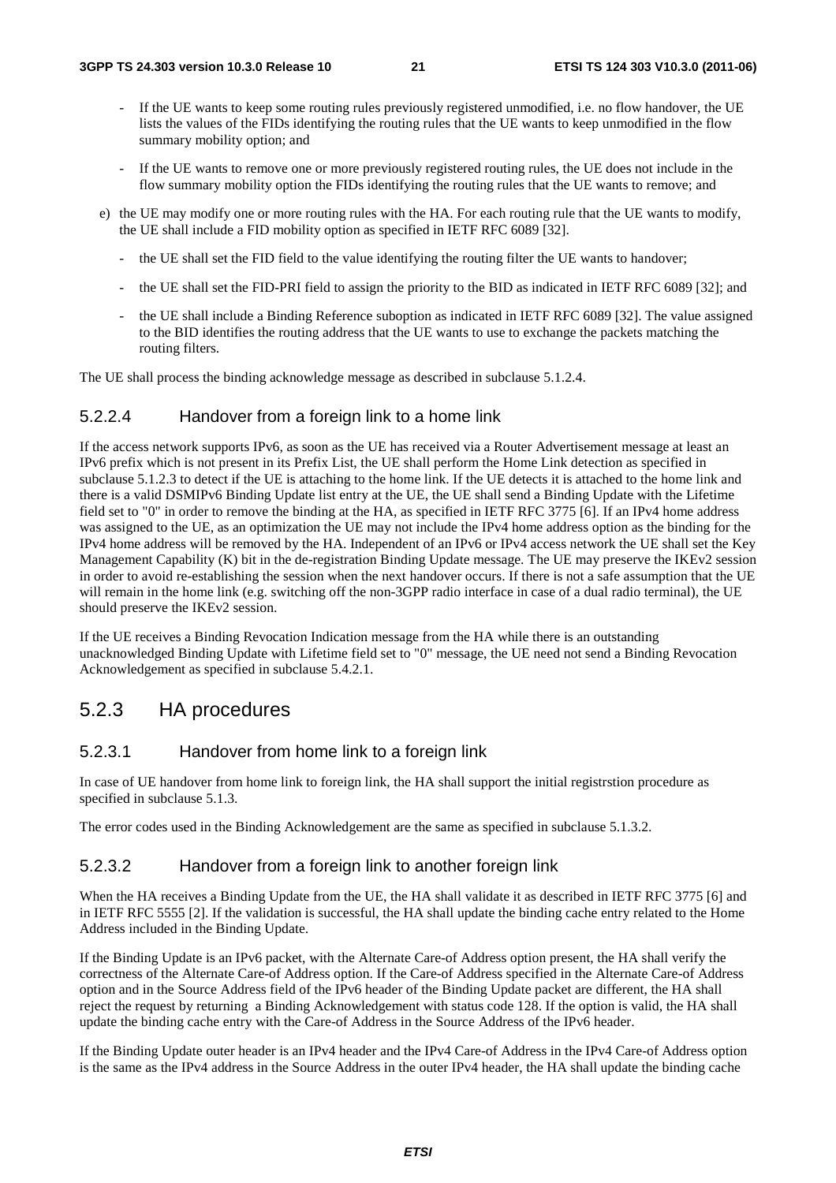- If the UE wants to keep some routing rules previously registered unmodified, i.e. no flow handover, the UE lists the values of the FIDs identifying the routing rules that the UE wants to keep unmodified in the flow summary mobility option; and

- If the UE wants to remove one or more previously registered routing rules, the UE does not include in the flow summary mobility option the FIDs identifying the routing rules that the UE wants to remove; and

e) the UE may modify one or more routing rules with the HA. For each routing rule that the UE wants to modify, the UE shall include a FID mobility option as specified in IETF RFC 6089 [32].

- the UE shall set the FID field to the value identifying the routing filter the UE wants to handover;

- the UE shall set the FID-PRI field to assign the priority to the BID as indicated in IETF RFC 6089 [32]; and

- the UE shall include a Binding Reference suboption as indicated in IETF RFC 6089 [32]. The value assigned to the BID identifies the routing address that the UE wants to use to exchange the packets matching the routing filters.

The UE shall process the binding acknowledge message as described in subclause 5.1.2.4.

#### 5.2.2.4 Handover from a foreign link to a home link

If the access network supports IPv6, as soon as the UE has received via a Router Advertisement message at least an IPv6 prefix which is not present in its Prefix List, the UE shall perform the Home Link detection as specified in subclause 5.1.2.3 to detect if the UE is attaching to the home link. If the UE detects it is attached to the home link and there is a valid DSMIPv6 Binding Update list entry at the UE, the UE shall send a Binding Update with the Lifetime field set to "0" in order to remove the binding at the HA, as specified in IETF RFC 3775 [6]. If an IPv4 home address was assigned to the UE, as an optimization the UE may not include the IPv4 home address option as the binding for the IPv4 home address will be removed by the HA. Independent of an IPv6 or IPv4 access network the UE shall set the Key Management Capability (K) bit in the de-registration Binding Update message. The UE may preserve the IKEv2 session in order to avoid re-establishing the session when the next handover occurs. If there is not a safe assumption that the UE will remain in the home link (e.g. switching off the non-3GPP radio interface in case of a dual radio terminal), the UE should preserve the IKEv2 session.

If the UE receives a Binding Revocation Indication message from the HA while there is an outstanding unacknowledged Binding Update with Lifetime field set to "0" message, the UE need not send a Binding Revocation Acknowledgement as specified in subclause 5.4.2.1.

### 5.2.3 HA procedures

#### 5.2.3.1 Handover from home link to a foreign link

In case of UE handover from home link to foreign link, the HA shall support the initial registrstion procedure as specified in subclause 5.1.3.

The error codes used in the Binding Acknowledgement are the same as specified in subclause 5.1.3.2.

#### 5.2.3.2 Handover from a foreign link to another foreign link

When the HA receives a Binding Update from the UE, the HA shall validate it as described in IETF RFC 3775 [6] and in IETF RFC 5555 [2]. If the validation is successful, the HA shall update the binding cache entry related to the Home Address included in the Binding Update.

If the Binding Update is an IPv6 packet, with the Alternate Care-of Address option present, the HA shall verify the correctness of the Alternate Care-of Address option. If the Care-of Address specified in the Alternate Care-of Address option and in the Source Address field of the IPv6 header of the Binding Update packet are different, the HA shall reject the request by returning a Binding Acknowledgement with status code 128. If the option is valid, the HA shall update the binding cache entry with the Care-of Address in the Source Address of the IPv6 header.

If the Binding Update outer header is an IPv4 header and the IPv4 Care-of Address in the IPv4 Care-of Address option is the same as the IPv4 address in the Source Address in the outer IPv4 header, the HA shall update the binding cache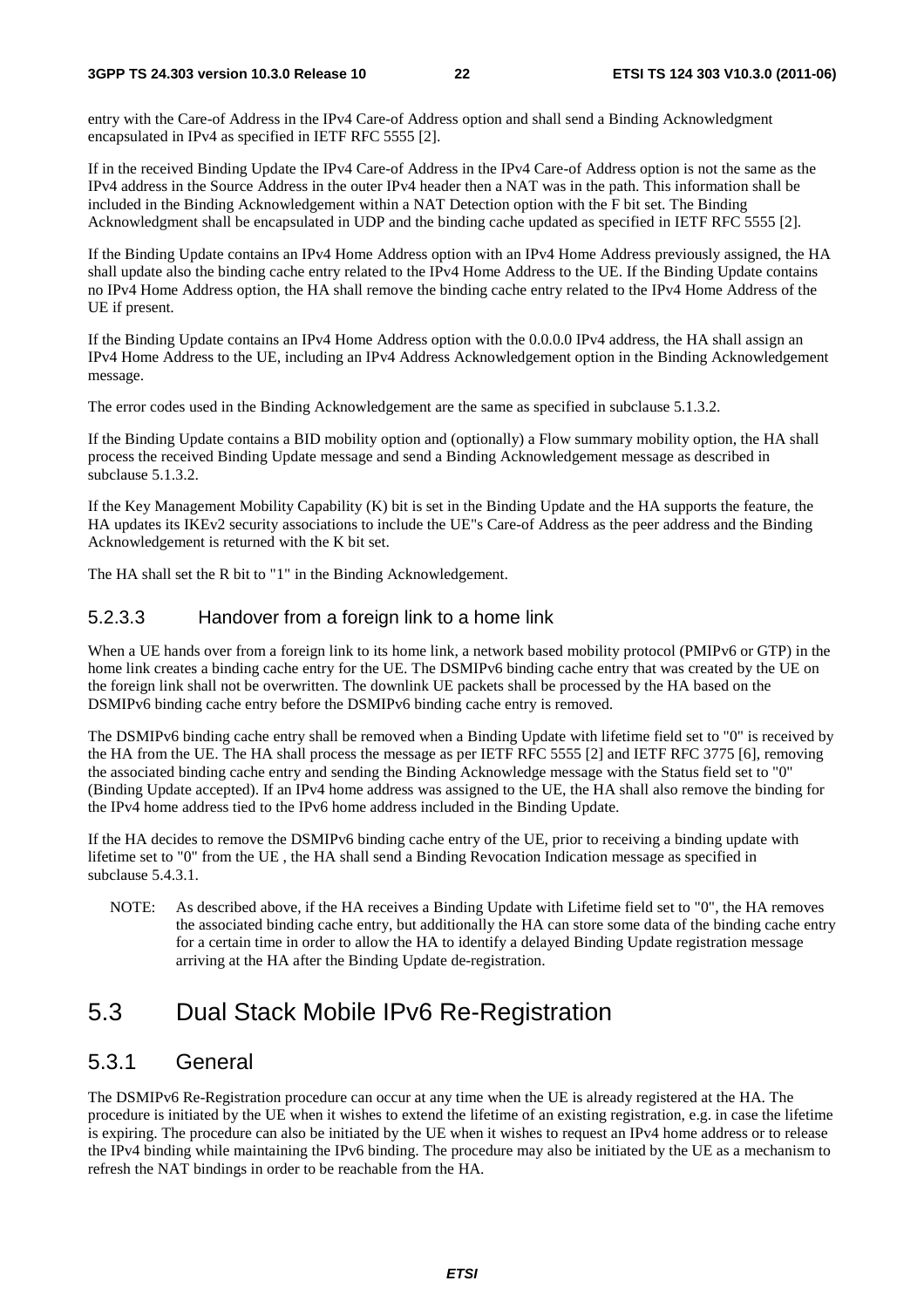entry with the Care-of Address in the IPv4 Care-of Address option and shall send a Binding Acknowledgment encapsulated in IPv4 as specified in IETF RFC 5555 [2].

If in the received Binding Update the IPv4 Care-of Address in the IPv4 Care-of Address option is not the same as the IPv4 address in the Source Address in the outer IPv4 header then a NAT was in the path. This information shall be included in the Binding Acknowledgement within a NAT Detection option with the F bit set. The Binding Acknowledgment shall be encapsulated in UDP and the binding cache updated as specified in IETF RFC 5555 [2].

If the Binding Update contains an IPv4 Home Address option with an IPv4 Home Address previously assigned, the HA shall update also the binding cache entry related to the IPv4 Home Address to the UE. If the Binding Update contains no IPv4 Home Address option, the HA shall remove the binding cache entry related to the IPv4 Home Address of the UE if present.

If the Binding Update contains an IPv4 Home Address option with the 0.0.0.0 IPv4 address, the HA shall assign an IPv4 Home Address to the UE, including an IPv4 Address Acknowledgement option in the Binding Acknowledgement message.

The error codes used in the Binding Acknowledgement are the same as specified in subclause 5.1.3.2.

If the Binding Update contains a BID mobility option and (optionally) a Flow summary mobility option, the HA shall process the received Binding Update message and send a Binding Acknowledgement message as described in subclause 5.1.3.2.

If the Key Management Mobility Capability (K) bit is set in the Binding Update and the HA supports the feature, the HA updates its IKEv2 security associations to include the UE"s Care-of Address as the peer address and the Binding Acknowledgement is returned with the K bit set.

The HA shall set the R bit to "1" in the Binding Acknowledgement.

#### 5.2.3.3 Handover from a foreign link to a home link

When a UE hands over from a foreign link to its home link, a network based mobility protocol (PMIPv6 or GTP) in the home link creates a binding cache entry for the UE. The DSMIPv6 binding cache entry that was created by the UE on the foreign link shall not be overwritten. The downlink UE packets shall be processed by the HA based on the DSMIPv6 binding cache entry before the DSMIPv6 binding cache entry is removed.

The DSMIPv6 binding cache entry shall be removed when a Binding Update with lifetime field set to "0" is received by the HA from the UE. The HA shall process the message as per IETF RFC 5555 [2] and IETF RFC 3775 [6], removing the associated binding cache entry and sending the Binding Acknowledge message with the Status field set to "0" (Binding Update accepted). If an IPv4 home address was assigned to the UE, the HA shall also remove the binding for the IPv4 home address tied to the IPv6 home address included in the Binding Update.

If the HA decides to remove the DSMIPv6 binding cache entry of the UE, prior to receiving a binding update with lifetime set to "0" from the UE , the HA shall send a Binding Revocation Indication message as specified in subclause 5.4.3.1.

NOTE: As described above, if the HA receives a Binding Update with Lifetime field set to "0", the HA removes the associated binding cache entry, but additionally the HA can store some data of the binding cache entry for a certain time in order to allow the HA to identify a delayed Binding Update registration message arriving at the HA after the Binding Update de-registration.

## 5.3 Dual Stack Mobile IPv6 Re-Registration

### 5.3.1 General

The DSMIPv6 Re-Registration procedure can occur at any time when the UE is already registered at the HA. The procedure is initiated by the UE when it wishes to extend the lifetime of an existing registration, e.g. in case the lifetime is expiring. The procedure can also be initiated by the UE when it wishes to request an IPv4 home address or to release the IPv4 binding while maintaining the IPv6 binding. The procedure may also be initiated by the UE as a mechanism to refresh the NAT bindings in order to be reachable from the HA.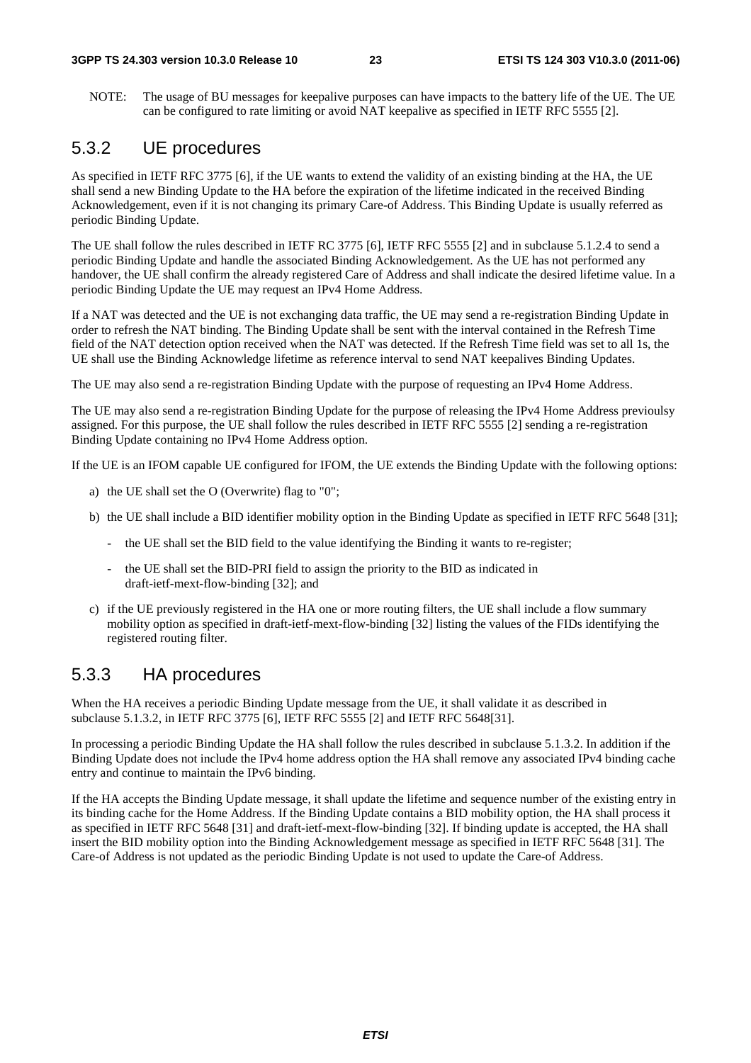NOTE: The usage of BU messages for keepalive purposes can have impacts to the battery life of the UE. The UE can be configured to rate limiting or avoid NAT keepalive as specified in IETF RFC 5555 [2].

### 5.3.2 UE procedures

As specified in IETF RFC 3775 [6], if the UE wants to extend the validity of an existing binding at the HA, the UE shall send a new Binding Update to the HA before the expiration of the lifetime indicated in the received Binding Acknowledgement, even if it is not changing its primary Care-of Address. This Binding Update is usually referred as periodic Binding Update.

The UE shall follow the rules described in IETF RC 3775 [6], IETF RFC 5555 [2] and in subclause 5.1.2.4 to send a periodic Binding Update and handle the associated Binding Acknowledgement. As the UE has not performed any handover, the UE shall confirm the already registered Care of Address and shall indicate the desired lifetime value. In a periodic Binding Update the UE may request an IPv4 Home Address.

If a NAT was detected and the UE is not exchanging data traffic, the UE may send a re-registration Binding Update in order to refresh the NAT binding. The Binding Update shall be sent with the interval contained in the Refresh Time field of the NAT detection option received when the NAT was detected. If the Refresh Time field was set to all 1s, the UE shall use the Binding Acknowledge lifetime as reference interval to send NAT keepalives Binding Updates.

The UE may also send a re-registration Binding Update with the purpose of requesting an IPv4 Home Address.

The UE may also send a re-registration Binding Update for the purpose of releasing the IPv4 Home Address previoulsy assigned. For this purpose, the UE shall follow the rules described in IETF RFC 5555 [2] sending a re-registration Binding Update containing no IPv4 Home Address option.

If the UE is an IFOM capable UE configured for IFOM, the UE extends the Binding Update with the following options:

a) the UE shall set the O (Overwrite) flag to "0";

b) the UE shall include a BID identifier mobility option in the Binding Update as specified in IETF RFC 5648 [31];

  - the UE shall set the BID field to the value identifying the Binding it wants to re-register;

  - the UE shall set the BID-PRI field to assign the priority to the BID as indicated in draft-ietf-mext-flow-binding [32]; and

c) if the UE previously registered in the HA one or more routing filters, the UE shall include a flow summary mobility option as specified in draft-ietf-mext-flow-binding [32] listing the values of the FIDs identifying the registered routing filter.

### 5.3.3 HA procedures

When the HA receives a periodic Binding Update message from the UE, it shall validate it as described in subclause 5.1.3.2, in IETF RFC 3775 [6], IETF RFC 5555 [2] and IETF RFC 5648[31].

In processing a periodic Binding Update the HA shall follow the rules described in subclause 5.1.3.2. In addition if the Binding Update does not include the IPv4 home address option the HA shall remove any associated IPv4 binding cache entry and continue to maintain the IPv6 binding.

If the HA accepts the Binding Update message, it shall update the lifetime and sequence number of the existing entry in its binding cache for the Home Address. If the Binding Update contains a BID mobility option, the HA shall process it as specified in IETF RFC 5648 [31] and draft-ietf-mext-flow-binding [32]. If binding update is accepted, the HA shall insert the BID mobility option into the Binding Acknowledgement message as specified in IETF RFC 5648 [31]. The Care-of Address is not updated as the periodic Binding Update is not used to update the Care-of Address.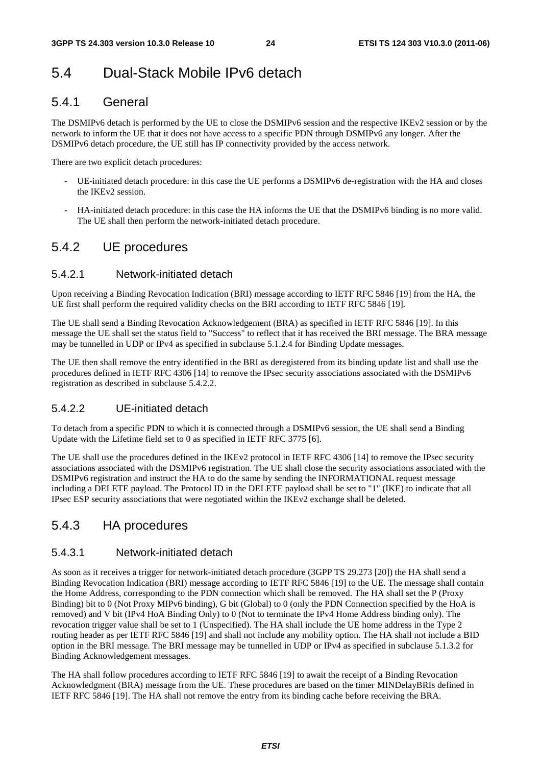# 5.4 Dual-Stack Mobile IPv6 detach

## 5.4.1 General

The DSMIPv6 detach is performed by the UE to close the DSMIPv6 session and the respective IKEv2 session or by the network to inform the UE that it does not have access to a specific PDN through DSMIPv6 any longer. After the DSMIPv6 detach procedure, the UE still has IP connectivity provided by the access network.

There are two explicit detach procedures:

- UE-initiated detach procedure: in this case the UE performs a DSMIPv6 de-registration with the HA and closes the IKEv2 session.
- HA-initiated detach procedure: in this case the HA informs the UE that the DSMIPv6 binding is no more valid. The UE shall then perform the network-initiated detach procedure.

## 5.4.2 UE procedures

### 5.4.2.1 Network-initiated detach

Upon receiving a Binding Revocation Indication (BRI) message according to IETF RFC 5846 [19] from the HA, the UE first shall perform the required validity checks on the BRI according to IETF RFC 5846 [19].

The UE shall send a Binding Revocation Acknowledgement (BRA) as specified in IETF RFC 5846 [19]. In this message the UE shall set the status field to "Success" to reflect that it has received the BRI message. The BRA message may be tunnelled in UDP or IPv4 as specified in subclause 5.1.2.4 for Binding Update messages.

The UE then shall remove the entry identified in the BRI as deregistered from its binding update list and shall use the procedures defined in IETF RFC 4306 [14] to remove the IPsec security associations associated with the DSMIPv6 registration as described in subclause 5.4.2.2.

### 5.4.2.2 UE-initiated detach

To detach from a specific PDN to which it is connected through a DSMIPv6 session, the UE shall send a Binding Update with the Lifetime field set to 0 as specified in IETF RFC 3775 [6].

The UE shall use the procedures defined in the IKEv2 protocol in IETF RFC 4306 [14] to remove the IPsec security associations associated with the DSMIPv6 registration. The UE shall close the security associations associated with the DSMIPv6 registration and instruct the HA to do the same by sending the INFORMATIONAL request message including a DELETE payload. The Protocol ID in the DELETE payload shall be set to "1" (IKE) to indicate that all IPsec ESP security associations that were negotiated within the IKEv2 exchange shall be deleted.

## 5.4.3 HA procedures

### 5.4.3.1 Network-initiated detach

As soon as it receives a trigger for network-initiated detach procedure (3GPP TS 29.273 [20]) the HA shall send a Binding Revocation Indication (BRI) message according to IETF RFC 5846 [19] to the UE. The message shall contain the Home Address, corresponding to the PDN connection which shall be removed. The HA shall set the P (Proxy Binding) bit to 0 (Not Proxy MIPv6 binding), G bit (Global) to 0 (only the PDN Connection specified by the HoA is removed) and V bit (IPv4 HoA Binding Only) to 0 (Not to terminate the IPv4 Home Address binding only). The revocation trigger value shall be set to 1 (Unspecified). The HA shall include the UE home address in the Type 2 routing header as per IETF RFC 5846 [19] and shall not include any mobility option. The HA shall not include a BID option in the BRI message. The BRI message may be tunnelled in UDP or IPv4 as specified in subclause 5.1.3.2 for Binding Acknowledgement messages.

The HA shall follow procedures according to IETF RFC 5846 [19] to await the receipt of a Binding Revocation Acknowledgment (BRA) message from the UE. These procedures are based on the timer MINDelayBRIs defined in IETF RFC 5846 [19]. The HA shall not remove the entry from its binding cache before receiving the BRA.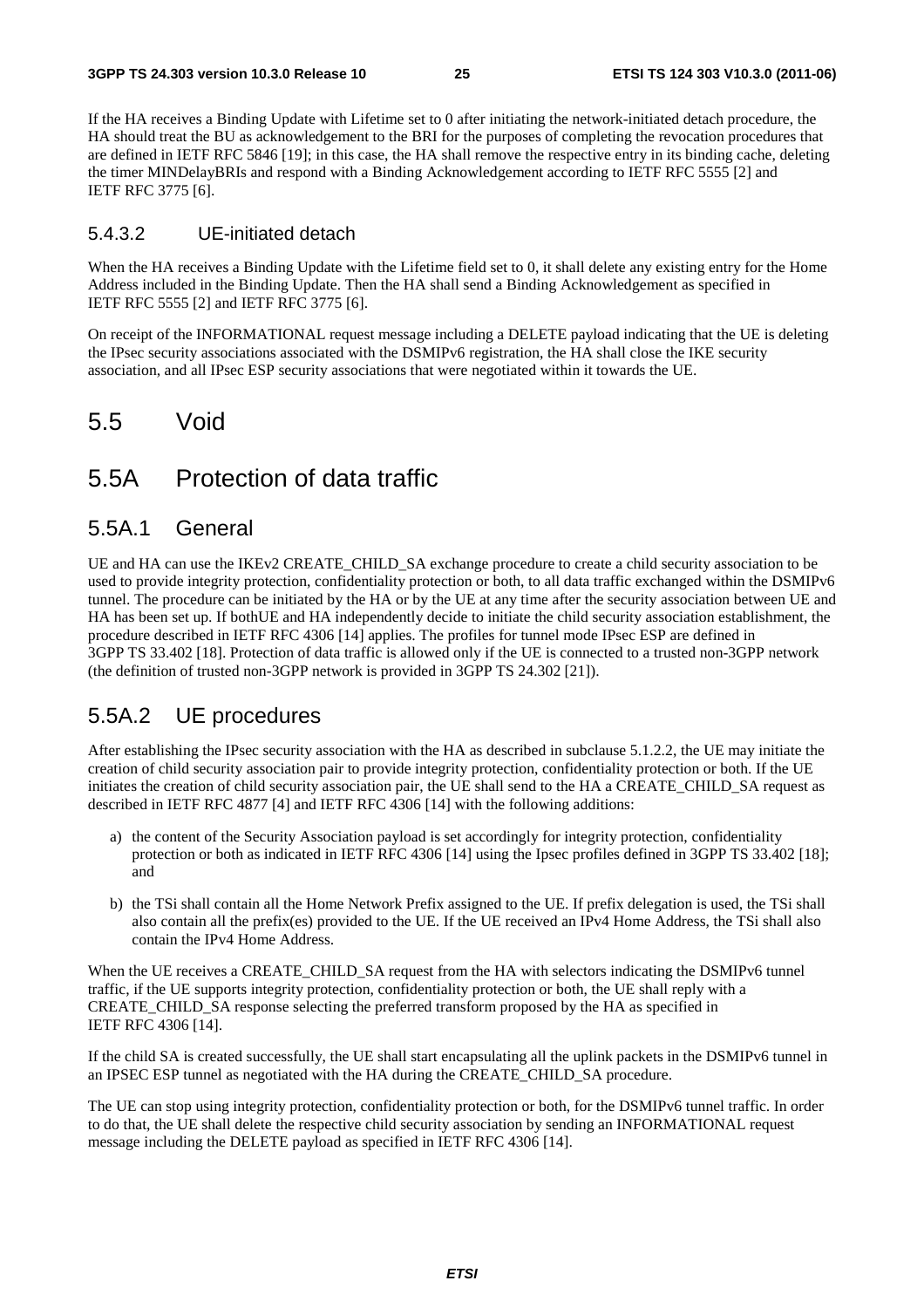If the HA receives a Binding Update with Lifetime set to 0 after initiating the network-initiated detach procedure, the HA should treat the BU as acknowledgement to the BRI for the purposes of completing the revocation procedures that are defined in IETF RFC 5846 [19]; in this case, the HA shall remove the respective entry in its binding cache, deleting the timer MINDelayBRIs and respond with a Binding Acknowledgement according to IETF RFC 5555 [2] and IETF RFC 3775 [6].

#### 5.4.3.2 UE-initiated detach

When the HA receives a Binding Update with the Lifetime field set to 0, it shall delete any existing entry for the Home Address included in the Binding Update. Then the HA shall send a Binding Acknowledgement as specified in IETF RFC 5555 [2] and IETF RFC 3775 [6].

On receipt of the INFORMATIONAL request message including a DELETE payload indicating that the UE is deleting the IPsec security associations associated with the DSMIPv6 registration, the HA shall close the IKE security association, and all IPsec ESP security associations that were negotiated within it towards the UE.

## 5.5 Void

## 5.5A Protection of data traffic

### 5.5A.1 General

UE and HA can use the IKEv2 CREATE_CHILD_SA exchange procedure to create a child security association to be used to provide integrity protection, confidentiality protection or both, to all data traffic exchanged within the DSMIPv6 tunnel. The procedure can be initiated by the HA or by the UE at any time after the security association between UE and HA has been set up. If bothUE and HA independently decide to initiate the child security association establishment, the procedure described in IETF RFC 4306 [14] applies. The profiles for tunnel mode IPsec ESP are defined in 3GPP TS 33.402 [18]. Protection of data traffic is allowed only if the UE is connected to a trusted non-3GPP network (the definition of trusted non-3GPP network is provided in 3GPP TS 24.302 [21]).

### 5.5A.2 UE procedures

After establishing the IPsec security association with the HA as described in subclause 5.1.2.2, the UE may initiate the creation of child security association pair to provide integrity protection, confidentiality protection or both. If the UE initiates the creation of child security association pair, the UE shall send to the HA a CREATE_CHILD_SA request as described in IETF RFC 4877 [4] and IETF RFC 4306 [14] with the following additions:

a) the content of the Security Association payload is set accordingly for integrity protection, confidentiality protection or both as indicated in IETF RFC 4306 [14] using the Ipsec profiles defined in 3GPP TS 33.402 [18]; and

b) the TSi shall contain all the Home Network Prefix assigned to the UE. If prefix delegation is used, the TSi shall also contain all the prefix(es) provided to the UE. If the UE received an IPv4 Home Address, the TSi shall also contain the IPv4 Home Address.

When the UE receives a CREATE_CHILD_SA request from the HA with selectors indicating the DSMIPv6 tunnel traffic, if the UE supports integrity protection, confidentiality protection or both, the UE shall reply with a CREATE_CHILD_SA response selecting the preferred transform proposed by the HA as specified in IETF RFC 4306 [14].

If the child SA is created successfully, the UE shall start encapsulating all the uplink packets in the DSMIPv6 tunnel in an IPSEC ESP tunnel as negotiated with the HA during the CREATE_CHILD_SA procedure.

The UE can stop using integrity protection, confidentiality protection or both, for the DSMIPv6 tunnel traffic. In order to do that, the UE shall delete the respective child security association by sending an INFORMATIONAL request message including the DELETE payload as specified in IETF RFC 4306 [14].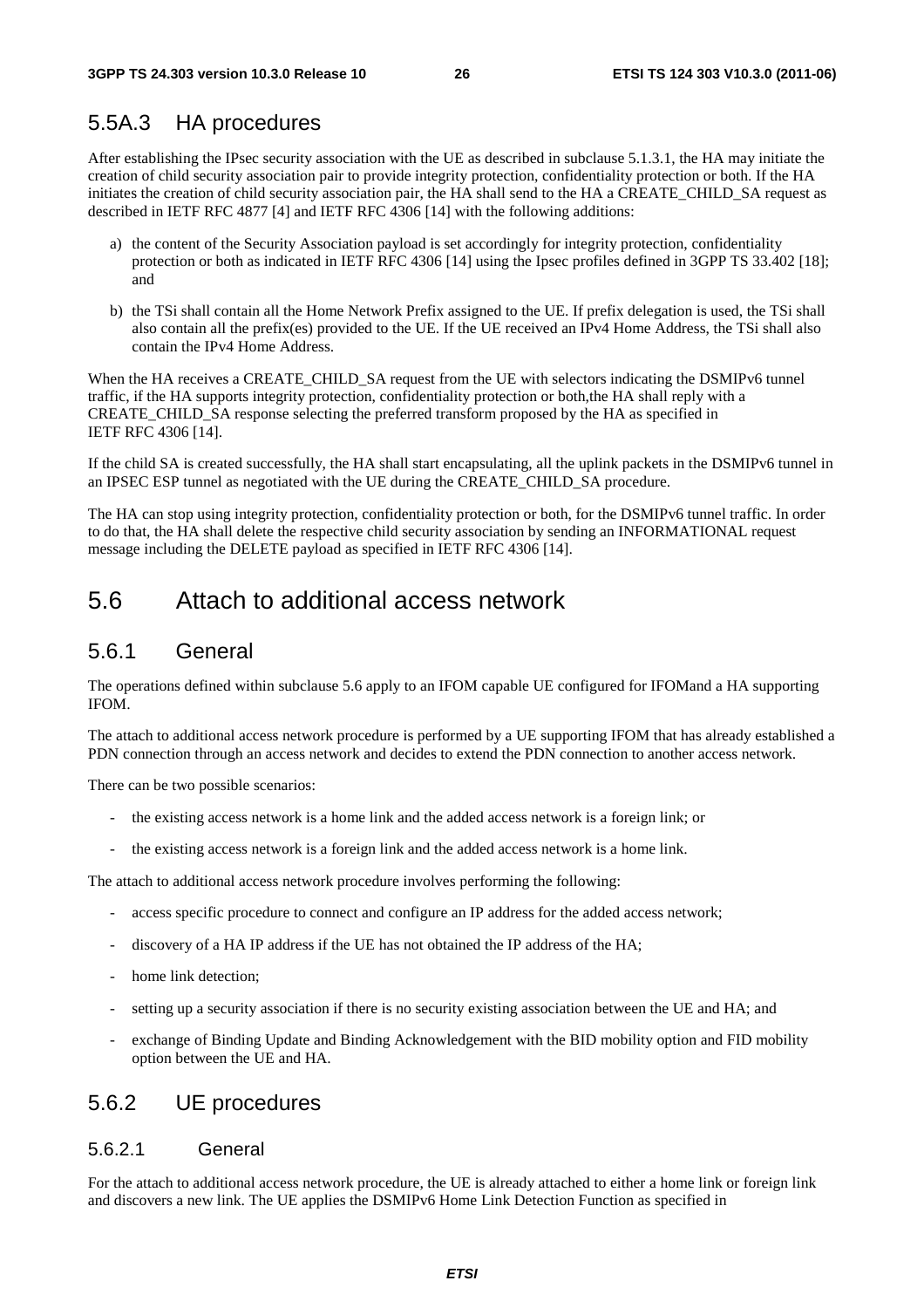### 5.5A.3 HA procedures

After establishing the IPsec security association with the UE as described in subclause 5.1.3.1, the HA may initiate the creation of child security association pair to provide integrity protection, confidentiality protection or both. If the HA initiates the creation of child security association pair, the HA shall send to the HA a CREATE_CHILD_SA request as described in IETF RFC 4877 [4] and IETF RFC 4306 [14] with the following additions:

a) the content of the Security Association payload is set accordingly for integrity protection, confidentiality protection or both as indicated in IETF RFC 4306 [14] using the Ipsec profiles defined in 3GPP TS 33.402 [18]; and

b) the TSi shall contain all the Home Network Prefix assigned to the UE. If prefix delegation is used, the TSi shall also contain all the prefix(es) provided to the UE. If the UE received an IPv4 Home Address, the TSi shall also contain the IPv4 Home Address.

When the HA receives a CREATE_CHILD_SA request from the UE with selectors indicating the DSMIPv6 tunnel traffic, if the HA supports integrity protection, confidentiality protection or both,the HA shall reply with a CREATE_CHILD_SA response selecting the preferred transform proposed by the HA as specified in IETF RFC 4306 [14].

If the child SA is created successfully, the HA shall start encapsulating, all the uplink packets in the DSMIPv6 tunnel in an IPSEC ESP tunnel as negotiated with the UE during the CREATE_CHILD_SA procedure.

The HA can stop using integrity protection, confidentiality protection or both, for the DSMIPv6 tunnel traffic. In order to do that, the HA shall delete the respective child security association by sending an INFORMATIONAL request message including the DELETE payload as specified in IETF RFC 4306 [14].

## 5.6 Attach to additional access network

### 5.6.1 General

The operations defined within subclause 5.6 apply to an IFOM capable UE configured for IFOMand a HA supporting IFOM.

The attach to additional access network procedure is performed by a UE supporting IFOM that has already established a PDN connection through an access network and decides to extend the PDN connection to another access network.

There can be two possible scenarios:

- the existing access network is a home link and the added access network is a foreign link; or
- the existing access network is a foreign link and the added access network is a home link.

The attach to additional access network procedure involves performing the following:

- access specific procedure to connect and configure an IP address for the added access network;
- discovery of a HA IP address if the UE has not obtained the IP address of the HA;
- home link detection;
- setting up a security association if there is no security existing association between the UE and HA; and
- exchange of Binding Update and Binding Acknowledgement with the BID mobility option and FID mobility option between the UE and HA.

### 5.6.2 UE procedures

#### 5.6.2.1 General

For the attach to additional access network procedure, the UE is already attached to either a home link or foreign link and discovers a new link. The UE applies the DSMIPv6 Home Link Detection Function as specified in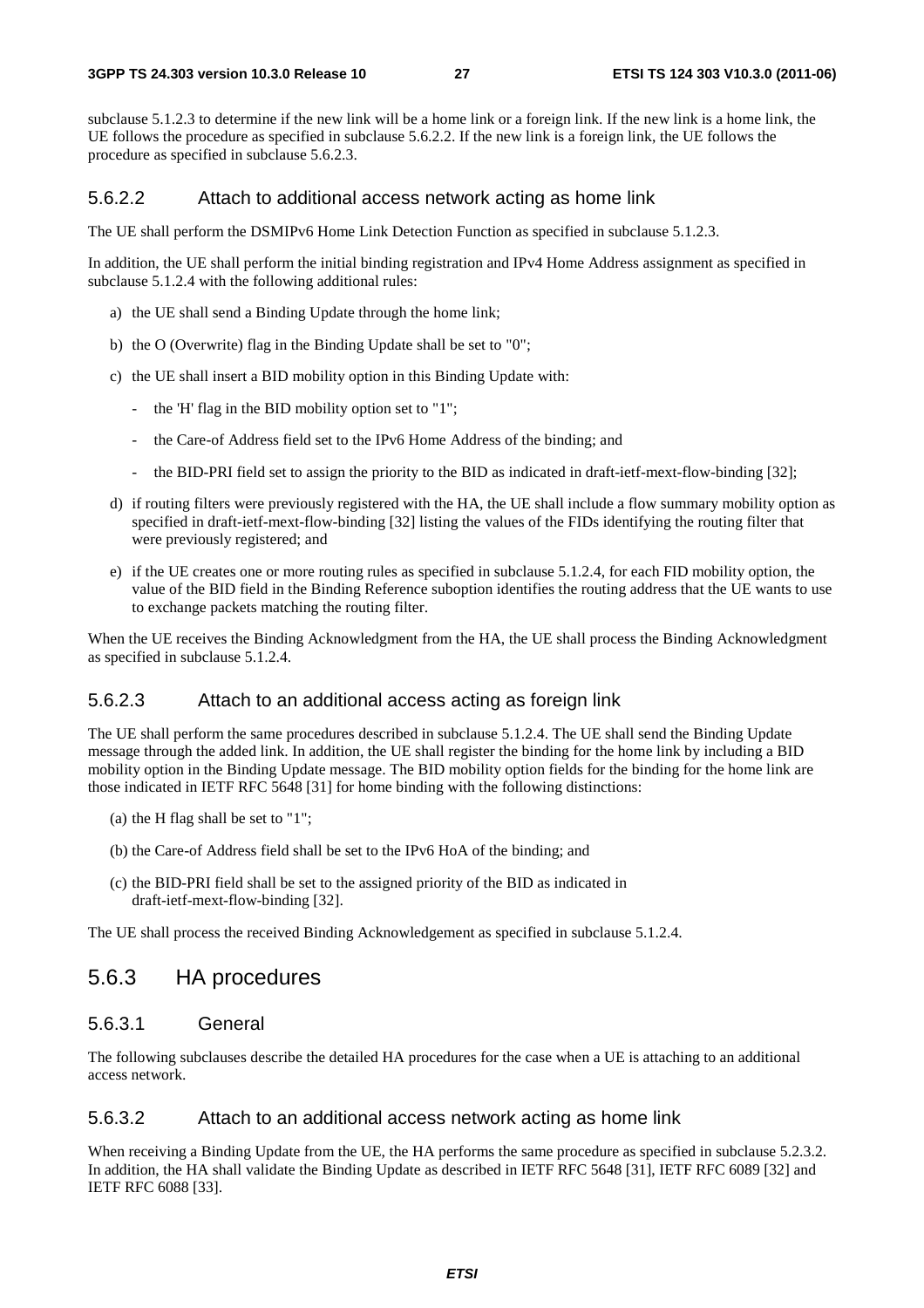subclause 5.1.2.3 to determine if the new link will be a home link or a foreign link. If the new link is a home link, the UE follows the procedure as specified in subclause 5.6.2.2. If the new link is a foreign link, the UE follows the procedure as specified in subclause 5.6.2.3.

#### 5.6.2.2 Attach to additional access network acting as home link

The UE shall perform the DSMIPv6 Home Link Detection Function as specified in subclause 5.1.2.3.

In addition, the UE shall perform the initial binding registration and IPv4 Home Address assignment as specified in subclause 5.1.2.4 with the following additional rules:

a) the UE shall send a Binding Update through the home link;

b) the O (Overwrite) flag in the Binding Update shall be set to "0";

c) the UE shall insert a BID mobility option in this Binding Update with:

- the 'H' flag in the BID mobility option set to "1";
- the Care-of Address field set to the IPv6 Home Address of the binding; and
- the BID-PRI field set to assign the priority to the BID as indicated in draft-ietf-mext-flow-binding [32];

d) if routing filters were previously registered with the HA, the UE shall include a flow summary mobility option as specified in draft-ietf-mext-flow-binding [32] listing the values of the FIDs identifying the routing filter that were previously registered; and

e) if the UE creates one or more routing rules as specified in subclause 5.1.2.4, for each FID mobility option, the value of the BID field in the Binding Reference suboption identifies the routing address that the UE wants to use to exchange packets matching the routing filter.

When the UE receives the Binding Acknowledgment from the HA, the UE shall process the Binding Acknowledgment as specified in subclause 5.1.2.4.

#### 5.6.2.3 Attach to an additional access acting as foreign link

The UE shall perform the same procedures described in subclause 5.1.2.4. The UE shall send the Binding Update message through the added link. In addition, the UE shall register the binding for the home link by including a BID mobility option in the Binding Update message. The BID mobility option fields for the binding for the home link are those indicated in IETF RFC 5648 [31] for home binding with the following distinctions:

(a) the H flag shall be set to "1";

(b) the Care-of Address field shall be set to the IPv6 HoA of the binding; and

(c) the BID-PRI field shall be set to the assigned priority of the BID as indicated in draft-ietf-mext-flow-binding [32].

The UE shall process the received Binding Acknowledgement as specified in subclause 5.1.2.4.

### 5.6.3 HA procedures

#### 5.6.3.1 General

The following subclauses describe the detailed HA procedures for the case when a UE is attaching to an additional access network.

#### 5.6.3.2 Attach to an additional access network acting as home link

When receiving a Binding Update from the UE, the HA performs the same procedure as specified in subclause 5.2.3.2. In addition, the HA shall validate the Binding Update as described in IETF RFC 5648 [31], IETF RFC 6089 [32] and IETF RFC 6088 [33].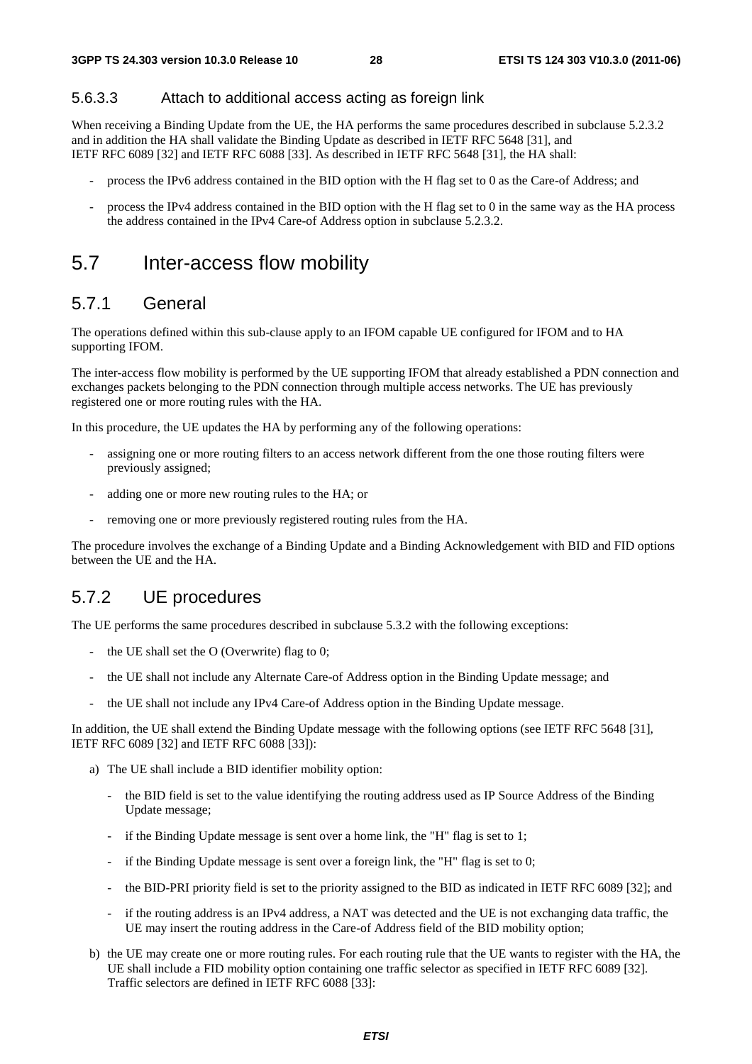#### 5.6.3.3 Attach to additional access acting as foreign link

When receiving a Binding Update from the UE, the HA performs the same procedures described in subclause 5.2.3.2 and in addition the HA shall validate the Binding Update as described in IETF RFC 5648 [31], and IETF RFC 6089 [32] and IETF RFC 6088 [33]. As described in IETF RFC 5648 [31], the HA shall:

- process the IPv6 address contained in the BID option with the H flag set to 0 as the Care-of Address; and
- process the IPv4 address contained in the BID option with the H flag set to 0 in the same way as the HA process the address contained in the IPv4 Care-of Address option in subclause 5.2.3.2.

## 5.7 Inter-access flow mobility

### 5.7.1 General

The operations defined within this sub-clause apply to an IFOM capable UE configured for IFOM and to HA supporting IFOM.

The inter-access flow mobility is performed by the UE supporting IFOM that already established a PDN connection and exchanges packets belonging to the PDN connection through multiple access networks. The UE has previously registered one or more routing rules with the HA.

In this procedure, the UE updates the HA by performing any of the following operations:

- assigning one or more routing filters to an access network different from the one those routing filters were previously assigned;
- adding one or more new routing rules to the HA; or
- removing one or more previously registered routing rules from the HA.

The procedure involves the exchange of a Binding Update and a Binding Acknowledgement with BID and FID options between the UE and the HA.

### 5.7.2 UE procedures

The UE performs the same procedures described in subclause 5.3.2 with the following exceptions:

- the UE shall set the O (Overwrite) flag to 0;
- the UE shall not include any Alternate Care-of Address option in the Binding Update message; and
- the UE shall not include any IPv4 Care-of Address option in the Binding Update message.

In addition, the UE shall extend the Binding Update message with the following options (see IETF RFC 5648 [31], IETF RFC 6089 [32] and IETF RFC 6088 [33]):

a) The UE shall include a BID identifier mobility option:
   - the BID field is set to the value identifying the routing address used as IP Source Address of the Binding Update message;
   - if the Binding Update message is sent over a home link, the "H" flag is set to 1;
   - if the Binding Update message is sent over a foreign link, the "H" flag is set to 0;
   - the BID-PRI priority field is set to the priority assigned to the BID as indicated in IETF RFC 6089 [32]; and
   - if the routing address is an IPv4 address, a NAT was detected and the UE is not exchanging data traffic, the UE may insert the routing address in the Care-of Address field of the BID mobility option;

b) the UE may create one or more routing rules. For each routing rule that the UE wants to register with the HA, the UE shall include a FID mobility option containing one traffic selector as specified in IETF RFC 6089 [32]. Traffic selectors are defined in IETF RFC 6088 [33]: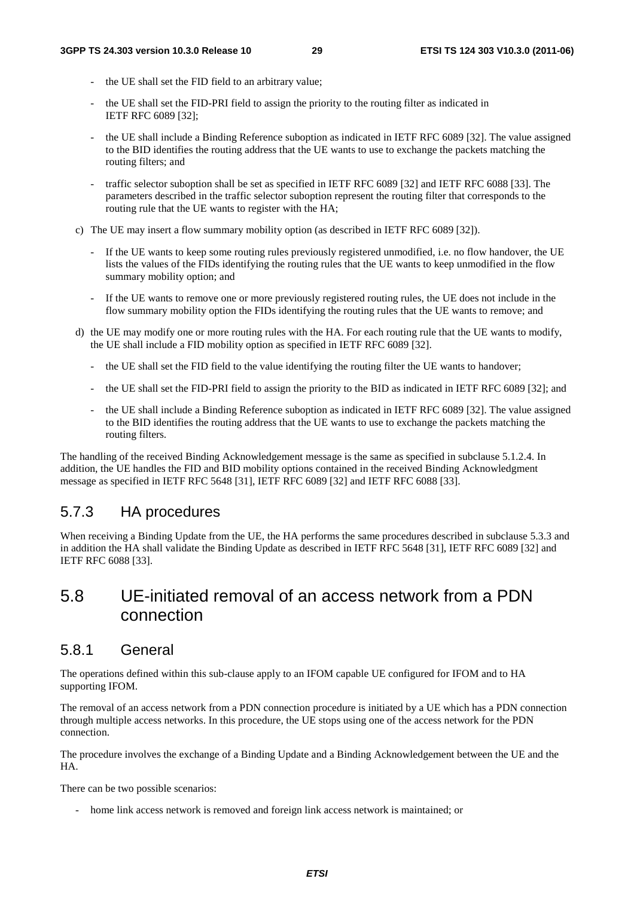- the UE shall set the FID field to an arbitrary value;
- the UE shall set the FID-PRI field to assign the priority to the routing filter as indicated in IETF RFC 6089 [32];
- the UE shall include a Binding Reference suboption as indicated in IETF RFC 6089 [32]. The value assigned to the BID identifies the routing address that the UE wants to use to exchange the packets matching the routing filters; and
- traffic selector suboption shall be set as specified in IETF RFC 6089 [32] and IETF RFC 6088 [33]. The parameters described in the traffic selector suboption represent the routing filter that corresponds to the routing rule that the UE wants to register with the HA;

c) The UE may insert a flow summary mobility option (as described in IETF RFC 6089 [32]).

- If the UE wants to keep some routing rules previously registered unmodified, i.e. no flow handover, the UE lists the values of the FIDs identifying the routing rules that the UE wants to keep unmodified in the flow summary mobility option; and
- If the UE wants to remove one or more previously registered routing rules, the UE does not include in the flow summary mobility option the FIDs identifying the routing rules that the UE wants to remove; and

d) the UE may modify one or more routing rules with the HA. For each routing rule that the UE wants to modify, the UE shall include a FID mobility option as specified in IETF RFC 6089 [32].

- the UE shall set the FID field to the value identifying the routing filter the UE wants to handover;
- the UE shall set the FID-PRI field to assign the priority to the BID as indicated in IETF RFC 6089 [32]; and
- the UE shall include a Binding Reference suboption as indicated in IETF RFC 6089 [32]. The value assigned to the BID identifies the routing address that the UE wants to use to exchange the packets matching the routing filters.

The handling of the received Binding Acknowledgement message is the same as specified in subclause 5.1.2.4. In addition, the UE handles the FID and BID mobility options contained in the received Binding Acknowledgment message as specified in IETF RFC 5648 [31], IETF RFC 6089 [32] and IETF RFC 6088 [33].

### 5.7.3 HA procedures

When receiving a Binding Update from the UE, the HA performs the same procedures described in subclause 5.3.3 and in addition the HA shall validate the Binding Update as described in IETF RFC 5648 [31], IETF RFC 6089 [32] and IETF RFC 6088 [33].

## 5.8 UE-initiated removal of an access network from a PDN connection

### 5.8.1 General

The operations defined within this sub-clause apply to an IFOM capable UE configured for IFOM and to HA supporting IFOM.

The removal of an access network from a PDN connection procedure is initiated by a UE which has a PDN connection through multiple access networks. In this procedure, the UE stops using one of the access network for the PDN connection.

The procedure involves the exchange of a Binding Update and a Binding Acknowledgement between the UE and the HA.

There can be two possible scenarios:

- home link access network is removed and foreign link access network is maintained; or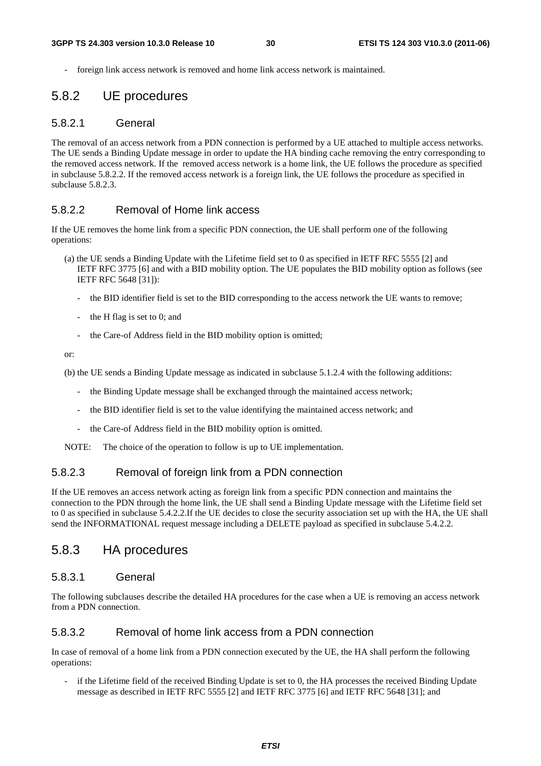- foreign link access network is removed and home link access network is maintained.

## 5.8.2 UE procedures

### 5.8.2.1 General

The removal of an access network from a PDN connection is performed by a UE attached to multiple access networks. The UE sends a Binding Update message in order to update the HA binding cache removing the entry corresponding to the removed access network. If the removed access network is a home link, the UE follows the procedure as specified in subclause 5.8.2.2. If the removed access network is a foreign link, the UE follows the procedure as specified in subclause 5.8.2.3.

### 5.8.2.2 Removal of Home link access

If the UE removes the home link from a specific PDN connection, the UE shall perform one of the following operations:

(a) the UE sends a Binding Update with the Lifetime field set to 0 as specified in IETF RFC 5555 [2] and IETF RFC 3775 [6] and with a BID mobility option. The UE populates the BID mobility option as follows (see IETF RFC 5648 [31]):

- the BID identifier field is set to the BID corresponding to the access network the UE wants to remove;
- the H flag is set to 0; and
- the Care-of Address field in the BID mobility option is omitted;

or:

(b) the UE sends a Binding Update message as indicated in subclause 5.1.2.4 with the following additions:

- the Binding Update message shall be exchanged through the maintained access network;
- the BID identifier field is set to the value identifying the maintained access network; and
- the Care-of Address field in the BID mobility option is omitted.

NOTE: The choice of the operation to follow is up to UE implementation.

### 5.8.2.3 Removal of foreign link from a PDN connection

If the UE removes an access network acting as foreign link from a specific PDN connection and maintains the connection to the PDN through the home link, the UE shall send a Binding Update message with the Lifetime field set to 0 as specified in subclause 5.4.2.2.If the UE decides to close the security association set up with the HA, the UE shall send the INFORMATIONAL request message including a DELETE payload as specified in subclause 5.4.2.2.

## 5.8.3 HA procedures

### 5.8.3.1 General

The following subclauses describe the detailed HA procedures for the case when a UE is removing an access network from a PDN connection.

### 5.8.3.2 Removal of home link access from a PDN connection

In case of removal of a home link from a PDN connection executed by the UE, the HA shall perform the following operations:

- if the Lifetime field of the received Binding Update is set to 0, the HA processes the received Binding Update message as described in IETF RFC 5555 [2] and IETF RFC 3775 [6] and IETF RFC 5648 [31]; and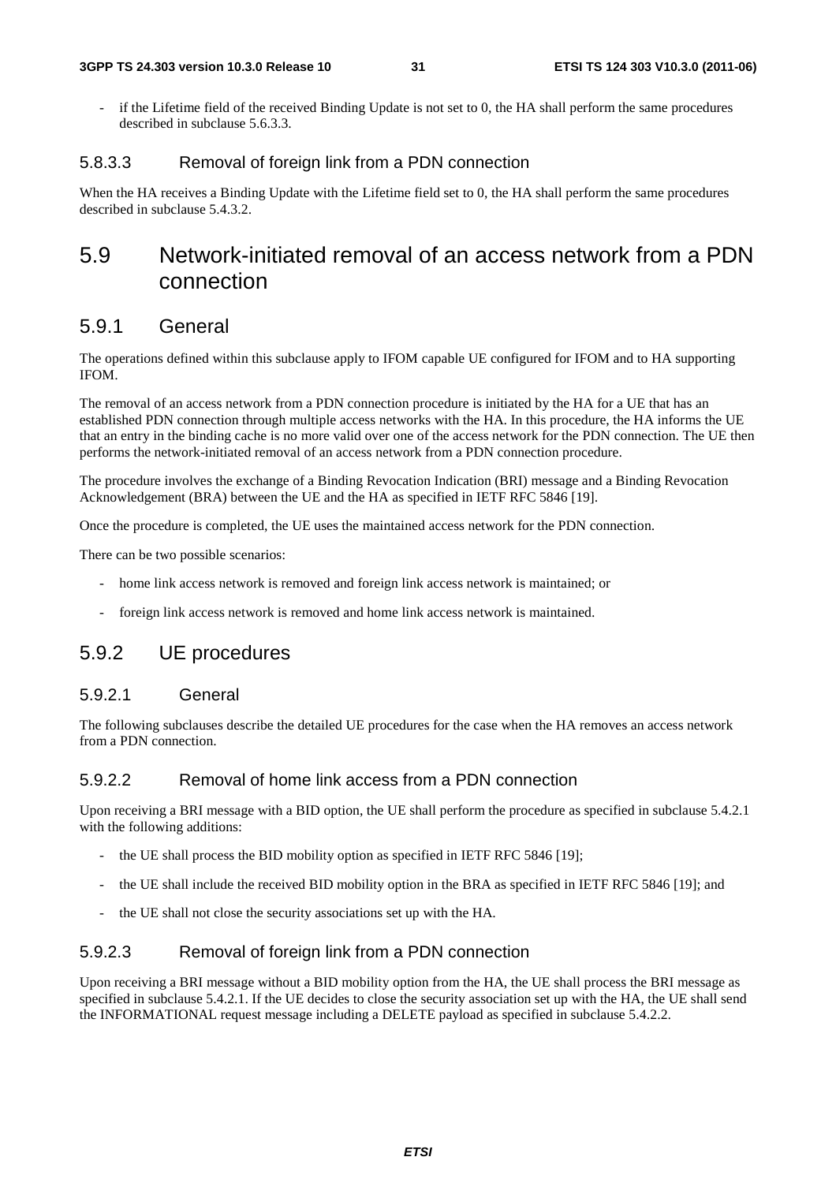- if the Lifetime field of the received Binding Update is not set to 0, the HA shall perform the same procedures described in subclause 5.6.3.3.

#### 5.8.3.3 Removal of foreign link from a PDN connection

When the HA receives a Binding Update with the Lifetime field set to 0, the HA shall perform the same procedures described in subclause 5.4.3.2.

## 5.9 Network-initiated removal of an access network from a PDN connection

### 5.9.1 General

The operations defined within this subclause apply to IFOM capable UE configured for IFOM and to HA supporting IFOM.

The removal of an access network from a PDN connection procedure is initiated by the HA for a UE that has an established PDN connection through multiple access networks with the HA. In this procedure, the HA informs the UE that an entry in the binding cache is no more valid over one of the access network for the PDN connection. The UE then performs the network-initiated removal of an access network from a PDN connection procedure.

The procedure involves the exchange of a Binding Revocation Indication (BRI) message and a Binding Revocation Acknowledgement (BRA) between the UE and the HA as specified in IETF RFC 5846 [19].

Once the procedure is completed, the UE uses the maintained access network for the PDN connection.

There can be two possible scenarios:

- home link access network is removed and foreign link access network is maintained; or
- foreign link access network is removed and home link access network is maintained.

### 5.9.2 UE procedures

#### 5.9.2.1 General

The following subclauses describe the detailed UE procedures for the case when the HA removes an access network from a PDN connection.

#### 5.9.2.2 Removal of home link access from a PDN connection

Upon receiving a BRI message with a BID option, the UE shall perform the procedure as specified in subclause 5.4.2.1 with the following additions:

- the UE shall process the BID mobility option as specified in IETF RFC 5846 [19];
- the UE shall include the received BID mobility option in the BRA as specified in IETF RFC 5846 [19]; and
- the UE shall not close the security associations set up with the HA.

#### 5.9.2.3 Removal of foreign link from a PDN connection

Upon receiving a BRI message without a BID mobility option from the HA, the UE shall process the BRI message as specified in subclause 5.4.2.1. If the UE decides to close the security association set up with the HA, the UE shall send the INFORMATIONAL request message including a DELETE payload as specified in subclause 5.4.2.2.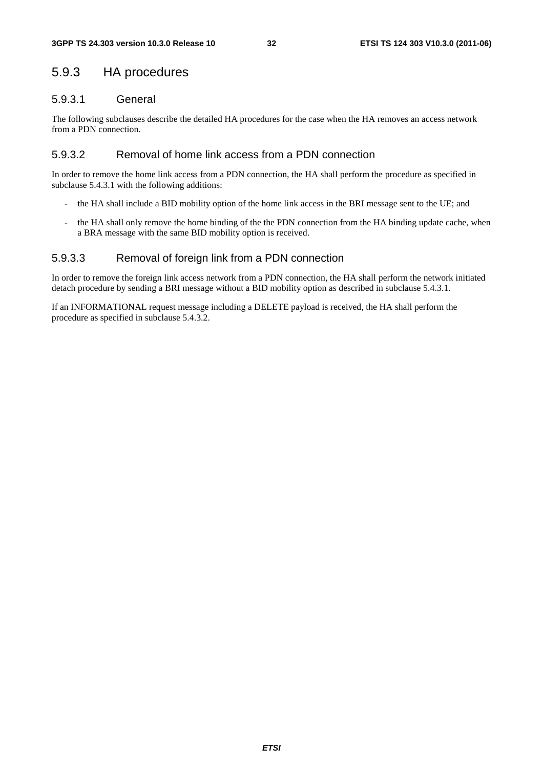### 5.9.3 HA procedures

#### 5.9.3.1 General

The following subclauses describe the detailed HA procedures for the case when the HA removes an access network from a PDN connection.

#### 5.9.3.2 Removal of home link access from a PDN connection

In order to remove the home link access from a PDN connection, the HA shall perform the procedure as specified in subclause 5.4.3.1 with the following additions:

- the HA shall include a BID mobility option of the home link access in the BRI message sent to the UE; and
- the HA shall only remove the home binding of the the PDN connection from the HA binding update cache, when a BRA message with the same BID mobility option is received.

#### 5.9.3.3 Removal of foreign link from a PDN connection

In order to remove the foreign link access network from a PDN connection, the HA shall perform the network initiated detach procedure by sending a BRI message without a BID mobility option as described in subclause 5.4.3.1.

If an INFORMATIONAL request message including a DELETE payload is received, the HA shall perform the procedure as specified in subclause 5.4.3.2.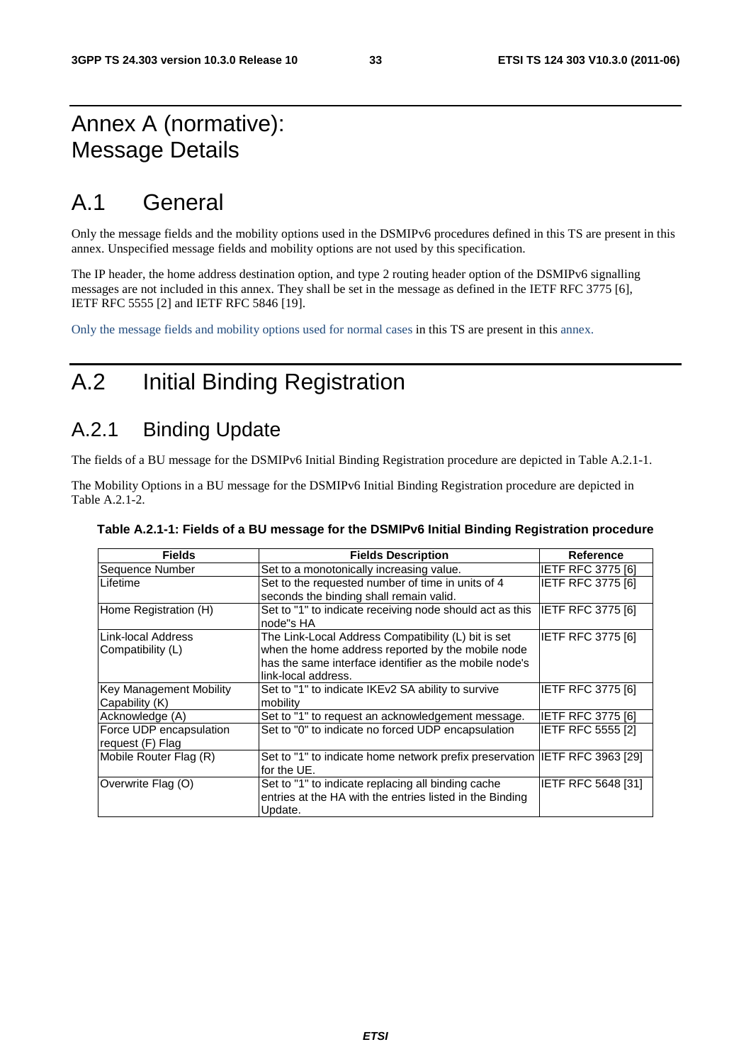# Annex A (normative): Message Details

# A.1 General

Only the message fields and the mobility options used in the DSMIPv6 procedures defined in this TS are present in this annex. Unspecified message fields and mobility options are not used by this specification.

The IP header, the home address destination option, and type 2 routing header option of the DSMIPv6 signalling messages are not included in this annex. They shall be set in the message as defined in the IETF RFC 3775 [6], IETF RFC 5555 [2] and IETF RFC 5846 [19].

Only the message fields and mobility options used for normal cases in this TS are present in this annex.

# A.2 Initial Binding Registration

## A.2.1 Binding Update

The fields of a BU message for the DSMIPv6 Initial Binding Registration procedure are depicted in Table A.2.1-1.

The Mobility Options in a BU message for the DSMIPv6 Initial Binding Registration procedure are depicted in Table A.2.1-2.

**Table A.2.1-1: Fields of a BU message for the DSMIPv6 Initial Binding Registration procedure**

| Fields | Fields Description | Reference |
|---|---|---|
| Sequence Number | Set to a monotonically increasing value. | IETF RFC 3775 [6] |
| Lifetime | Set to the requested number of time in units of 4 seconds the binding shall remain valid. | IETF RFC 3775 [6] |
| Home Registration (H) | Set to "1" to indicate receiving node should act as this node"s HA | IETF RFC 3775 [6] |
| Link-local Address Compatibility (L) | The Link-Local Address Compatibility (L) bit is set when the home address reported by the mobile node has the same interface identifier as the mobile node's link-local address. | IETF RFC 3775 [6] |
| Key Management Mobility Capability (K) | Set to "1" to indicate IKEv2 SA ability to survive mobility | IETF RFC 3775 [6] |
| Acknowledge (A) | Set to "1" to request an acknowledgement message. | IETF RFC 3775 [6] |
| Force UDP encapsulation request (F) Flag | Set to "0" to indicate no forced UDP encapsulation | IETF RFC 5555 [2] |
| Mobile Router Flag (R) | Set to "1" to indicate home network prefix preservation for the UE. | IETF RFC 3963 [29] |
| Overwrite Flag (O) | Set to "1" to indicate replacing all binding cache entries at the HA with the entries listed in the Binding Update. | IETF RFC 5648 [31] |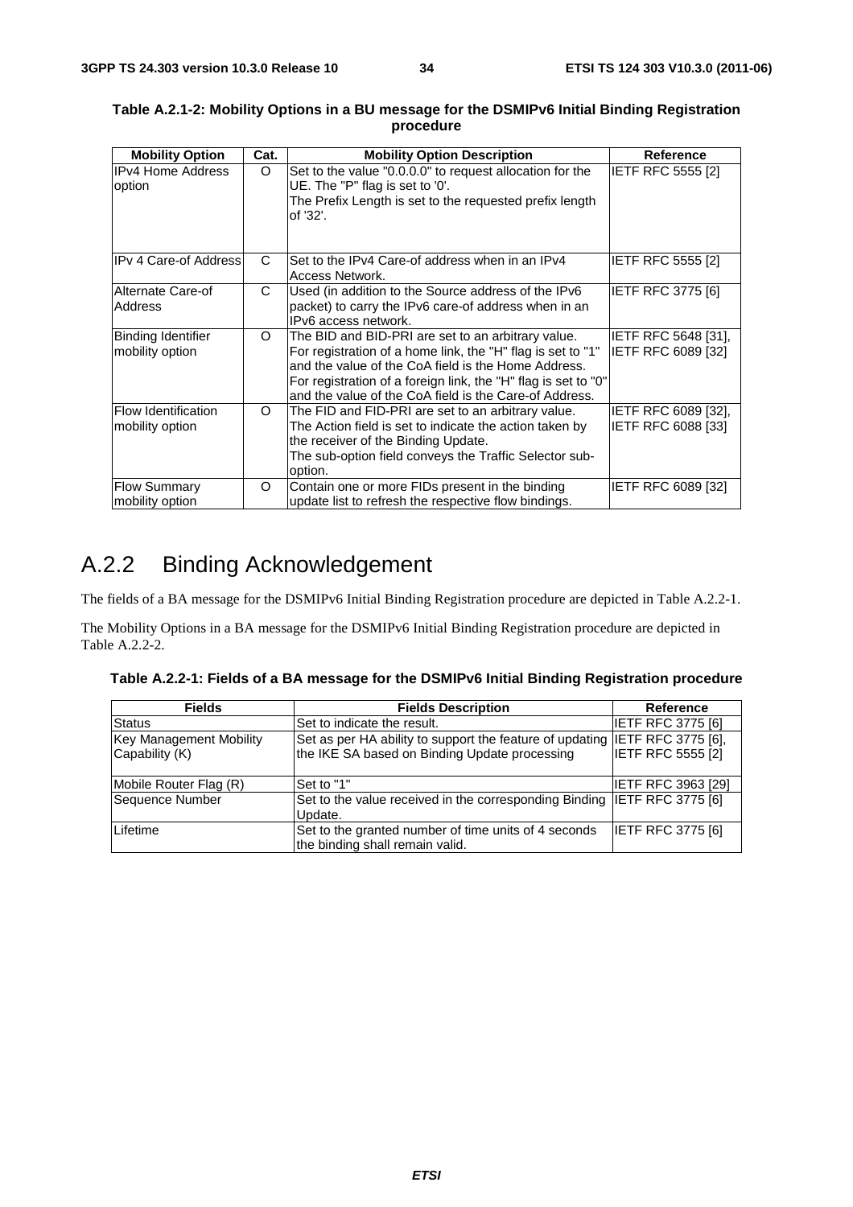**Table A.2.1-2: Mobility Options in a BU message for the DSMIPv6 Initial Binding Registration procedure**

| Mobility Option | Cat. | Mobility Option Description | Reference |
|---|---|---|---|
| IPv4 Home Address option | O | Set to the value "0.0.0.0" to request allocation for the UE. The "P" flag is set to '0'.<br>The Prefix Length is set to the requested prefix length of '32'. | IETF RFC 5555 [2] |
| IPv 4 Care-of Address | C | Set to the IPv4 Care-of address when in an IPv4 Access Network. | IETF RFC 5555 [2] |
| Alternate Care-of Address | C | Used (in addition to the Source address of the IPv6 packet) to carry the IPv6 care-of address when in an IPv6 access network. | IETF RFC 3775 [6] |
| Binding Identifier mobility option | O | The BID and BID-PRI are set to an arbitrary value. For registration of a home link, the "H" flag is set to "1" and the value of the CoA field is the Home Address. For registration of a foreign link, the "H" flag is set to "0" and the value of the CoA field is the Care-of Address. | IETF RFC 5648 [31], IETF RFC 6089 [32] |
| Flow Identification mobility option | O | The FID and FID-PRI are set to an arbitrary value. The Action field is set to indicate the action taken by the receiver of the Binding Update.<br>The sub-option field conveys the Traffic Selector sub-option. | IETF RFC 6089 [32], IETF RFC 6088 [33] |
| Flow Summary mobility option | O | Contain one or more FIDs present in the binding update list to refresh the respective flow bindings. | IETF RFC 6089 [32] |

## A.2.2 Binding Acknowledgement

The fields of a BA message for the DSMIPv6 Initial Binding Registration procedure are depicted in Table A.2.2-1.

The Mobility Options in a BA message for the DSMIPv6 Initial Binding Registration procedure are depicted in Table A.2.2-2.

**Table A.2.2-1: Fields of a BA message for the DSMIPv6 Initial Binding Registration procedure**

| Fields | Fields Description | Reference |
|---|---|---|
| Status | Set to indicate the result. | IETF RFC 3775 [6] |
| Key Management Mobility Capability (K) | Set as per HA ability to support the feature of updating the IKE SA based on Binding Update processing | IETF RFC 3775 [6], IETF RFC 5555 [2] |
| Mobile Router Flag (R) | Set to "1" | IETF RFC 3963 [29] |
| Sequence Number | Set to the value received in the corresponding Binding Update. | IETF RFC 3775 [6] |
| Lifetime | Set to the granted number of time units of 4 seconds the binding shall remain valid. | IETF RFC 3775 [6] |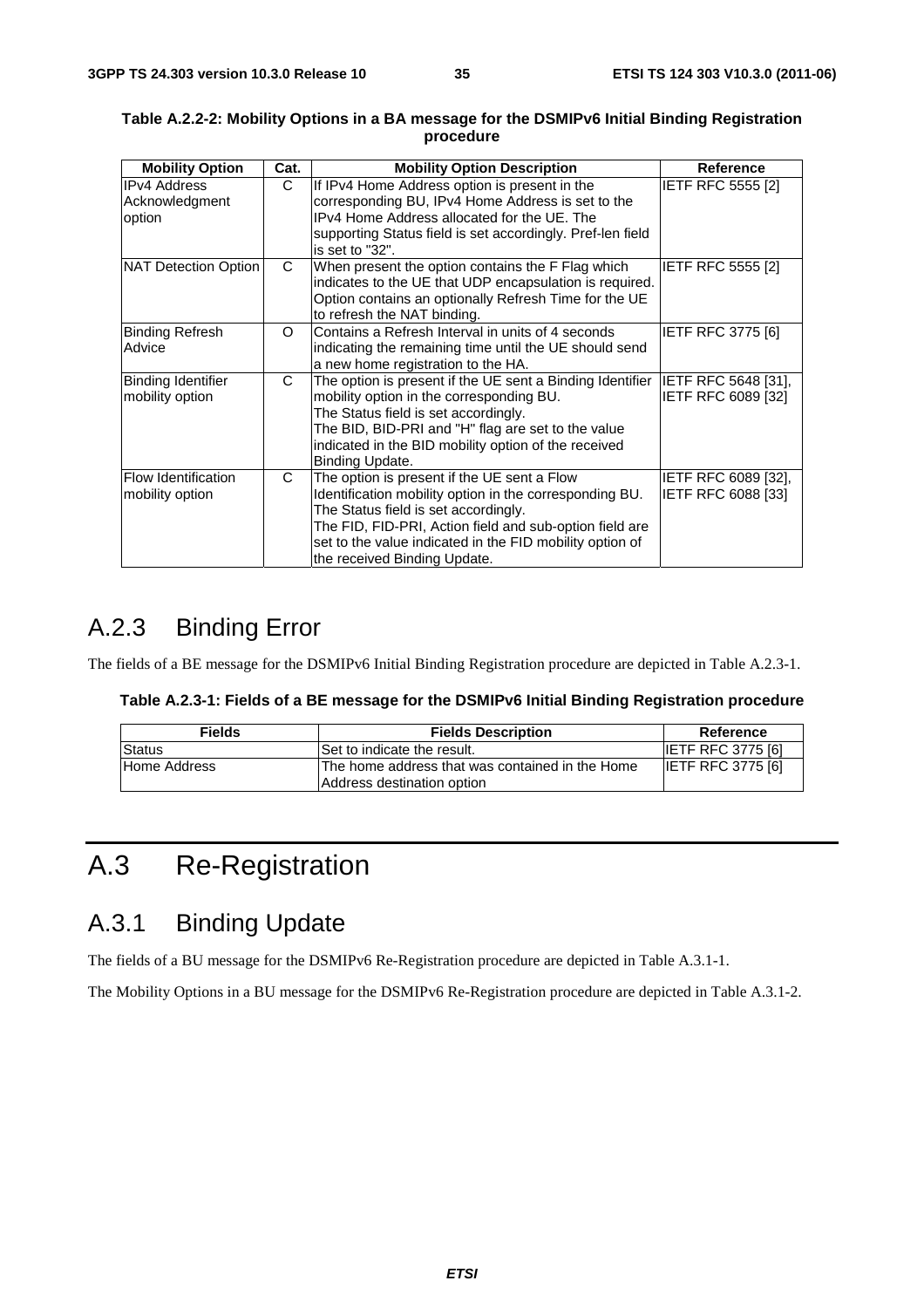**Table A.2.2-2: Mobility Options in a BA message for the DSMIPv6 Initial Binding Registration procedure**

| Mobility Option | Cat. | Mobility Option Description | Reference |
|---|---|---|---|
| IPv4 Address Acknowledgment option | C | If IPv4 Home Address option is present in the corresponding BU, IPv4 Home Address is set to the IPv4 Home Address allocated for the UE. The supporting Status field is set accordingly. Pref-len field is set to "32". | IETF RFC 5555 [2] |
| NAT Detection Option | C | When present the option contains the F Flag which indicates to the UE that UDP encapsulation is required. Option contains an optionally Refresh Time for the UE to refresh the NAT binding. | IETF RFC 5555 [2] |
| Binding Refresh Advice | O | Contains a Refresh Interval in units of 4 seconds indicating the remaining time until the UE should send a new home registration to the HA. | IETF RFC 3775 [6] |
| Binding Identifier mobility option | C | The option is present if the UE sent a Binding Identifier mobility option in the corresponding BU.<br>The Status field is set accordingly.<br>The BID, BID-PRI and "H" flag are set to the value indicated in the BID mobility option of the received Binding Update. | IETF RFC 5648 [31], IETF RFC 6089 [32] |
| Flow Identification mobility option | C | The option is present if the UE sent a Flow Identification mobility option in the corresponding BU.<br>The Status field is set accordingly.<br>The FID, FID-PRI, Action field and sub-option field are set to the value indicated in the FID mobility option of the received Binding Update. | IETF RFC 6089 [32], IETF RFC 6088 [33] |

## A.2.3 Binding Error

The fields of a BE message for the DSMIPv6 Initial Binding Registration procedure are depicted in Table A.2.3-1.

**Table A.2.3-1: Fields of a BE message for the DSMIPv6 Initial Binding Registration procedure**

| Fields | Fields Description | Reference |
|---|---|---|
| Status | Set to indicate the result. | IETF RFC 3775 [6] |
| Home Address | The home address that was contained in the Home Address destination option | IETF RFC 3775 [6] |

# A.3 Re-Registration

## A.3.1 Binding Update

The fields of a BU message for the DSMIPv6 Re-Registration procedure are depicted in Table A.3.1-1.

The Mobility Options in a BU message for the DSMIPv6 Re-Registration procedure are depicted in Table A.3.1-2.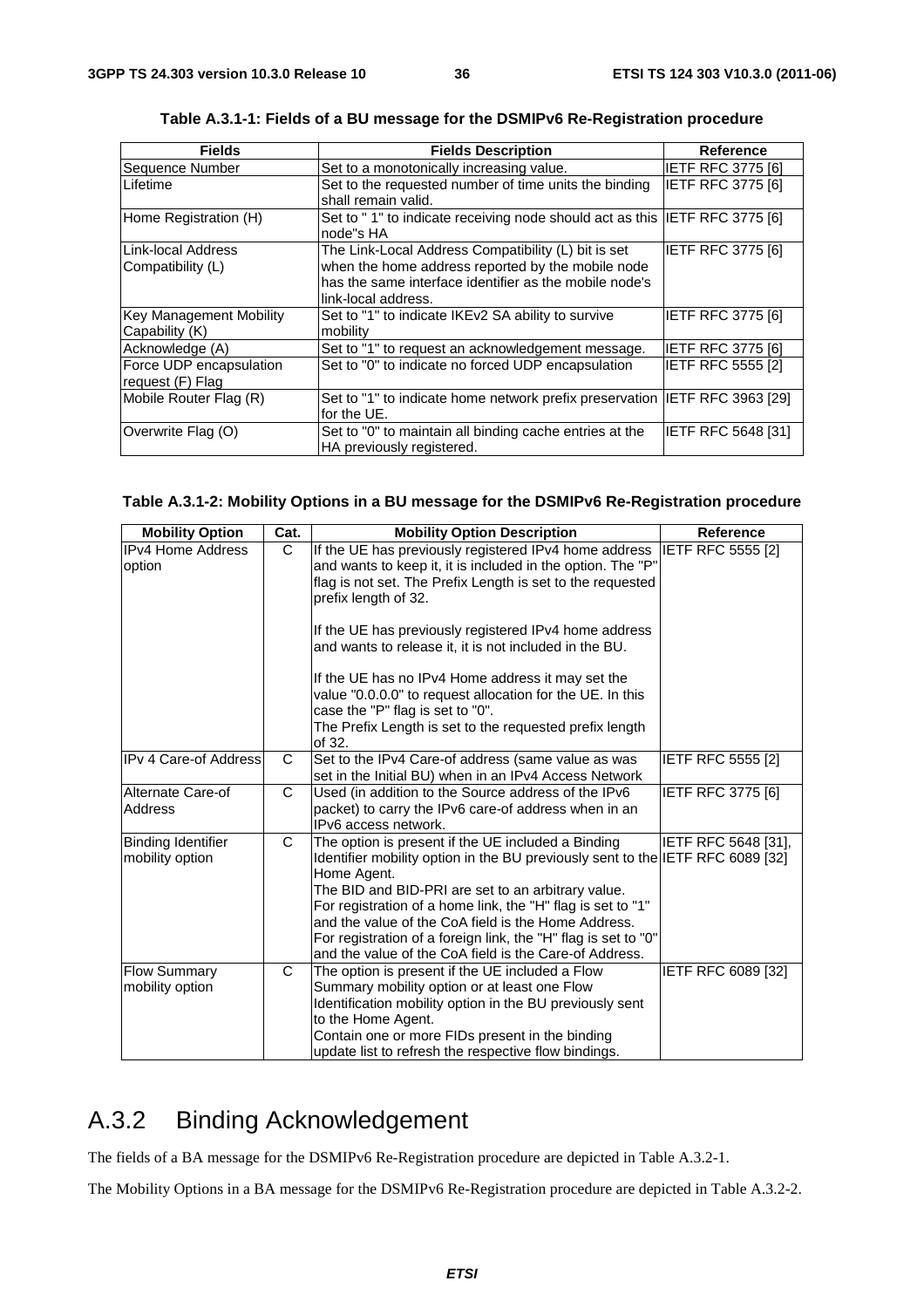**Table A.3.1-1: Fields of a BU message for the DSMIPv6 Re-Registration procedure**

| Fields | Fields Description | Reference |
|---|---|---|
| Sequence Number | Set to a monotonically increasing value. | IETF RFC 3775 [6] |
| Lifetime | Set to the requested number of time units the binding shall remain valid. | IETF RFC 3775 [6] |
| Home Registration (H) | Set to " 1" to indicate receiving node should act as this node"s HA | IETF RFC 3775 [6] |
| Link-local Address Compatibility (L) | The Link-Local Address Compatibility (L) bit is set when the home address reported by the mobile node has the same interface identifier as the mobile node's link-local address. | IETF RFC 3775 [6] |
| Key Management Mobility Capability (K) | Set to "1" to indicate IKEv2 SA ability to survive mobility | IETF RFC 3775 [6] |
| Acknowledge (A) | Set to "1" to request an acknowledgement message. | IETF RFC 3775 [6] |
| Force UDP encapsulation request (F) Flag | Set to "0" to indicate no forced UDP encapsulation | IETF RFC 5555 [2] |
| Mobile Router Flag (R) | Set to "1" to indicate home network prefix preservation for the UE. | IETF RFC 3963 [29] |
| Overwrite Flag (O) | Set to "0" to maintain all binding cache entries at the HA previously registered. | IETF RFC 5648 [31] |

**Table A.3.1-2: Mobility Options in a BU message for the DSMIPv6 Re-Registration procedure**

| Mobility Option | Cat. | Mobility Option Description | Reference |
|---|---|---|---|
| IPv4 Home Address option | C | If the UE has previously registered IPv4 home address and wants to keep it, it is included in the option. The "P" flag is not set. The Prefix Length is set to the requested prefix length of 32.<br><br>If the UE has previously registered IPv4 home address and wants to release it, it is not included in the BU.<br><br>If the UE has no IPv4 Home address it may set the value "0.0.0.0" to request allocation for the UE. In this case the "P" flag is set to "0".<br>The Prefix Length is set to the requested prefix length of 32. | IETF RFC 5555 [2] |
| IPv 4 Care-of Address | C | Set to the IPv4 Care-of address (same value as was set in the Initial BU) when in an IPv4 Access Network | IETF RFC 5555 [2] |
| Alternate Care-of Address | C | Used (in addition to the Source address of the IPv6 packet) to carry the IPv6 care-of address when in an IPv6 access network. | IETF RFC 3775 [6] |
| Binding Identifier mobility option | C | The option is present if the UE included a Binding Identifier mobility option in the BU previously sent to the Home Agent.<br>The BID and BID-PRI are set to an arbitrary value.<br>For registration of a home link, the "H" flag is set to "1" and the value of the CoA field is the Home Address.<br>For registration of a foreign link, the "H" flag is set to "0" and the value of the CoA field is the Care-of Address. | IETF RFC 5648 [31], IETF RFC 6089 [32] |
| Flow Summary mobility option | C | The option is present if the UE included a Flow Summary mobility option or at least one Flow Identification mobility option in the BU previously sent to the Home Agent.<br>Contain one or more FIDs present in the binding update list to refresh the respective flow bindings. | IETF RFC 6089 [32] |

## A.3.2 Binding Acknowledgement

The fields of a BA message for the DSMIPv6 Re-Registration procedure are depicted in Table A.3.2-1.

The Mobility Options in a BA message for the DSMIPv6 Re-Registration procedure are depicted in Table A.3.2-2.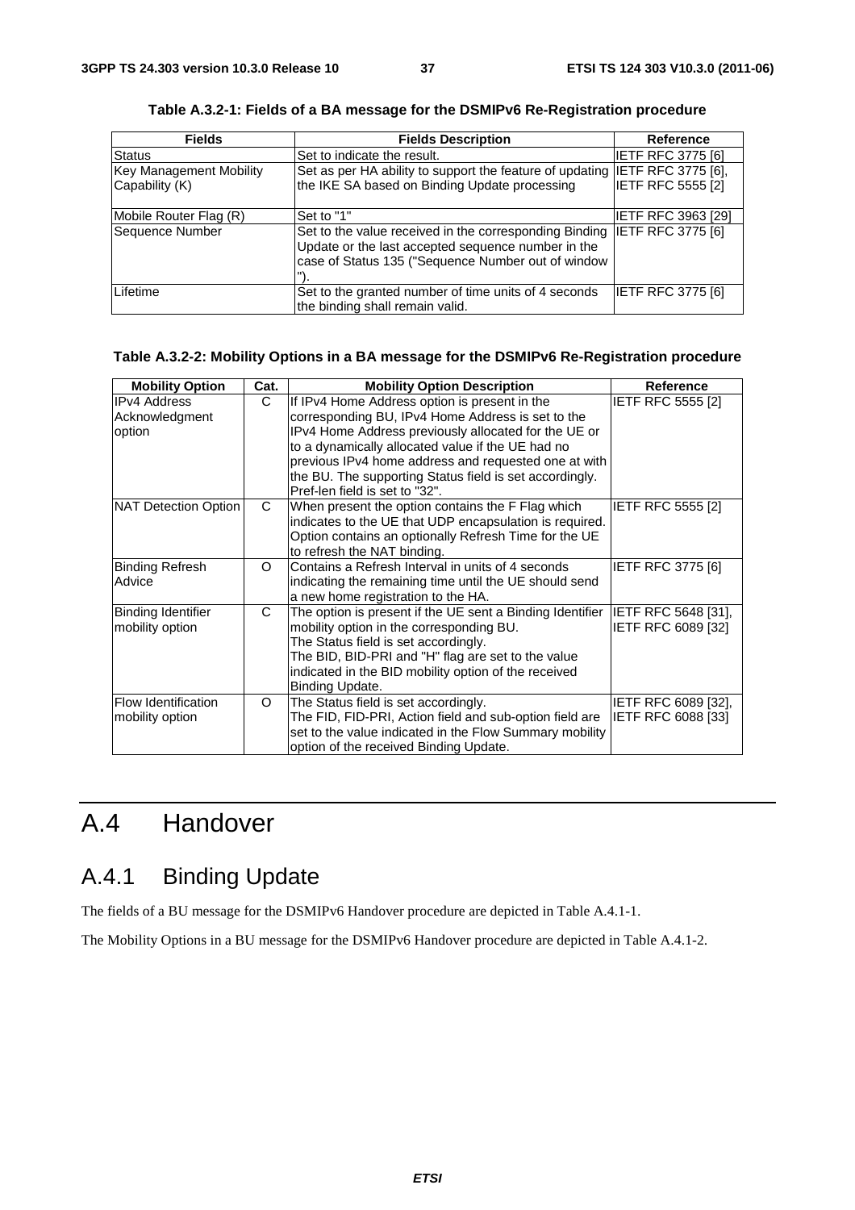**Table A.3.2-1: Fields of a BA message for the DSMIPv6 Re-Registration procedure**

| Fields | Fields Description | Reference |
| --- | --- | --- |
| Status | Set to indicate the result. | IETF RFC 3775 [6] |
| Key Management Mobility Capability (K) | Set as per HA ability to support the feature of updating the IKE SA based on Binding Update processing | IETF RFC 3775 [6], IETF RFC 5555 [2] |
| Mobile Router Flag (R) | Set to "1" | IETF RFC 3963 [29] |
| Sequence Number | Set to the value received in the corresponding Binding Update or the last accepted sequence number in the case of Status 135 ("Sequence Number out of window "). | IETF RFC 3775 [6] |
| Lifetime | Set to the granted number of time units of 4 seconds the binding shall remain valid. | IETF RFC 3775 [6] |

**Table A.3.2-2: Mobility Options in a BA message for the DSMIPv6 Re-Registration procedure**

| Mobility Option | Cat. | Mobility Option Description | Reference |
| --- | --- | --- | --- |
| IPv4 Address Acknowledgment option | C | If IPv4 Home Address option is present in the corresponding BU, IPv4 Home Address is set to the IPv4 Home Address previously allocated for the UE or to a dynamically allocated value if the UE had no previous IPv4 home address and requested one at with the BU. The supporting Status field is set accordingly. Pref-len field is set to "32". | IETF RFC 5555 [2] |
| NAT Detection Option | C | When present the option contains the F Flag which indicates to the UE that UDP encapsulation is required. Option contains an optionally Refresh Time for the UE to refresh the NAT binding. | IETF RFC 5555 [2] |
| Binding Refresh Advice | O | Contains a Refresh Interval in units of 4 seconds indicating the remaining time until the UE should send a new home registration to the HA. | IETF RFC 3775 [6] |
| Binding Identifier mobility option | C | The option is present if the UE sent a Binding Identifier mobility option in the corresponding BU.<br>The Status field is set accordingly.<br>The BID, BID-PRI and "H" flag are set to the value indicated in the BID mobility option of the received Binding Update. | IETF RFC 5648 [31], IETF RFC 6089 [32] |
| Flow Identification mobility option | O | The Status field is set accordingly.<br>The FID, FID-PRI, Action field and sub-option field are set to the value indicated in the Flow Summary mobility option of the received Binding Update. | IETF RFC 6089 [32], IETF RFC 6088 [33] |

# A.4 Handover

## A.4.1 Binding Update

The fields of a BU message for the DSMIPv6 Handover procedure are depicted in Table A.4.1-1.

The Mobility Options in a BU message for the DSMIPv6 Handover procedure are depicted in Table A.4.1-2.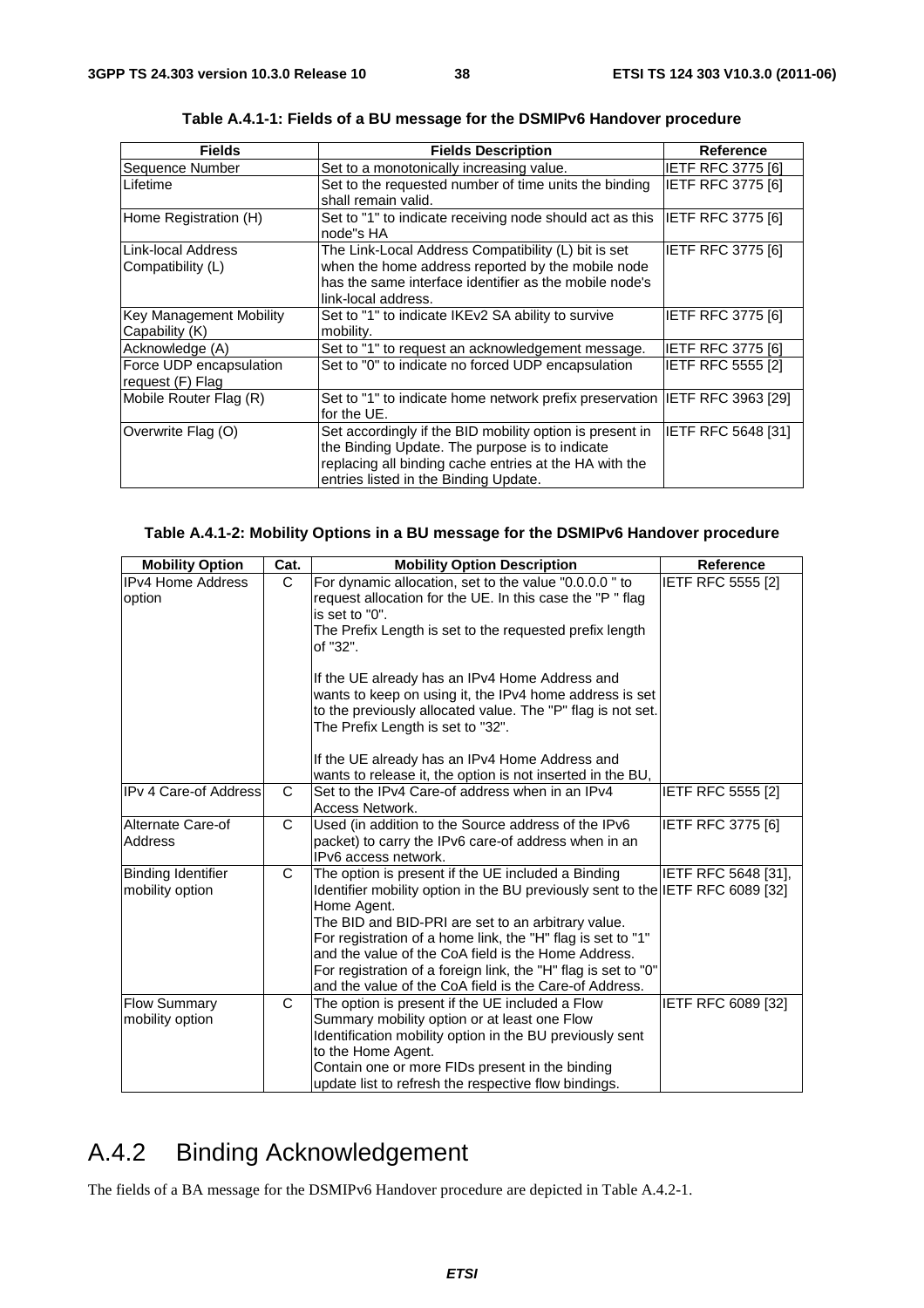**Table A.4.1-1: Fields of a BU message for the DSMIPv6 Handover procedure**

| Fields | Fields Description | Reference |
| --- | --- | --- |
| Sequence Number | Set to a monotonically increasing value. | IETF RFC 3775 [6] |
| Lifetime | Set to the requested number of time units the binding shall remain valid. | IETF RFC 3775 [6] |
| Home Registration (H) | Set to "1" to indicate receiving node should act as this node"s HA | IETF RFC 3775 [6] |
| Link-local Address Compatibility (L) | The Link-Local Address Compatibility (L) bit is set when the home address reported by the mobile node has the same interface identifier as the mobile node's link-local address. | IETF RFC 3775 [6] |
| Key Management Mobility Capability (K) | Set to "1" to indicate IKEv2 SA ability to survive mobility. | IETF RFC 3775 [6] |
| Acknowledge (A) | Set to "1" to request an acknowledgement message. | IETF RFC 3775 [6] |
| Force UDP encapsulation request (F) Flag | Set to "0" to indicate no forced UDP encapsulation | IETF RFC 5555 [2] |
| Mobile Router Flag (R) | Set to "1" to indicate home network prefix preservation for the UE. | IETF RFC 3963 [29] |
| Overwrite Flag (O) | Set accordingly if the BID mobility option is present in the Binding Update. The purpose is to indicate replacing all binding cache entries at the HA with the entries listed in the Binding Update. | IETF RFC 5648 [31] |

**Table A.4.1-2: Mobility Options in a BU message for the DSMIPv6 Handover procedure**

| Mobility Option | Cat. | Mobility Option Description | Reference |
| --- | --- | --- | --- |
| IPv4 Home Address option | C | For dynamic allocation, set to the value "0.0.0.0 " to request allocation for the UE. In this case the "P " flag is set to "0".<br>The Prefix Length is set to the requested prefix length of "32".<br><br>If the UE already has an IPv4 Home Address and wants to keep on using it, the IPv4 home address is set to the previously allocated value. The "P" flag is not set. The Prefix Length is set to "32".<br><br>If the UE already has an IPv4 Home Address and wants to release it, the option is not inserted in the BU, | IETF RFC 5555 [2] |
| IPv 4 Care-of Address | C | Set to the IPv4 Care-of address when in an IPv4 Access Network. | IETF RFC 5555 [2] |
| Alternate Care-of Address | C | Used (in addition to the Source address of the IPv6 packet) to carry the IPv6 care-of address when in an IPv6 access network. | IETF RFC 3775 [6] |
| Binding Identifier mobility option | C | The option is present if the UE included a Binding Identifier mobility option in the BU previously sent to the Home Agent.<br>The BID and BID-PRI are set to an arbitrary value.<br>For registration of a home link, the "H" flag is set to "1" and the value of the CoA field is the Home Address.<br>For registration of a foreign link, the "H" flag is set to "0" and the value of the CoA field is the Care-of Address. | IETF RFC 5648 [31], IETF RFC 6089 [32] |
| Flow Summary mobility option | C | The option is present if the UE included a Flow Summary mobility option or at least one Flow Identification mobility option in the BU previously sent to the Home Agent.<br>Contain one or more FIDs present in the binding update list to refresh the respective flow bindings. | IETF RFC 6089 [32] |

# A.4.2 Binding Acknowledgement

The fields of a BA message for the DSMIPv6 Handover procedure are depicted in Table A.4.2-1.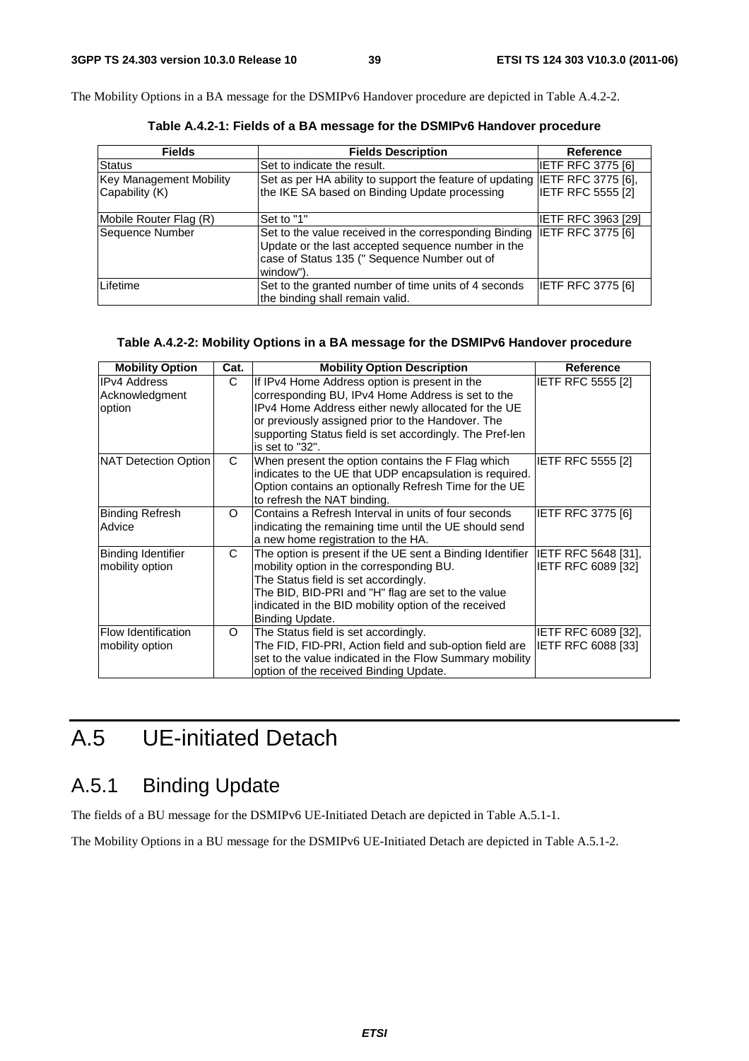The Mobility Options in a BA message for the DSMIPv6 Handover procedure are depicted in Table A.4.2-2.

**Table A.4.2-1: Fields of a BA message for the DSMIPv6 Handover procedure**

| Fields | Fields Description | Reference |
|---|---|---|
| Status | Set to indicate the result. | IETF RFC 3775 [6] |
| Key Management Mobility Capability (K) | Set as per HA ability to support the feature of updating the IKE SA based on Binding Update processing | IETF RFC 3775 [6], IETF RFC 5555 [2] |
| Mobile Router Flag (R) | Set to "1" | IETF RFC 3963 [29] |
| Sequence Number | Set to the value received in the corresponding Binding Update or the last accepted sequence number in the case of Status 135 (" Sequence Number out of window"). | IETF RFC 3775 [6] |
| Lifetime | Set to the granted number of time units of 4 seconds the binding shall remain valid. | IETF RFC 3775 [6] |

**Table A.4.2-2: Mobility Options in a BA message for the DSMIPv6 Handover procedure**

| Mobility Option | Cat. | Mobility Option Description | Reference |
|---|---|---|---|
| IPv4 Address Acknowledgment option | C | If IPv4 Home Address option is present in the corresponding BU, IPv4 Home Address is set to the IPv4 Home Address either newly allocated for the UE or previously assigned prior to the Handover. The supporting Status field is set accordingly. The Pref-len is set to "32". | IETF RFC 5555 [2] |
| NAT Detection Option | C | When present the option contains the F Flag which indicates to the UE that UDP encapsulation is required. Option contains an optionally Refresh Time for the UE to refresh the NAT binding. | IETF RFC 5555 [2] |
| Binding Refresh Advice | O | Contains a Refresh Interval in units of four seconds indicating the remaining time until the UE should send a new home registration to the HA. | IETF RFC 3775 [6] |
| Binding Identifier mobility option | C | The option is present if the UE sent a Binding Identifier mobility option in the corresponding BU. The Status field is set accordingly. The BID, BID-PRI and "H" flag are set to the value indicated in the BID mobility option of the received Binding Update. | IETF RFC 5648 [31], IETF RFC 6089 [32] |
| Flow Identification mobility option | O | The Status field is set accordingly. The FID, FID-PRI, Action field and sub-option field are set to the value indicated in the Flow Summary mobility option of the received Binding Update. | IETF RFC 6089 [32], IETF RFC 6088 [33] |

# A.5 UE-initiated Detach

## A.5.1 Binding Update

The fields of a BU message for the DSMIPv6 UE-Initiated Detach are depicted in Table A.5.1-1.

The Mobility Options in a BU message for the DSMIPv6 UE-Initiated Detach are depicted in Table A.5.1-2.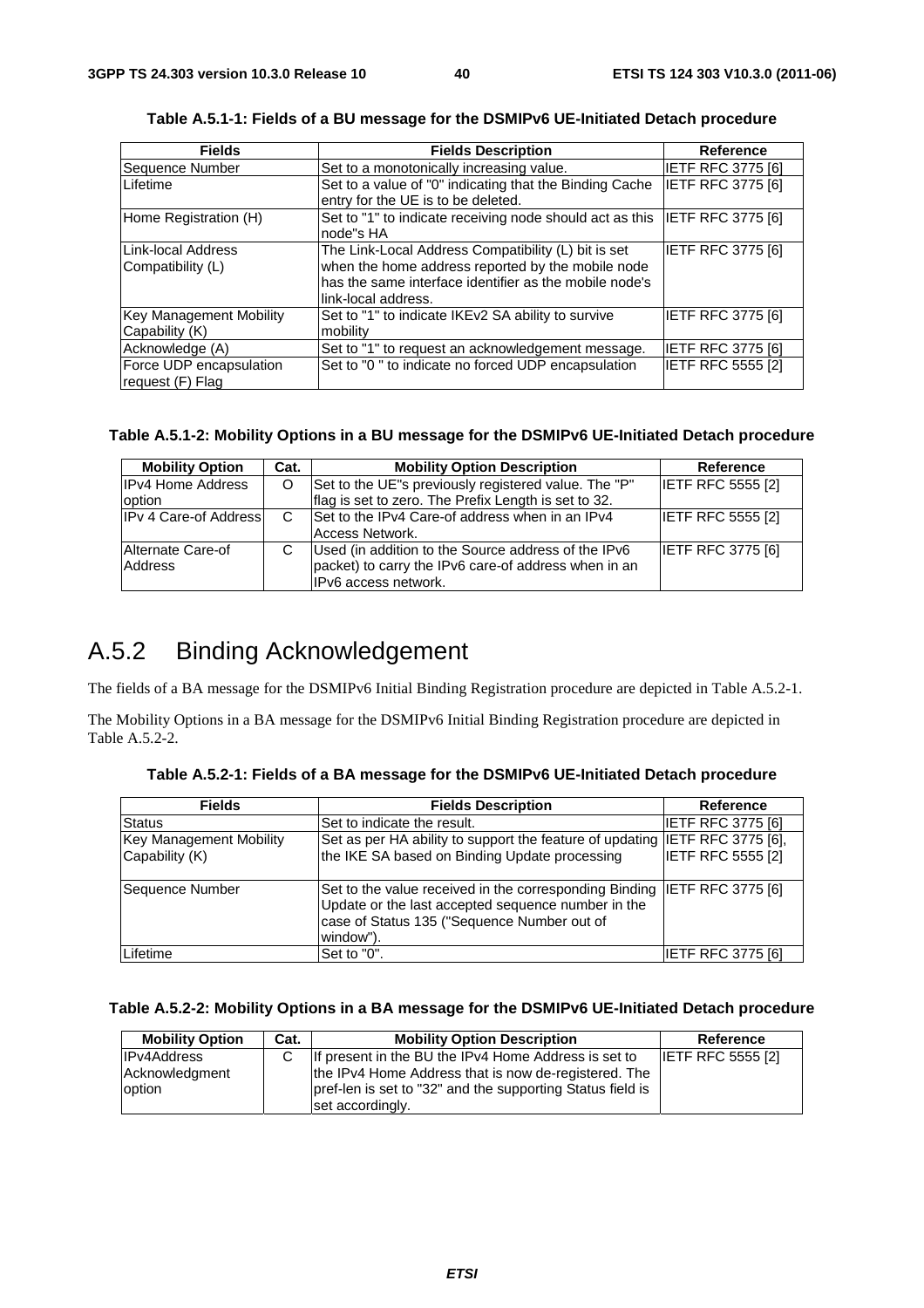**Table A.5.1-1: Fields of a BU message for the DSMIPv6 UE-Initiated Detach procedure**

| Fields | Fields Description | Reference |
| --- | --- | --- |
| Sequence Number | Set to a monotonically increasing value. | IETF RFC 3775 [6] |
| Lifetime | Set to a value of "0" indicating that the Binding Cache entry for the UE is to be deleted. | IETF RFC 3775 [6] |
| Home Registration (H) | Set to "1" to indicate receiving node should act as this node"s HA | IETF RFC 3775 [6] |
| Link-local Address Compatibility (L) | The Link-Local Address Compatibility (L) bit is set when the home address reported by the mobile node has the same interface identifier as the mobile node's link-local address. | IETF RFC 3775 [6] |
| Key Management Mobility Capability (K) | Set to "1" to indicate IKEv2 SA ability to survive mobility | IETF RFC 3775 [6] |
| Acknowledge (A) | Set to "1" to request an acknowledgement message. | IETF RFC 3775 [6] |
| Force UDP encapsulation request (F) Flag | Set to "0 " to indicate no forced UDP encapsulation | IETF RFC 5555 [2] |

**Table A.5.1-2: Mobility Options in a BU message for the DSMIPv6 UE-Initiated Detach procedure**

| Mobility Option | Cat. | Mobility Option Description | Reference |
| --- | --- | --- | --- |
| IPv4 Home Address option | O | Set to the UE"s previously registered value. The "P" flag is set to zero. The Prefix Length is set to 32. | IETF RFC 5555 [2] |
| IPv 4 Care-of Address | C | Set to the IPv4 Care-of address when in an IPv4 Access Network. | IETF RFC 5555 [2] |
| Alternate Care-of Address | C | Used (in addition to the Source address of the IPv6 packet) to carry the IPv6 care-of address when in an IPv6 access network. | IETF RFC 3775 [6] |

## A.5.2 Binding Acknowledgement

The fields of a BA message for the DSMIPv6 Initial Binding Registration procedure are depicted in Table A.5.2-1.

The Mobility Options in a BA message for the DSMIPv6 Initial Binding Registration procedure are depicted in Table A.5.2-2.

**Table A.5.2-1: Fields of a BA message for the DSMIPv6 UE-Initiated Detach procedure**

| Fields | Fields Description | Reference |
| --- | --- | --- |
| Status | Set to indicate the result. | IETF RFC 3775 [6] |
| Key Management Mobility Capability (K) | Set as per HA ability to support the feature of updating the IKE SA based on Binding Update processing | IETF RFC 3775 [6], IETF RFC 5555 [2] |
| Sequence Number | Set to the value received in the corresponding Binding Update or the last accepted sequence number in the case of Status 135 ("Sequence Number out of window"). | IETF RFC 3775 [6] |
| Lifetime | Set to "0". | IETF RFC 3775 [6] |

**Table A.5.2-2: Mobility Options in a BA message for the DSMIPv6 UE-Initiated Detach procedure**

| Mobility Option | Cat. | Mobility Option Description | Reference |
| --- | --- | --- | --- |
| IPv4Address Acknowledgment option | C | If present in the BU the IPv4 Home Address is set to the IPv4 Home Address that is now de-registered. The pref-len is set to "32" and the supporting Status field is set accordingly. | IETF RFC 5555 [2] |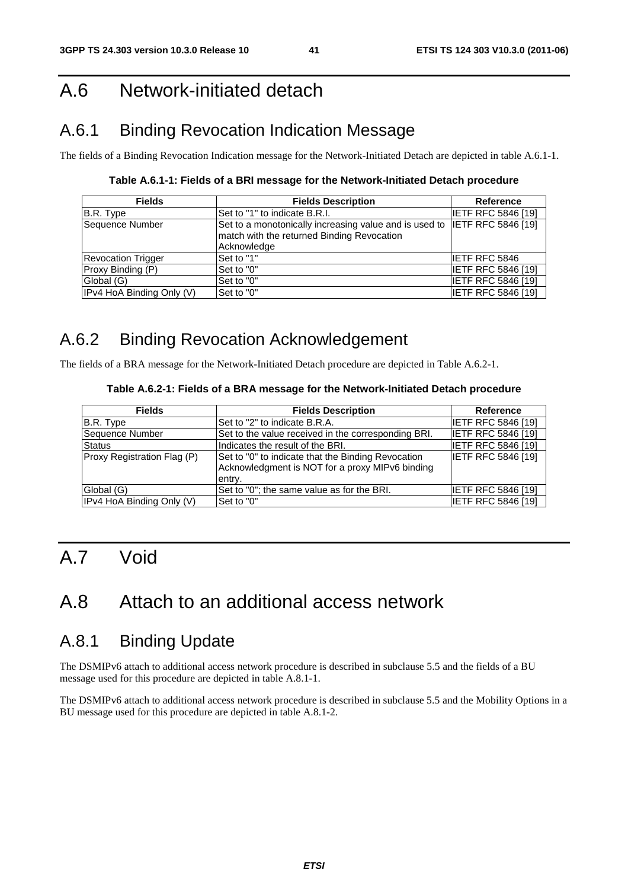# A.6 Network-initiated detach

## A.6.1 Binding Revocation Indication Message

The fields of a Binding Revocation Indication message for the Network-Initiated Detach are depicted in table A.6.1-1.

**Table A.6.1-1: Fields of a BRI message for the Network-Initiated Detach procedure**

| Fields | Fields Description | Reference |
|---|---|---|
| B.R. Type | Set to "1" to indicate B.R.I. | IETF RFC 5846 [19] |
| Sequence Number | Set to a monotonically increasing value and is used to match with the returned Binding Revocation Acknowledge | IETF RFC 5846 [19] |
| Revocation Trigger | Set to "1" | IETF RFC 5846 |
| Proxy Binding (P) | Set to "0" | IETF RFC 5846 [19] |
| Global (G) | Set to "0" | IETF RFC 5846 [19] |
| IPv4 HoA Binding Only (V) | Set to "0" | IETF RFC 5846 [19] |

## A.6.2 Binding Revocation Acknowledgement

The fields of a BRA message for the Network-Initiated Detach procedure are depicted in Table A.6.2-1.

**Table A.6.2-1: Fields of a BRA message for the Network-Initiated Detach procedure**

| Fields | Fields Description | Reference |
|---|---|---|
| B.R. Type | Set to "2" to indicate B.R.A. | IETF RFC 5846 [19] |
| Sequence Number | Set to the value received in the corresponding BRI. | IETF RFC 5846 [19] |
| Status | Indicates the result of the BRI. | IETF RFC 5846 [19] |
| Proxy Registration Flag (P) | Set to "0" to indicate that the Binding Revocation Acknowledgment is NOT for a proxy MIPv6 binding entry. | IETF RFC 5846 [19] |
| Global (G) | Set to "0"; the same value as for the BRI. | IETF RFC 5846 [19] |
| IPv4 HoA Binding Only (V) | Set to "0" | IETF RFC 5846 [19] |

# A.7 Void

# A.8 Attach to an additional access network

## A.8.1 Binding Update

The DSMIPv6 attach to additional access network procedure is described in subclause 5.5 and the fields of a BU message used for this procedure are depicted in table A.8.1-1.

The DSMIPv6 attach to additional access network procedure is described in subclause 5.5 and the Mobility Options in a BU message used for this procedure are depicted in table A.8.1-2.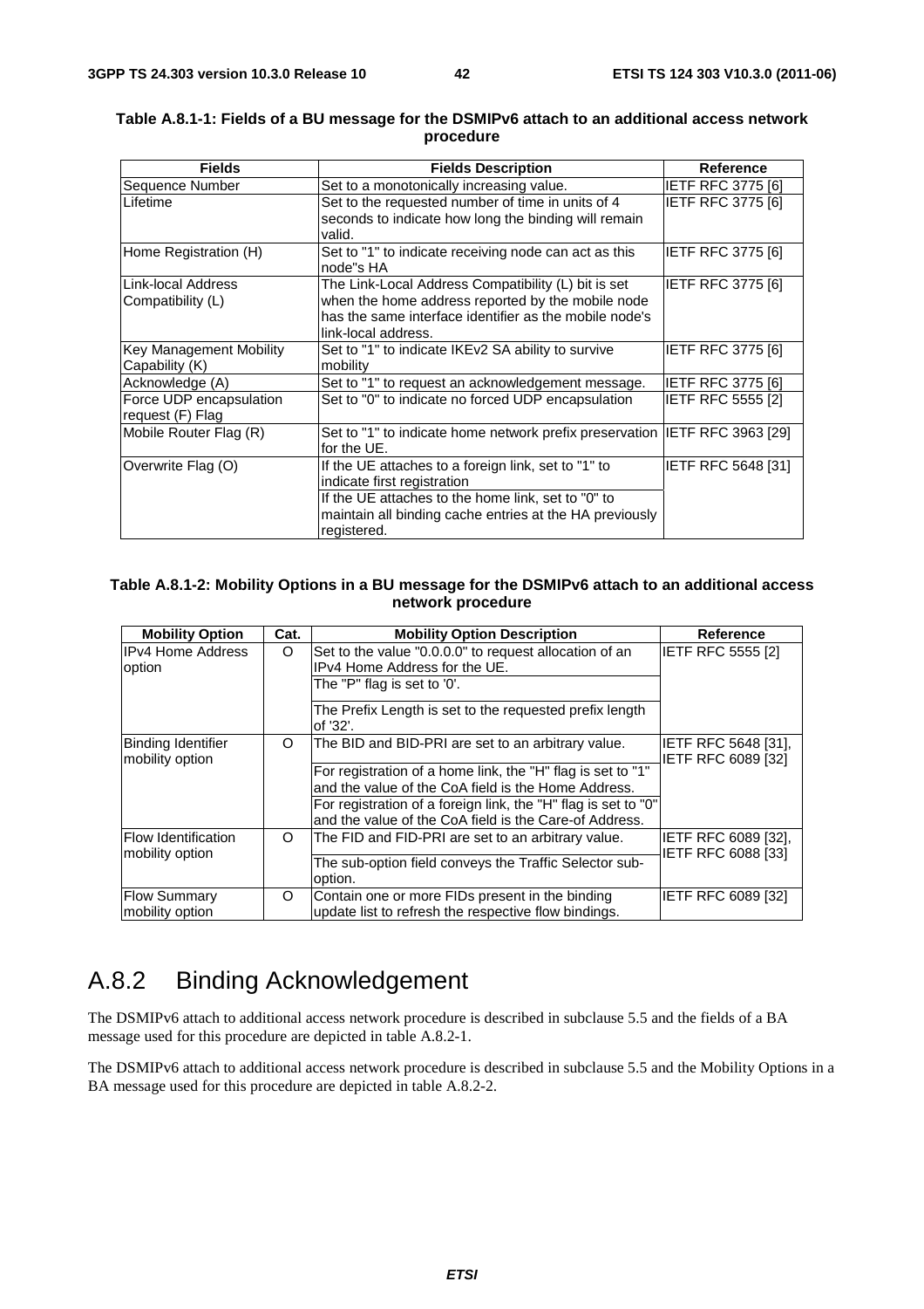**Table A.8.1-1: Fields of a BU message for the DSMIPv6 attach to an additional access network procedure**

| Fields | Fields Description | Reference |
|---|---|---|
| Sequence Number | Set to a monotonically increasing value. | IETF RFC 3775 [6] |
| Lifetime | Set to the requested number of time in units of 4 seconds to indicate how long the binding will remain valid. | IETF RFC 3775 [6] |
| Home Registration (H) | Set to "1" to indicate receiving node can act as this node"s HA | IETF RFC 3775 [6] |
| Link-local Address Compatibility (L) | The Link-Local Address Compatibility (L) bit is set when the home address reported by the mobile node has the same interface identifier as the mobile node's link-local address. | IETF RFC 3775 [6] |
| Key Management Mobility Capability (K) | Set to "1" to indicate IKEv2 SA ability to survive mobility | IETF RFC 3775 [6] |
| Acknowledge (A) | Set to "1" to request an acknowledgement message. | IETF RFC 3775 [6] |
| Force UDP encapsulation request (F) Flag | Set to "0" to indicate no forced UDP encapsulation | IETF RFC 5555 [2] |
| Mobile Router Flag (R) | Set to "1" to indicate home network prefix preservation for the UE. | IETF RFC 3963 [29] |
| Overwrite Flag (O) | If the UE attaches to a foreign link, set to "1" to indicate first registration<br>If the UE attaches to the home link, set to "0" to maintain all binding cache entries at the HA previously registered. | IETF RFC 5648 [31] |

**Table A.8.1-2: Mobility Options in a BU message for the DSMIPv6 attach to an additional access network procedure**

| Mobility Option | Cat. | Mobility Option Description | Reference |
|---|---|---|---|
| IPv4 Home Address option | O | Set to the value "0.0.0.0" to request allocation of an IPv4 Home Address for the UE.<br>The "P" flag is set to '0'.<br>The Prefix Length is set to the requested prefix length of '32'. | IETF RFC 5555 [2] |
| Binding Identifier mobility option | O | The BID and BID-PRI are set to an arbitrary value.<br>For registration of a home link, the "H" flag is set to "1" and the value of the CoA field is the Home Address.<br>For registration of a foreign link, the "H" flag is set to "0" and the value of the CoA field is the Care-of Address. | IETF RFC 5648 [31], IETF RFC 6089 [32] |
| Flow Identification mobility option | O | The FID and FID-PRI are set to an arbitrary value.<br>The sub-option field conveys the Traffic Selector sub-option. | IETF RFC 6089 [32], IETF RFC 6088 [33] |
| Flow Summary mobility option | O | Contain one or more FIDs present in the binding update list to refresh the respective flow bindings. | IETF RFC 6089 [32] |

## A.8.2 Binding Acknowledgement

The DSMIPv6 attach to additional access network procedure is described in subclause 5.5 and the fields of a BA message used for this procedure are depicted in table A.8.2-1.

The DSMIPv6 attach to additional access network procedure is described in subclause 5.5 and the Mobility Options in a BA message used for this procedure are depicted in table A.8.2-2.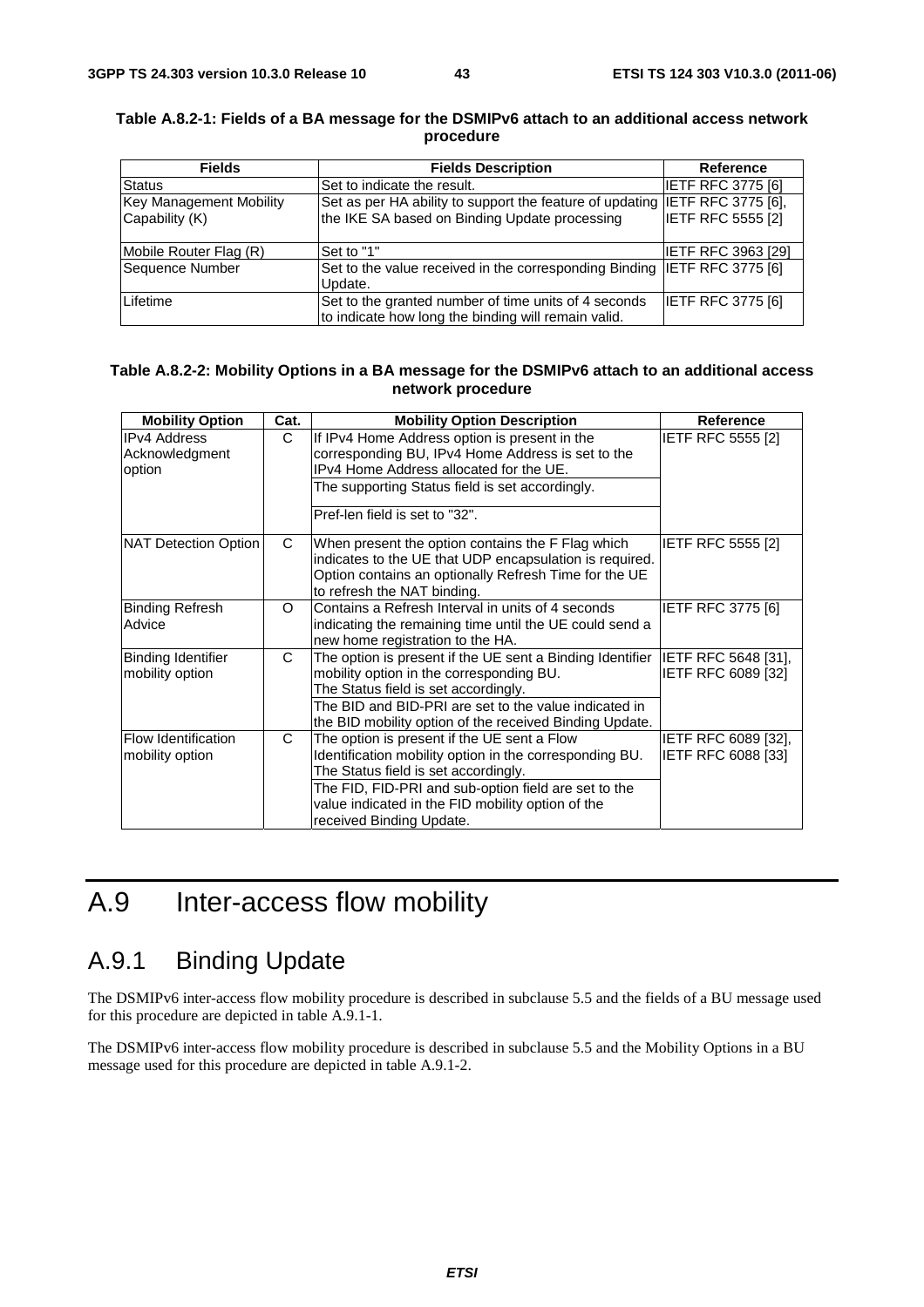**Table A.8.2-1: Fields of a BA message for the DSMIPv6 attach to an additional access network procedure**

| Fields | Fields Description | Reference |
|---|---|---|
| Status | Set to indicate the result. | IETF RFC 3775 [6] |
| Key Management Mobility Capability (K) | Set as per HA ability to support the feature of updating the IKE SA based on Binding Update processing | IETF RFC 3775 [6], IETF RFC 5555 [2] |
| Mobile Router Flag (R) | Set to "1" | IETF RFC 3963 [29] |
| Sequence Number | Set to the value received in the corresponding Binding Update. | IETF RFC 3775 [6] |
| Lifetime | Set to the granted number of time units of 4 seconds to indicate how long the binding will remain valid. | IETF RFC 3775 [6] |

**Table A.8.2-2: Mobility Options in a BA message for the DSMIPv6 attach to an additional access network procedure**

| Mobility Option | Cat. | Mobility Option Description | Reference |
|---|---|---|---|
| IPv4 Address Acknowledgment option | C | If IPv4 Home Address option is present in the corresponding BU, IPv4 Home Address is set to the IPv4 Home Address allocated for the UE.<br>The supporting Status field is set accordingly.<br>Pref-len field is set to "32". | IETF RFC 5555 [2] |
| NAT Detection Option | C | When present the option contains the F Flag which indicates to the UE that UDP encapsulation is required. Option contains an optionally Refresh Time for the UE to refresh the NAT binding. | IETF RFC 5555 [2] |
| Binding Refresh Advice | O | Contains a Refresh Interval in units of 4 seconds indicating the remaining time until the UE could send a new home registration to the HA. | IETF RFC 3775 [6] |
| Binding Identifier mobility option | C | The option is present if the UE sent a Binding Identifier mobility option in the corresponding BU. The Status field is set accordingly.<br>The BID and BID-PRI are set to the value indicated in the BID mobility option of the received Binding Update. | IETF RFC 5648 [31], IETF RFC 6089 [32] |
| Flow Identification mobility option | C | The option is present if the UE sent a Flow Identification mobility option in the corresponding BU. The Status field is set accordingly.<br>The FID, FID-PRI and sub-option field are set to the value indicated in the FID mobility option of the received Binding Update. | IETF RFC 6089 [32], IETF RFC 6088 [33] |

# A.9 Inter-access flow mobility

## A.9.1 Binding Update

The DSMIPv6 inter-access flow mobility procedure is described in subclause 5.5 and the fields of a BU message used for this procedure are depicted in table A.9.1-1.

The DSMIPv6 inter-access flow mobility procedure is described in subclause 5.5 and the Mobility Options in a BU message used for this procedure are depicted in table A.9.1-2.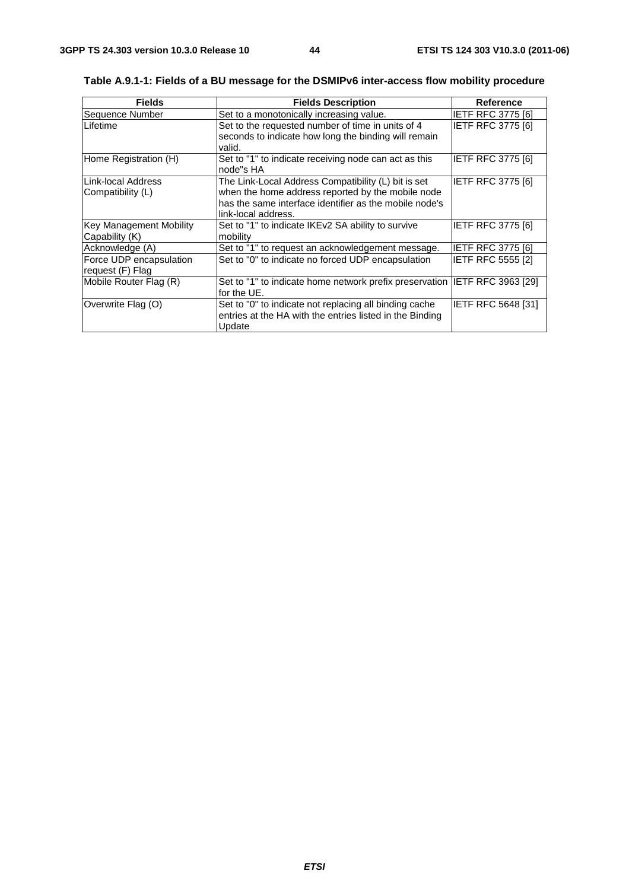**Table A.9.1-1: Fields of a BU message for the DSMIPv6 inter-access flow mobility procedure**

| Fields | Fields Description | Reference |
|---|---|---|
| Sequence Number | Set to a monotonically increasing value. | IETF RFC 3775 [6] |
| Lifetime | Set to the requested number of time in units of 4 seconds to indicate how long the binding will remain valid. | IETF RFC 3775 [6] |
| Home Registration (H) | Set to "1" to indicate receiving node can act as this node"s HA | IETF RFC 3775 [6] |
| Link-local Address Compatibility (L) | The Link-Local Address Compatibility (L) bit is set when the home address reported by the mobile node has the same interface identifier as the mobile node's link-local address. | IETF RFC 3775 [6] |
| Key Management Mobility Capability (K) | Set to "1" to indicate IKEv2 SA ability to survive mobility | IETF RFC 3775 [6] |
| Acknowledge (A) | Set to "1" to request an acknowledgement message. | IETF RFC 3775 [6] |
| Force UDP encapsulation request (F) Flag | Set to "0" to indicate no forced UDP encapsulation | IETF RFC 5555 [2] |
| Mobile Router Flag (R) | Set to "1" to indicate home network prefix preservation for the UE. | IETF RFC 3963 [29] |
| Overwrite Flag (O) | Set to "0" to indicate not replacing all binding cache entries at the HA with the entries listed in the Binding Update | IETF RFC 5648 [31] |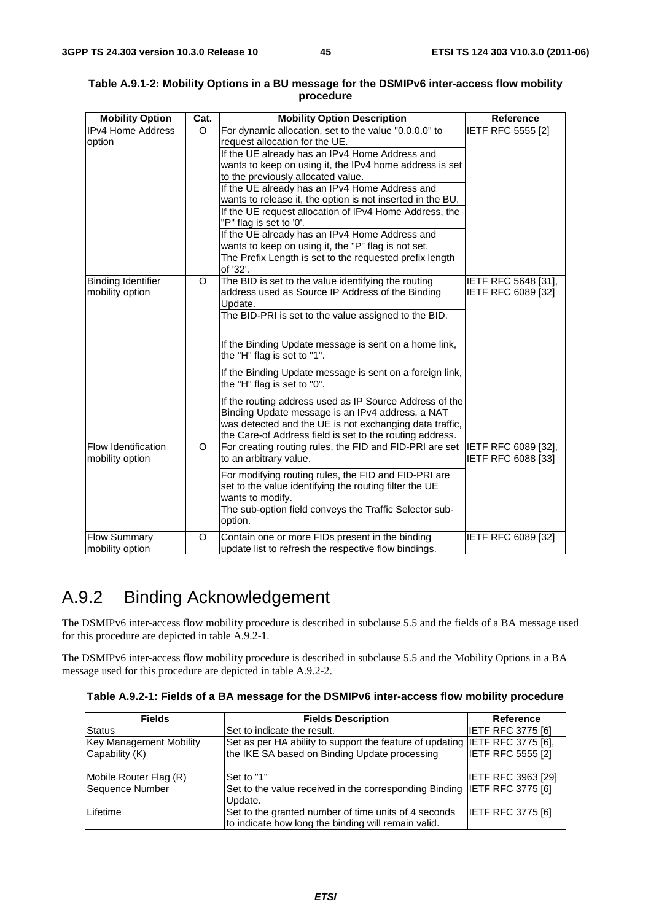**Table A.9.1-2: Mobility Options in a BU message for the DSMIPv6 inter-access flow mobility procedure**

| Mobility Option | Cat. | Mobility Option Description | Reference |
|---|---|---|---|
| IPv4 Home Address option | O | For dynamic allocation, set to the value "0.0.0.0" to request allocation for the UE. | IETF RFC 5555 [2] |
| | | If the UE already has an IPv4 Home Address and wants to keep on using it, the IPv4 home address is set to the previously allocated value. | |
| | | If the UE already has an IPv4 Home Address and wants to release it, the option is not inserted in the BU. | |
| | | If the UE request allocation of IPv4 Home Address, the "P" flag is set to '0'. | |
| | | If the UE already has an IPv4 Home Address and wants to keep on using it, the "P" flag is not set. | |
| | | The Prefix Length is set to the requested prefix length of '32'. | |
| Binding Identifier mobility option | O | The BID is set to the value identifying the routing address used as Source IP Address of the Binding Update. | IETF RFC 5648 [31], IETF RFC 6089 [32] |
| | | The BID-PRI is set to the value assigned to the BID. | |
| | | If the Binding Update message is sent on a home link, the "H" flag is set to "1". | |
| | | If the Binding Update message is sent on a foreign link, the "H" flag is set to "0". | |
| | | If the routing address used as IP Source Address of the Binding Update message is an IPv4 address, a NAT was detected and the UE is not exchanging data traffic, the Care-of Address field is set to the routing address. | |
| Flow Identification mobility option | O | For creating routing rules, the FID and FID-PRI are set to an arbitrary value. | IETF RFC 6089 [32], IETF RFC 6088 [33] |
| | | For modifying routing rules, the FID and FID-PRI are set to the value identifying the routing filter the UE wants to modify. | |
| | | The sub-option field conveys the Traffic Selector sub-option. | |
| Flow Summary mobility option | O | Contain one or more FIDs present in the binding update list to refresh the respective flow bindings. | IETF RFC 6089 [32] |

## A.9.2 Binding Acknowledgement

The DSMIPv6 inter-access flow mobility procedure is described in subclause 5.5 and the fields of a BA message used for this procedure are depicted in table A.9.2-1.

The DSMIPv6 inter-access flow mobility procedure is described in subclause 5.5 and the Mobility Options in a BA message used for this procedure are depicted in table A.9.2-2.

**Table A.9.2-1: Fields of a BA message for the DSMIPv6 inter-access flow mobility procedure**

| Fields | Fields Description | Reference |
|---|---|---|
| Status | Set to indicate the result. | IETF RFC 3775 [6] |
| Key Management Mobility Capability (K) | Set as per HA ability to support the feature of updating the IKE SA based on Binding Update processing | IETF RFC 3775 [6], IETF RFC 5555 [2] |
| Mobile Router Flag (R) | Set to "1" | IETF RFC 3963 [29] |
| Sequence Number | Set to the value received in the corresponding Binding Update. | IETF RFC 3775 [6] |
| Lifetime | Set to the granted number of time units of 4 seconds to indicate how long the binding will remain valid. | IETF RFC 3775 [6] |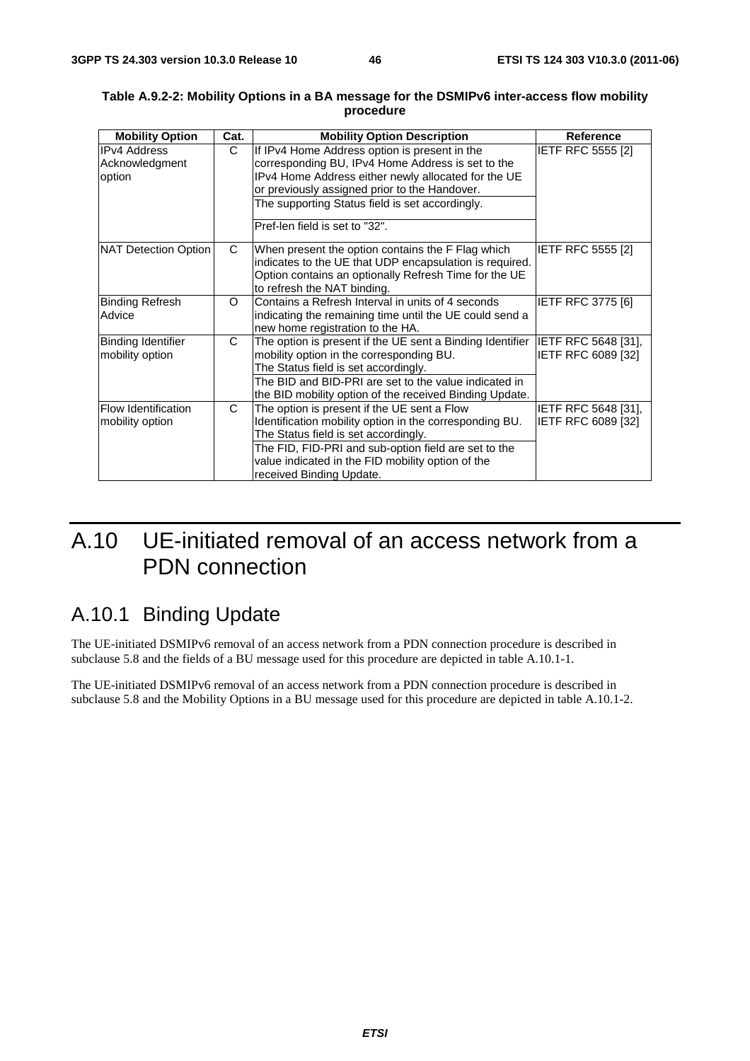**Table A.9.2-2: Mobility Options in a BA message for the DSMIPv6 inter-access flow mobility procedure**

| Mobility Option | Cat. | Mobility Option Description | Reference |
|---|---|---|---|
| IPv4 Address Acknowledgment option | C | If IPv4 Home Address option is present in the corresponding BU, IPv4 Home Address is set to the IPv4 Home Address either newly allocated for the UE or previously assigned prior to the Handover.<br>The supporting Status field is set accordingly.<br>Pref-len field is set to "32". | IETF RFC 5555 [2] |
| NAT Detection Option | C | When present the option contains the F Flag which indicates to the UE that UDP encapsulation is required. Option contains an optionally Refresh Time for the UE to refresh the NAT binding. | IETF RFC 5555 [2] |
| Binding Refresh Advice | O | Contains a Refresh Interval in units of 4 seconds indicating the remaining time until the UE could send a new home registration to the HA. | IETF RFC 3775 [6] |
| Binding Identifier mobility option | C | The option is present if the UE sent a Binding Identifier mobility option in the corresponding BU.<br>The Status field is set accordingly.<br>The BID and BID-PRI are set to the value indicated in the BID mobility option of the received Binding Update. | IETF RFC 5648 [31], IETF RFC 6089 [32] |
| Flow Identification mobility option | C | The option is present if the UE sent a Flow Identification mobility option in the corresponding BU.<br>The Status field is set accordingly.<br>The FID, FID-PRI and sub-option field are set to the value indicated in the FID mobility option of the received Binding Update. | IETF RFC 5648 [31], IETF RFC 6089 [32] |

# A.10 UE-initiated removal of an access network from a PDN connection

## A.10.1 Binding Update

The UE-initiated DSMIPv6 removal of an access network from a PDN connection procedure is described in subclause 5.8 and the fields of a BU message used for this procedure are depicted in table A.10.1-1.

The UE-initiated DSMIPv6 removal of an access network from a PDN connection procedure is described in subclause 5.8 and the Mobility Options in a BU message used for this procedure are depicted in table A.10.1-2.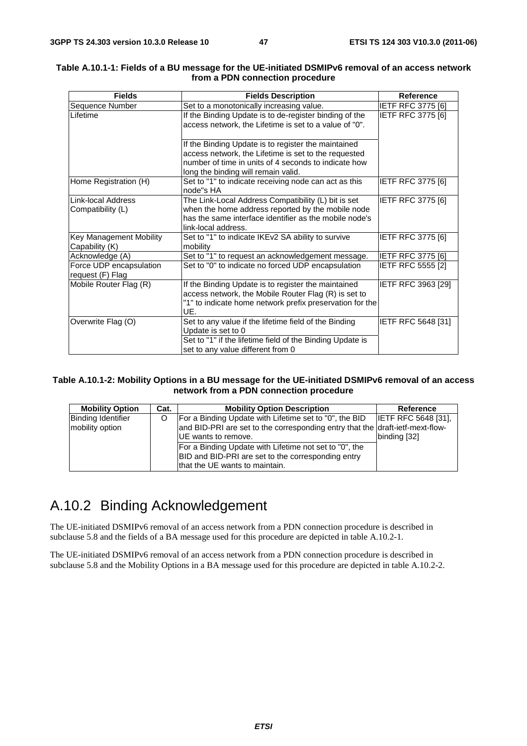**Table A.10.1-1: Fields of a BU message for the UE-initiated DSMIPv6 removal of an access network from a PDN connection procedure**

| Fields | Fields Description | Reference |
|---|---|---|
| Sequence Number | Set to a monotonically increasing value. | IETF RFC 3775 [6] |
| Lifetime | If the Binding Update is to de-register binding of the access network, the Lifetime is set to a value of "0".<br><br>If the Binding Update is to register the maintained access network, the Lifetime is set to the requested number of time in units of 4 seconds to indicate how long the binding will remain valid. | IETF RFC 3775 [6] |
| Home Registration (H) | Set to "1" to indicate receiving node can act as this node"s HA | IETF RFC 3775 [6] |
| Link-local Address Compatibility (L) | The Link-Local Address Compatibility (L) bit is set when the home address reported by the mobile node has the same interface identifier as the mobile node's link-local address. | IETF RFC 3775 [6] |
| Key Management Mobility Capability (K) | Set to "1" to indicate IKEv2 SA ability to survive mobility | IETF RFC 3775 [6] |
| Acknowledge (A) | Set to "1" to request an acknowledgement message. | IETF RFC 3775 [6] |
| Force UDP encapsulation request (F) Flag | Set to "0" to indicate no forced UDP encapsulation | IETF RFC 5555 [2] |
| Mobile Router Flag (R) | If the Binding Update is to register the maintained access network, the Mobile Router Flag (R) is set to "1" to indicate home network prefix preservation for the UE. | IETF RFC 3963 [29] |
| Overwrite Flag (O) | Set to any value if the lifetime field of the Binding Update is set to 0<br>Set to "1" if the lifetime field of the Binding Update is set to any value different from 0 | IETF RFC 5648 [31] |

**Table A.10.1-2: Mobility Options in a BU message for the UE-initiated DSMIPv6 removal of an access network from a PDN connection procedure**

| Mobility Option | Cat. | Mobility Option Description | Reference |
|---|---|---|---|
| Binding Identifier mobility option | O | For a Binding Update with Lifetime set to "0", the BID and BID-PRI are set to the corresponding entry that the UE wants to remove.<br>For a Binding Update with Lifetime not set to "0", the BID and BID-PRI are set to the corresponding entry that the UE wants to maintain. | IETF RFC 5648 [31], draft-ietf-mext-flow-binding [32] |

# A.10.2 Binding Acknowledgement

The UE-initiated DSMIPv6 removal of an access network from a PDN connection procedure is described in subclause 5.8 and the fields of a BA message used for this procedure are depicted in table A.10.2-1.

The UE-initiated DSMIPv6 removal of an access network from a PDN connection procedure is described in subclause 5.8 and the Mobility Options in a BA message used for this procedure are depicted in table A.10.2-2.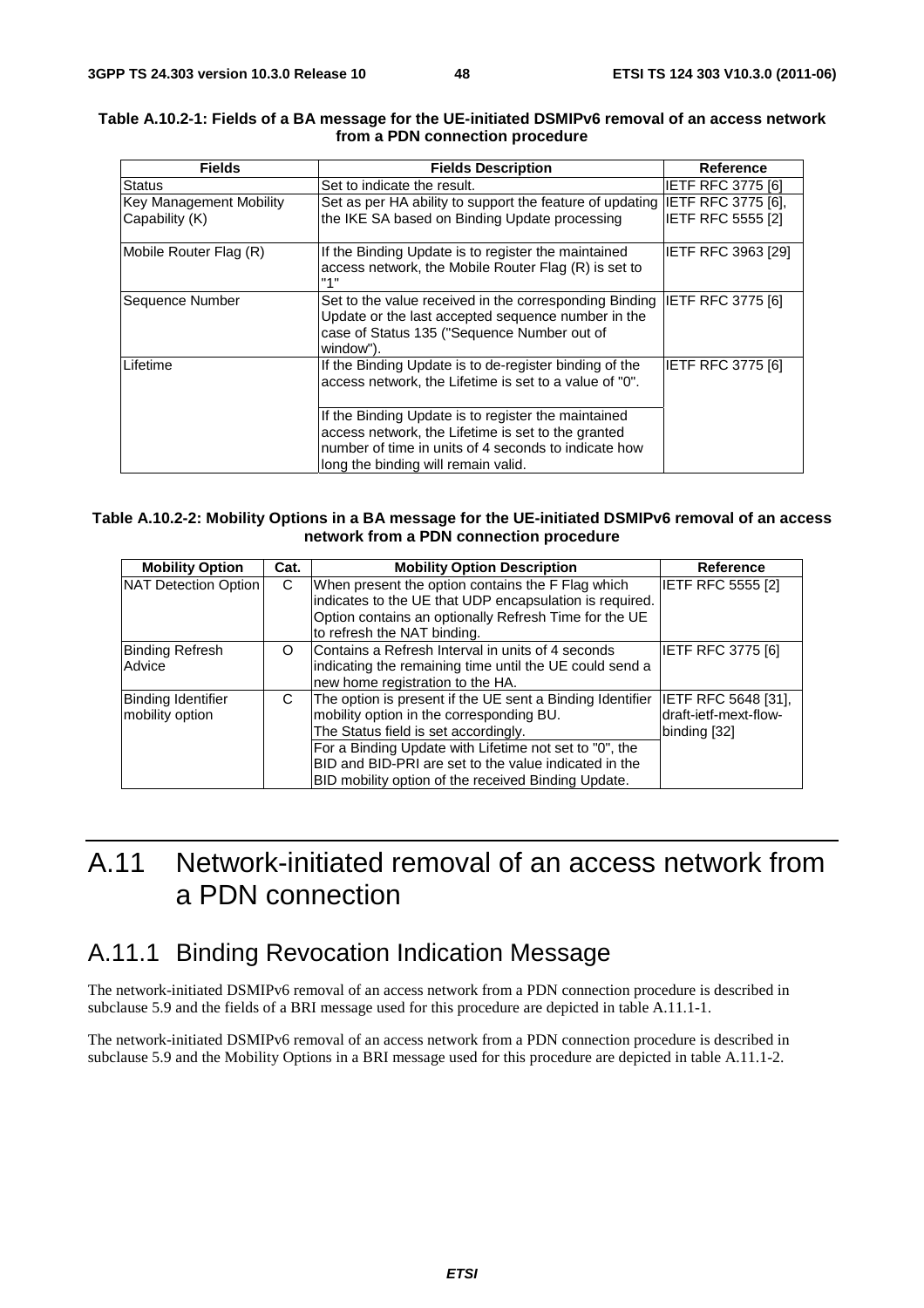**Table A.10.2-1: Fields of a BA message for the UE-initiated DSMIPv6 removal of an access network from a PDN connection procedure**

| Fields | Fields Description | Reference |
|---|---|---|
| Status | Set to indicate the result. | IETF RFC 3775 [6] |
| Key Management Mobility Capability (K) | Set as per HA ability to support the feature of updating the IKE SA based on Binding Update processing | IETF RFC 3775 [6], IETF RFC 5555 [2] |
| Mobile Router Flag (R) | If the Binding Update is to register the maintained access network, the Mobile Router Flag (R) is set to "1" | IETF RFC 3963 [29] |
| Sequence Number | Set to the value received in the corresponding Binding Update or the last accepted sequence number in the case of Status 135 ("Sequence Number out of window"). | IETF RFC 3775 [6] |
| Lifetime | If the Binding Update is to de-register binding of the access network, the Lifetime is set to a value of "0". | IETF RFC 3775 [6] |
| | If the Binding Update is to register the maintained access network, the Lifetime is set to the granted number of time in units of 4 seconds to indicate how long the binding will remain valid. | |

**Table A.10.2-2: Mobility Options in a BA message for the UE-initiated DSMIPv6 removal of an access network from a PDN connection procedure**

| Mobility Option | Cat. | Mobility Option Description | Reference |
|---|---|---|---|
| NAT Detection Option | C | When present the option contains the F Flag which indicates to the UE that UDP encapsulation is required. Option contains an optionally Refresh Time for the UE to refresh the NAT binding. | IETF RFC 5555 [2] |
| Binding Refresh Advice | O | Contains a Refresh Interval in units of 4 seconds indicating the remaining time until the UE could send a new home registration to the HA. | IETF RFC 3775 [6] |
| Binding Identifier mobility option | C | The option is present if the UE sent a Binding Identifier mobility option in the corresponding BU. The Status field is set accordingly. | IETF RFC 5648 [31], draft-ietf-mext-flow-binding [32] |
| | | For a Binding Update with Lifetime not set to "0", the BID and BID-PRI are set to the value indicated in the BID mobility option of the received Binding Update. | |

# A.11 Network-initiated removal of an access network from a PDN connection

## A.11.1 Binding Revocation Indication Message

The network-initiated DSMIPv6 removal of an access network from a PDN connection procedure is described in subclause 5.9 and the fields of a BRI message used for this procedure are depicted in table A.11.1-1.

The network-initiated DSMIPv6 removal of an access network from a PDN connection procedure is described in subclause 5.9 and the Mobility Options in a BRI message used for this procedure are depicted in table A.11.1-2.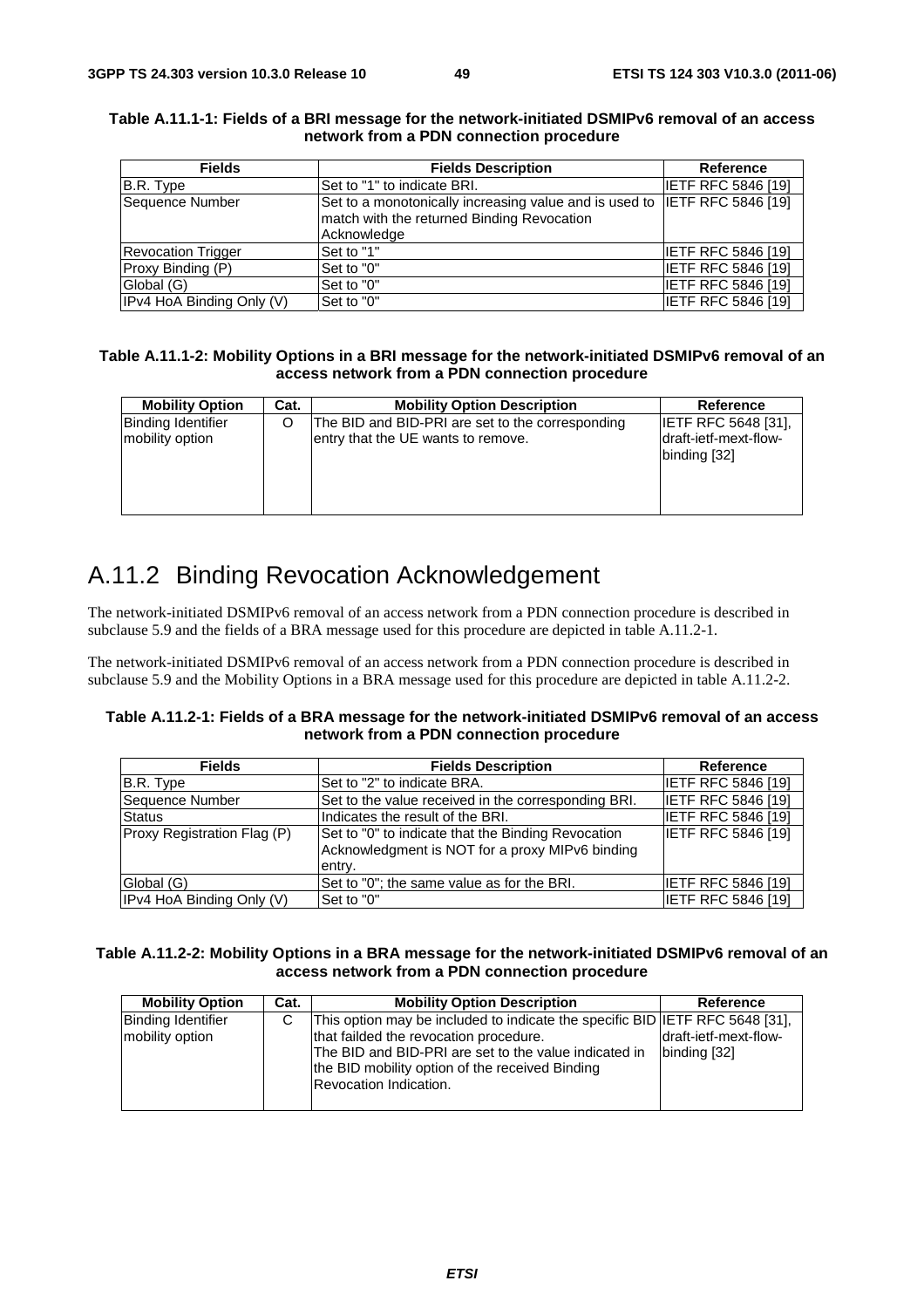**Table A.11.1-1: Fields of a BRI message for the network-initiated DSMIPv6 removal of an access network from a PDN connection procedure**

| Fields | Fields Description | Reference |
|---|---|---|
| B.R. Type | Set to "1" to indicate BRI. | IETF RFC 5846 [19] |
| Sequence Number | Set to a monotonically increasing value and is used to match with the returned Binding Revocation Acknowledge | IETF RFC 5846 [19] |
| Revocation Trigger | Set to "1" | IETF RFC 5846 [19] |
| Proxy Binding (P) | Set to "0" | IETF RFC 5846 [19] |
| Global (G) | Set to "0" | IETF RFC 5846 [19] |
| IPv4 HoA Binding Only (V) | Set to "0" | IETF RFC 5846 [19] |

**Table A.11.1-2: Mobility Options in a BRI message for the network-initiated DSMIPv6 removal of an access network from a PDN connection procedure**

| Mobility Option | Cat. | Mobility Option Description | Reference |
|---|---|---|---|
| Binding Identifier mobility option | O | The BID and BID-PRI are set to the corresponding entry that the UE wants to remove. | IETF RFC 5648 [31], draft-ietf-mext-flow-binding [32] |

## A.11.2 Binding Revocation Acknowledgement

The network-initiated DSMIPv6 removal of an access network from a PDN connection procedure is described in subclause 5.9 and the fields of a BRA message used for this procedure are depicted in table A.11.2-1.

The network-initiated DSMIPv6 removal of an access network from a PDN connection procedure is described in subclause 5.9 and the Mobility Options in a BRA message used for this procedure are depicted in table A.11.2-2.

**Table A.11.2-1: Fields of a BRA message for the network-initiated DSMIPv6 removal of an access network from a PDN connection procedure**

| Fields | Fields Description | Reference |
|---|---|---|
| B.R. Type | Set to "2" to indicate BRA. | IETF RFC 5846 [19] |
| Sequence Number | Set to the value received in the corresponding BRI. | IETF RFC 5846 [19] |
| Status | Indicates the result of the BRI. | IETF RFC 5846 [19] |
| Proxy Registration Flag (P) | Set to "0" to indicate that the Binding Revocation Acknowledgment is NOT for a proxy MIPv6 binding entry. | IETF RFC 5846 [19] |
| Global (G) | Set to "0"; the same value as for the BRI. | IETF RFC 5846 [19] |
| IPv4 HoA Binding Only (V) | Set to "0" | IETF RFC 5846 [19] |

**Table A.11.2-2: Mobility Options in a BRA message for the network-initiated DSMIPv6 removal of an access network from a PDN connection procedure**

| Mobility Option | Cat. | Mobility Option Description | Reference |
|---|---|---|---|
| Binding Identifier mobility option | C | This option may be included to indicate the specific BID that failded the revocation procedure.<br>The BID and BID-PRI are set to the value indicated in the BID mobility option of the received Binding Revocation Indication. | IETF RFC 5648 [31], draft-ietf-mext-flow-binding [32] |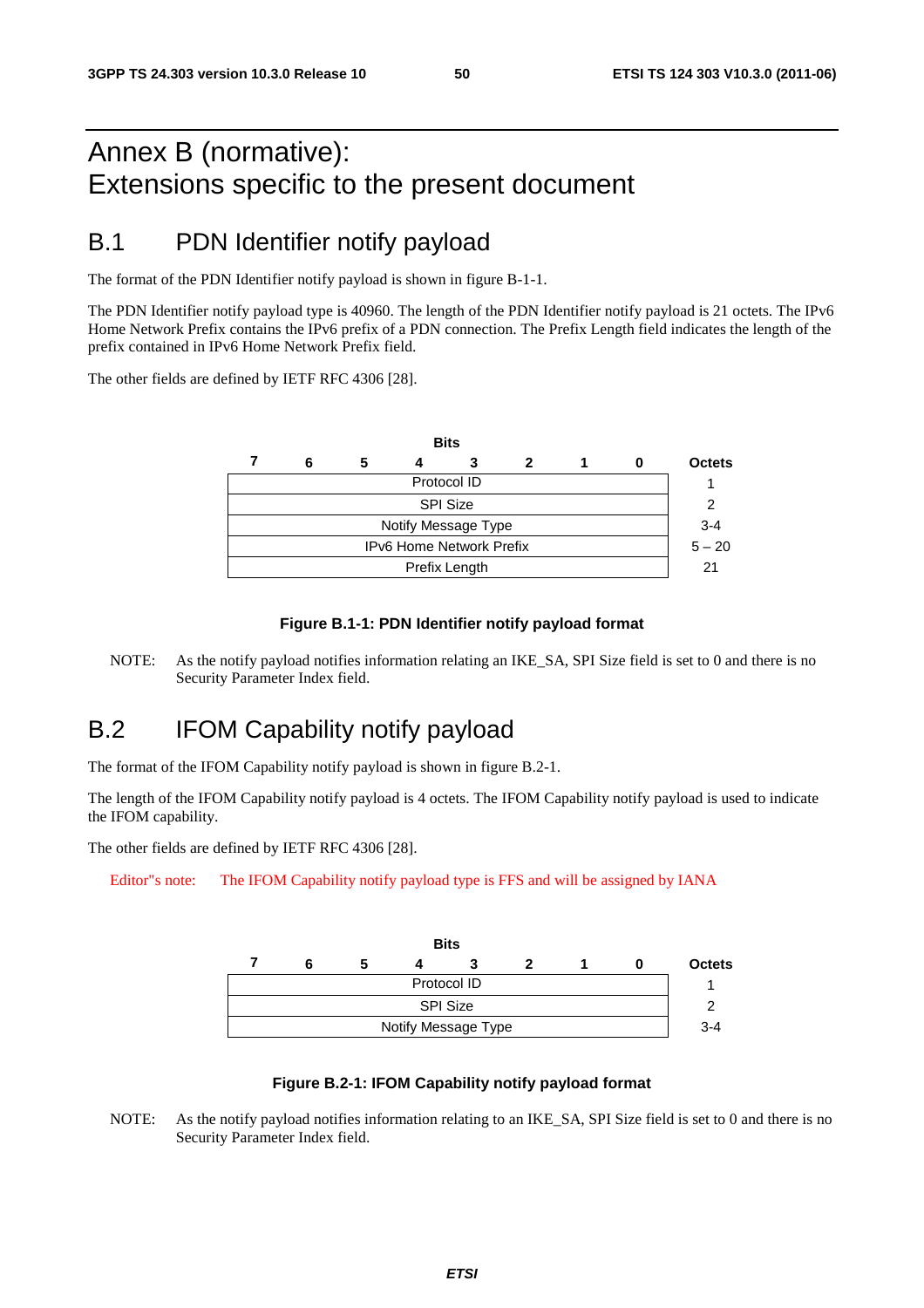# Annex B (normative): Extensions specific to the present document

## B.1 PDN Identifier notify payload

The format of the PDN Identifier notify payload is shown in figure B-1-1.

The PDN Identifier notify payload type is 40960. The length of the PDN Identifier notify payload is 21 octets. The IPv6 Home Network Prefix contains the IPv6 prefix of a PDN connection. The Prefix Length field indicates the length of the prefix contained in IPv6 Home Network Prefix field.

The other fields are defined by IETF RFC 4306 [28].

| Bits 7 6 5 4 3 2 1 0 | Octets |
|---|---|
| Protocol ID | 1 |
| SPI Size | 2 |
| Notify Message Type | 3-4 |
| IPv6 Home Network Prefix | 5 – 20 |
| Prefix Length | 21 |

**Figure B.1-1: PDN Identifier notify payload format**

NOTE: As the notify payload notifies information relating an IKE_SA, SPI Size field is set to 0 and there is no Security Parameter Index field.

## B.2 IFOM Capability notify payload

The format of the IFOM Capability notify payload is shown in figure B.2-1.

The length of the IFOM Capability notify payload is 4 octets. The IFOM Capability notify payload is used to indicate the IFOM capability.

The other fields are defined by IETF RFC 4306 [28].

Editor"s note: The IFOM Capability notify payload type is FFS and will be assigned by IANA

| Bits 7 6 5 4 3 2 1 0 | Octets |
|---|---|
| Protocol ID | 1 |
| SPI Size | 2 |
| Notify Message Type | 3-4 |

**Figure B.2-1: IFOM Capability notify payload format**

NOTE: As the notify payload notifies information relating to an IKE_SA, SPI Size field is set to 0 and there is no Security Parameter Index field.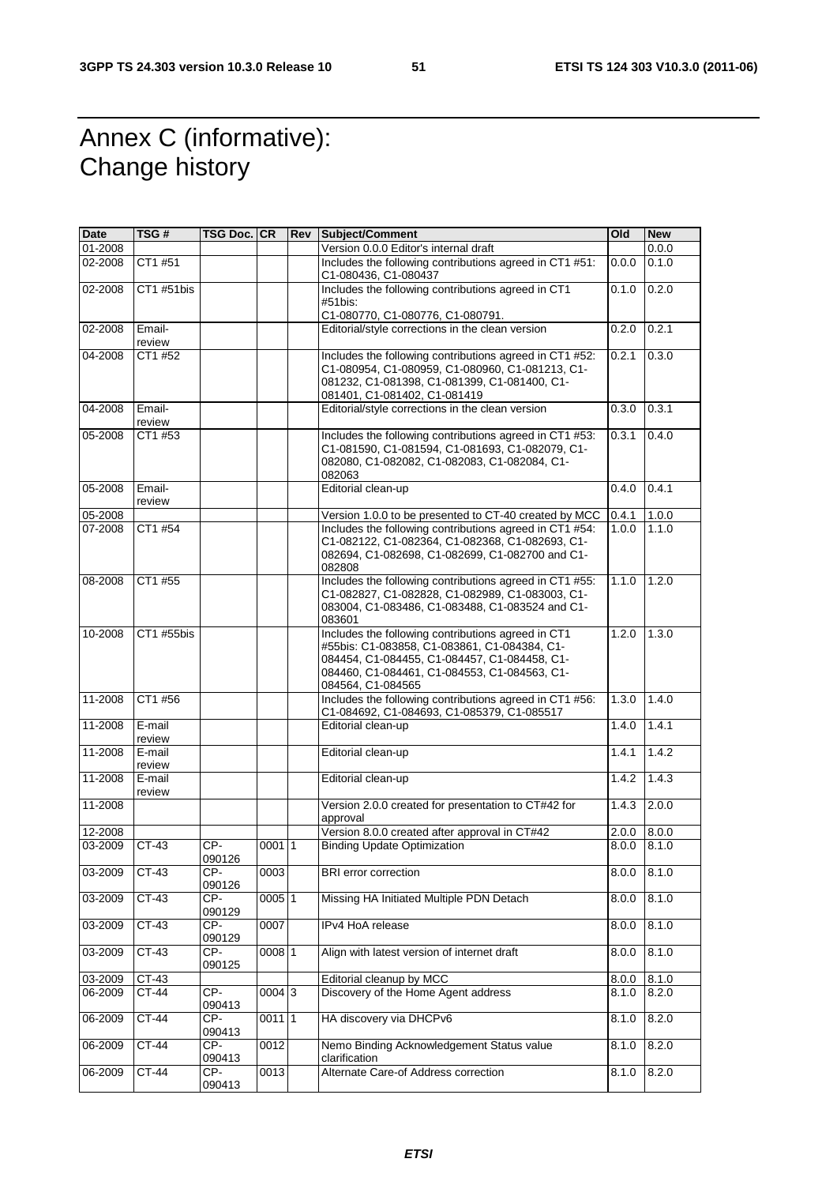# Annex C (informative): Change history

| Date | TSG # | TSG Doc. | CR | Rev | Subject/Comment | Old | New |
|---|---|---|---|---|---|---|---|
| 01-2008 | | | | | Version 0.0.0 Editor's internal draft | | 0.0.0 |
| 02-2008 | CT1 #51 | | | | Includes the following contributions agreed in CT1 #51: C1-080436, C1-080437 | 0.0.0 | 0.1.0 |
| 02-2008 | CT1 #51bis | | | | Includes the following contributions agreed in CT1 #51bis: C1-080770, C1-080776, C1-080791. | 0.1.0 | 0.2.0 |
| 02-2008 | Email-review | | | | Editorial/style corrections in the clean version | 0.2.0 | 0.2.1 |
| 04-2008 | CT1 #52 | | | | Includes the following contributions agreed in CT1 #52: C1-080954, C1-080959, C1-080960, C1-081213, C1-081232, C1-081398, C1-081399, C1-081400, C1-081401, C1-081402, C1-081419 | 0.2.1 | 0.3.0 |
| 04-2008 | Email-review | | | | Editorial/style corrections in the clean version | 0.3.0 | 0.3.1 |
| 05-2008 | CT1 #53 | | | | Includes the following contributions agreed in CT1 #53: C1-081590, C1-081594, C1-081693, C1-082079, C1-082080, C1-082082, C1-082083, C1-082084, C1-082063 | 0.3.1 | 0.4.0 |
| 05-2008 | Email-review | | | | Editorial clean-up | 0.4.0 | 0.4.1 |
| 05-2008 | | | | | Version 1.0.0 to be presented to CT-40 created by MCC | 0.4.1 | 1.0.0 |
| 07-2008 | CT1 #54 | | | | Includes the following contributions agreed in CT1 #54: C1-082122, C1-082364, C1-082368, C1-082693, C1-082694, C1-082698, C1-082699, C1-082700 and C1-082808 | 1.0.0 | 1.1.0 |
| 08-2008 | CT1 #55 | | | | Includes the following contributions agreed in CT1 #55: C1-082827, C1-082828, C1-082989, C1-083003, C1-083004, C1-083486, C1-083488, C1-083524 and C1-083601 | 1.1.0 | 1.2.0 |
| 10-2008 | CT1 #55bis | | | | Includes the following contributions agreed in CT1 #55bis: C1-083858, C1-083861, C1-084384, C1-084454, C1-084455, C1-084457, C1-084458, C1-084460, C1-084461, C1-084553, C1-084563, C1-084564, C1-084565 | 1.2.0 | 1.3.0 |
| 11-2008 | CT1 #56 | | | | Includes the following contributions agreed in CT1 #56: C1-084692, C1-084693, C1-085379, C1-085517 | 1.3.0 | 1.4.0 |
| 11-2008 | E-mail review | | | | Editorial clean-up | 1.4.0 | 1.4.1 |
| 11-2008 | E-mail review | | | | Editorial clean-up | 1.4.1 | 1.4.2 |
| 11-2008 | E-mail review | | | | Editorial clean-up | 1.4.2 | 1.4.3 |
| 11-2008 | | | | | Version 2.0.0 created for presentation to CT#42 for approval | 1.4.3 | 2.0.0 |
| 12-2008 | | | | | Version 8.0.0 created after approval in CT#42 | 2.0.0 | 8.0.0 |
| 03-2009 | CT-43 | CP-090126 | 0001 | 1 | Binding Update Optimization | 8.0.0 | 8.1.0 |
| 03-2009 | CT-43 | CP-090126 | 0003 | | BRI error correction | 8.0.0 | 8.1.0 |
| 03-2009 | CT-43 | CP-090129 | 0005 | 1 | Missing HA Initiated Multiple PDN Detach | 8.0.0 | 8.1.0 |
| 03-2009 | CT-43 | CP-090129 | 0007 | | IPv4 HoA release | 8.0.0 | 8.1.0 |
| 03-2009 | CT-43 | CP-090125 | 0008 | 1 | Align with latest version of internet draft | 8.0.0 | 8.1.0 |
| 03-2009 | CT-43 | | | | Editorial cleanup by MCC | 8.0.0 | 8.1.0 |
| 06-2009 | CT-44 | CP-090413 | 0004 | 3 | Discovery of the Home Agent address | 8.1.0 | 8.2.0 |
| 06-2009 | CT-44 | CP-090413 | 0011 | 1 | HA discovery via DHCPv6 | 8.1.0 | 8.2.0 |
| 06-2009 | CT-44 | CP-090413 | 0012 | | Nemo Binding Acknowledgement Status value clarification | 8.1.0 | 8.2.0 |
| 06-2009 | CT-44 | CP-090413 | 0013 | | Alternate Care-of Address correction | 8.1.0 | 8.2.0 |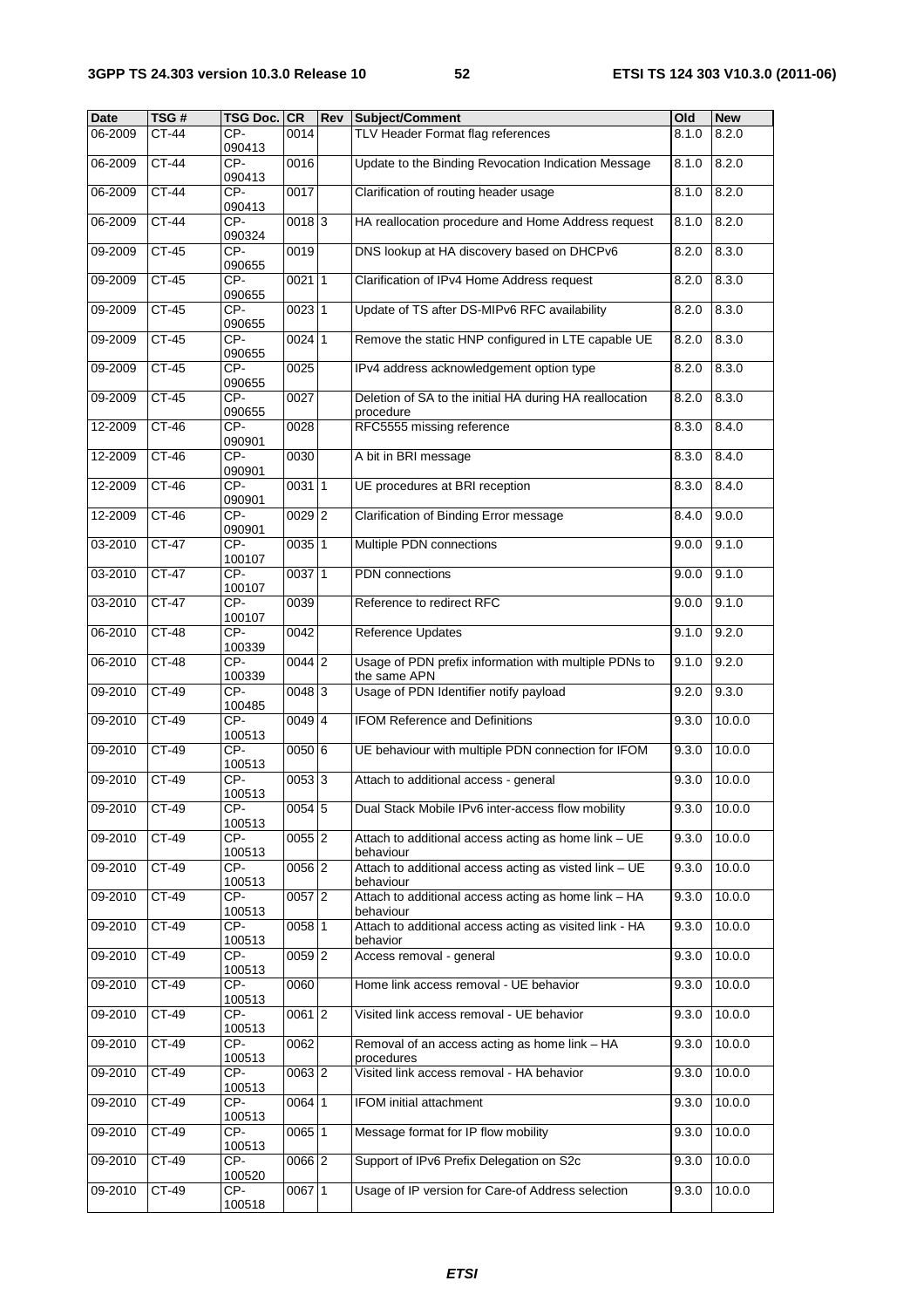| Date | TSG # | TSG Doc. | CR | Rev | Subject/Comment | Old | New |
|---|---|---|---|---|---|---|---|
| 06-2009 | CT-44 | CP-090413 | 0014 | | TLV Header Format flag references | 8.1.0 | 8.2.0 |
| 06-2009 | CT-44 | CP-090413 | 0016 | | Update to the Binding Revocation Indication Message | 8.1.0 | 8.2.0 |
| 06-2009 | CT-44 | CP-090413 | 0017 | | Clarification of routing header usage | 8.1.0 | 8.2.0 |
| 06-2009 | CT-44 | CP-090324 | 0018 | 3 | HA reallocation procedure and Home Address request | 8.1.0 | 8.2.0 |
| 09-2009 | CT-45 | CP-090655 | 0019 | | DNS lookup at HA discovery based on DHCPv6 | 8.2.0 | 8.3.0 |
| 09-2009 | CT-45 | CP-090655 | 0021 | 1 | Clarification of IPv4 Home Address request | 8.2.0 | 8.3.0 |
| 09-2009 | CT-45 | CP-090655 | 0023 | 1 | Update of TS after DS-MIPv6 RFC availability | 8.2.0 | 8.3.0 |
| 09-2009 | CT-45 | CP-090655 | 0024 | 1 | Remove the static HNP configured in LTE capable UE | 8.2.0 | 8.3.0 |
| 09-2009 | CT-45 | CP-090655 | 0025 | | IPv4 address acknowledgement option type | 8.2.0 | 8.3.0 |
| 09-2009 | CT-45 | CP-090655 | 0027 | | Deletion of SA to the initial HA during HA reallocation procedure | 8.2.0 | 8.3.0 |
| 12-2009 | CT-46 | CP-090901 | 0028 | | RFC5555 missing reference | 8.3.0 | 8.4.0 |
| 12-2009 | CT-46 | CP-090901 | 0030 | | A bit in BRI message | 8.3.0 | 8.4.0 |
| 12-2009 | CT-46 | CP-090901 | 0031 | 1 | UE procedures at BRI reception | 8.3.0 | 8.4.0 |
| 12-2009 | CT-46 | CP-090901 | 0029 | 2 | Clarification of Binding Error message | 8.4.0 | 9.0.0 |
| 03-2010 | CT-47 | CP-100107 | 0035 | 1 | Multiple PDN connections | 9.0.0 | 9.1.0 |
| 03-2010 | CT-47 | CP-100107 | 0037 | 1 | PDN connections | 9.0.0 | 9.1.0 |
| 03-2010 | CT-47 | CP-100107 | 0039 | | Reference to redirect RFC | 9.0.0 | 9.1.0 |
| 06-2010 | CT-48 | CP-100339 | 0042 | | Reference Updates | 9.1.0 | 9.2.0 |
| 06-2010 | CT-48 | CP-100339 | 0044 | 2 | Usage of PDN prefix information with multiple PDNs to the same APN | 9.1.0 | 9.2.0 |
| 09-2010 | CT-49 | CP-100485 | 0048 | 3 | Usage of PDN Identifier notify payload | 9.2.0 | 9.3.0 |
| 09-2010 | CT-49 | CP-100513 | 0049 | 4 | IFOM Reference and Definitions | 9.3.0 | 10.0.0 |
| 09-2010 | CT-49 | CP-100513 | 0050 | 6 | UE behaviour with multiple PDN connection for IFOM | 9.3.0 | 10.0.0 |
| 09-2010 | CT-49 | CP-100513 | 0053 | 3 | Attach to additional access - general | 9.3.0 | 10.0.0 |
| 09-2010 | CT-49 | CP-100513 | 0054 | 5 | Dual Stack Mobile IPv6 inter-access flow mobility | 9.3.0 | 10.0.0 |
| 09-2010 | CT-49 | CP-100513 | 0055 | 2 | Attach to additional access acting as home link – UE behaviour | 9.3.0 | 10.0.0 |
| 09-2010 | CT-49 | CP-100513 | 0056 | 2 | Attach to additional access acting as visted link – UE behaviour | 9.3.0 | 10.0.0 |
| 09-2010 | CT-49 | CP-100513 | 0057 | 2 | Attach to additional access acting as home link – HA behaviour | 9.3.0 | 10.0.0 |
| 09-2010 | CT-49 | CP-100513 | 0058 | 1 | Attach to additional access acting as visited link - HA behavior | 9.3.0 | 10.0.0 |
| 09-2010 | CT-49 | CP-100513 | 0059 | 2 | Access removal - general | 9.3.0 | 10.0.0 |
| 09-2010 | CT-49 | CP-100513 | 0060 | | Home link access removal - UE behavior | 9.3.0 | 10.0.0 |
| 09-2010 | CT-49 | CP-100513 | 0061 | 2 | Visited link access removal - UE behavior | 9.3.0 | 10.0.0 |
| 09-2010 | CT-49 | CP-100513 | 0062 | | Removal of an access acting as home link – HA procedures | 9.3.0 | 10.0.0 |
| 09-2010 | CT-49 | CP-100513 | 0063 | 2 | Visited link access removal - HA behavior | 9.3.0 | 10.0.0 |
| 09-2010 | CT-49 | CP-100513 | 0064 | 1 | IFOM initial attachment | 9.3.0 | 10.0.0 |
| 09-2010 | CT-49 | CP-100513 | 0065 | 1 | Message format for IP flow mobility | 9.3.0 | 10.0.0 |
| 09-2010 | CT-49 | CP-100520 | 0066 | 2 | Support of IPv6 Prefix Delegation on S2c | 9.3.0 | 10.0.0 |
| 09-2010 | CT-49 | CP-100518 | 0067 | 1 | Usage of IP version for Care-of Address selection | 9.3.0 | 10.0.0 |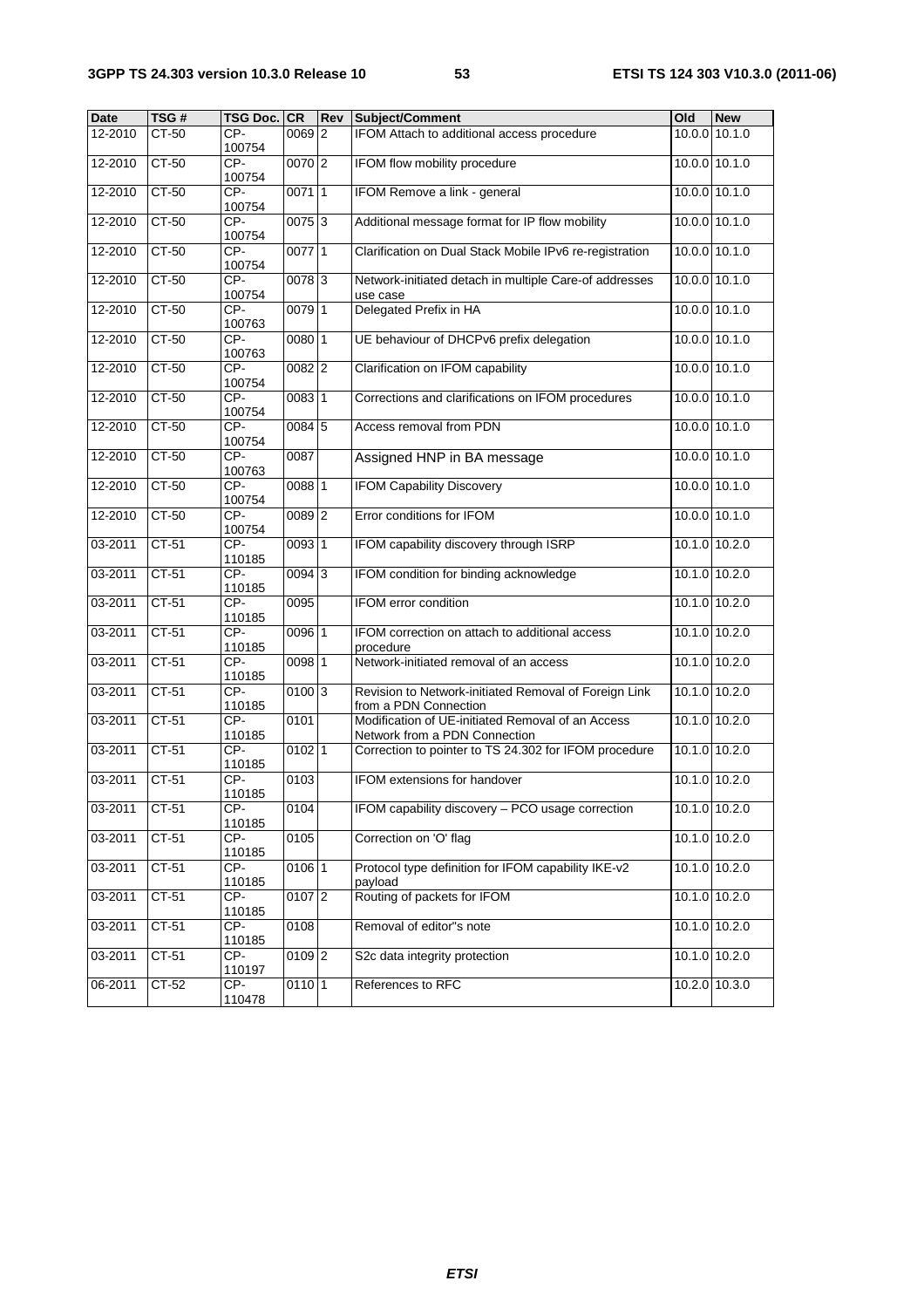| Date | TSG # | TSG Doc. | CR | Rev | Subject/Comment | Old | New |
|---|---|---|---|---|---|---|---|
| 12-2010 | CT-50 | CP-100754 | 0069 | 2 | IFOM Attach to additional access procedure | 10.0.0 | 10.1.0 |
| 12-2010 | CT-50 | CP-100754 | 0070 | 2 | IFOM flow mobility procedure | 10.0.0 | 10.1.0 |
| 12-2010 | CT-50 | CP-100754 | 0071 | 1 | IFOM Remove a link - general | 10.0.0 | 10.1.0 |
| 12-2010 | CT-50 | CP-100754 | 0075 | 3 | Additional message format for IP flow mobility | 10.0.0 | 10.1.0 |
| 12-2010 | CT-50 | CP-100754 | 0077 | 1 | Clarification on Dual Stack Mobile IPv6 re-registration | 10.0.0 | 10.1.0 |
| 12-2010 | CT-50 | CP-100754 | 0078 | 3 | Network-initiated detach in multiple Care-of addresses use case | 10.0.0 | 10.1.0 |
| 12-2010 | CT-50 | CP-100763 | 0079 | 1 | Delegated Prefix in HA | 10.0.0 | 10.1.0 |
| 12-2010 | CT-50 | CP-100763 | 0080 | 1 | UE behaviour of DHCPv6 prefix delegation | 10.0.0 | 10.1.0 |
| 12-2010 | CT-50 | CP-100754 | 0082 | 2 | Clarification on IFOM capability | 10.0.0 | 10.1.0 |
| 12-2010 | CT-50 | CP-100754 | 0083 | 1 | Corrections and clarifications on IFOM procedures | 10.0.0 | 10.1.0 |
| 12-2010 | CT-50 | CP-100754 | 0084 | 5 | Access removal from PDN | 10.0.0 | 10.1.0 |
| 12-2010 | CT-50 | CP-100763 | 0087 | | Assigned HNP in BA message | 10.0.0 | 10.1.0 |
| 12-2010 | CT-50 | CP-100754 | 0088 | 1 | IFOM Capability Discovery | 10.0.0 | 10.1.0 |
| 12-2010 | CT-50 | CP-100754 | 0089 | 2 | Error conditions for IFOM | 10.0.0 | 10.1.0 |
| 03-2011 | CT-51 | CP-110185 | 0093 | 1 | IFOM capability discovery through ISRP | 10.1.0 | 10.2.0 |
| 03-2011 | CT-51 | CP-110185 | 0094 | 3 | IFOM condition for binding acknowledge | 10.1.0 | 10.2.0 |
| 03-2011 | CT-51 | CP-110185 | 0095 | | IFOM error condition | 10.1.0 | 10.2.0 |
| 03-2011 | CT-51 | CP-110185 | 0096 | 1 | IFOM correction on attach to additional access procedure | 10.1.0 | 10.2.0 |
| 03-2011 | CT-51 | CP-110185 | 0098 | 1 | Network-initiated removal of an access | 10.1.0 | 10.2.0 |
| 03-2011 | CT-51 | CP-110185 | 0100 | 3 | Revision to Network-initiated Removal of Foreign Link from a PDN Connection | 10.1.0 | 10.2.0 |
| 03-2011 | CT-51 | CP-110185 | 0101 | | Modification of UE-initiated Removal of an Access Network from a PDN Connection | 10.1.0 | 10.2.0 |
| 03-2011 | CT-51 | CP-110185 | 0102 | 1 | Correction to pointer to TS 24.302 for IFOM procedure | 10.1.0 | 10.2.0 |
| 03-2011 | CT-51 | CP-110185 | 0103 | | IFOM extensions for handover | 10.1.0 | 10.2.0 |
| 03-2011 | CT-51 | CP-110185 | 0104 | | IFOM capability discovery – PCO usage correction | 10.1.0 | 10.2.0 |
| 03-2011 | CT-51 | CP-110185 | 0105 | | Correction on 'O' flag | 10.1.0 | 10.2.0 |
| 03-2011 | CT-51 | CP-110185 | 0106 | 1 | Protocol type definition for IFOM capability IKE-v2 payload | 10.1.0 | 10.2.0 |
| 03-2011 | CT-51 | CP-110185 | 0107 | 2 | Routing of packets for IFOM | 10.1.0 | 10.2.0 |
| 03-2011 | CT-51 | CP-110185 | 0108 | | Removal of editor"s note | 10.1.0 | 10.2.0 |
| 03-2011 | CT-51 | CP-110197 | 0109 | 2 | S2c data integrity protection | 10.1.0 | 10.2.0 |
| 06-2011 | CT-52 | CP-110478 | 0110 | 1 | References to RFC | 10.2.0 | 10.3.0 |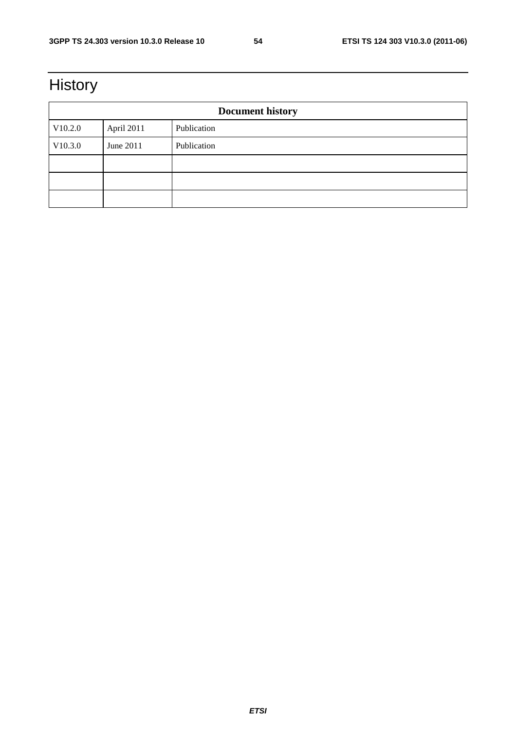# History

| Document history | | |
|---|---|---|
| V10.2.0 | April 2011 | Publication |
| V10.3.0 | June 2011 | Publication |
| | | |
| | | |
| | | |